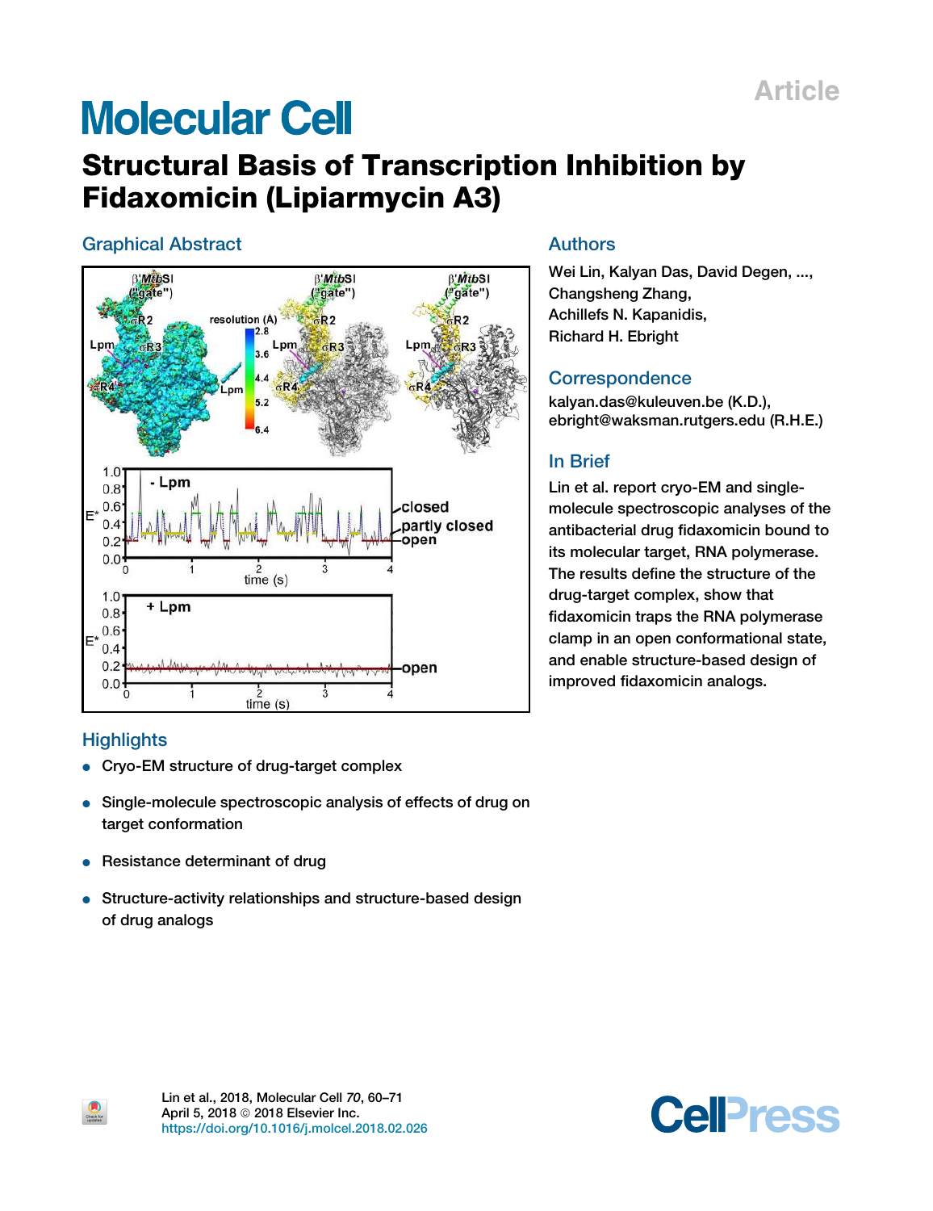Article

# Molecular Cell

# Structural Basis of Transcription Inhibition by Fidaxomicin (Lipiarmycin A3)

## Graphical Abstract

## Authors

Wei Lin, Kalyan Das, David Degen, ..., Changsheng Zhang, Achillefs N. Kapanidis, Richard H. Ebright

## Correspondence

kalyan.das@kuleuven.be (K.D.), ebright@waksman.rutgers.edu (R.H.E.)

## In Brief

Lin et al. report cryo-EM and single-molecule spectroscopic analyses of the antibacterial drug fidaxomicin bound to its molecular target, RNA polymerase. The results define the structure of the drug-target complex, show that fidaxomicin traps the RNA polymerase clamp in an open conformational state, and enable structure-based design of improved fidaxomicin analogs.

## Highlights

- Cryo-EM structure of drug-target complex
- Single-molecule spectroscopic analysis of effects of drug on target conformation
- Resistance determinant of drug
- Structure-activity relationships and structure-based design of drug analogs

Lin et al., 2018, Molecular Cell 70, 60–71
April 5, 2018 © 2018 Elsevier Inc.
https://doi.org/10.1016/j.molcel.2018.02.026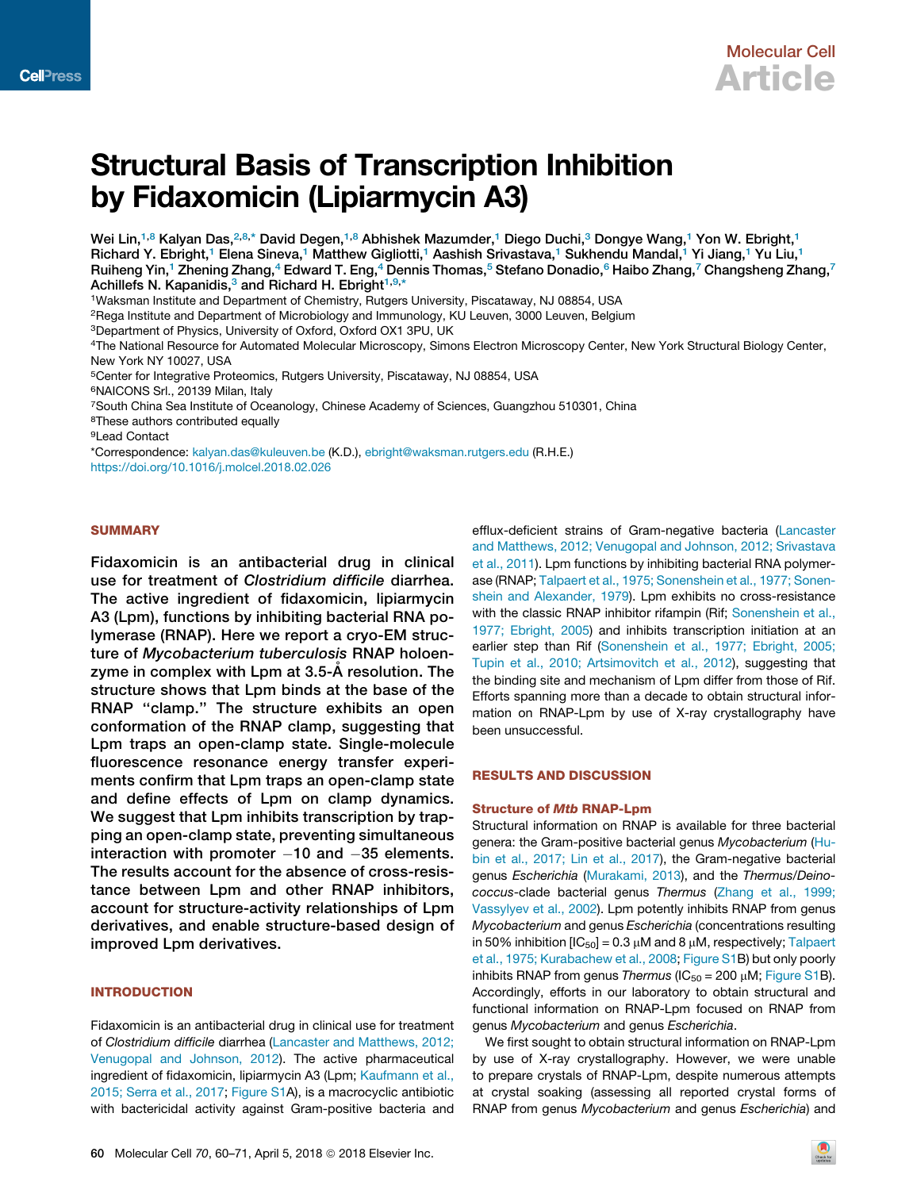# Structural Basis of Transcription Inhibition by Fidaxomicin (Lipiarmycin A3)

Wei Lin,[1,8] Kalyan Das,[2,8,*] David Degen,[1,8] Abhishek Mazumder,[1] Diego Duchi,[3] Dongye Wang,[1] Yon W. Ebright,[1] Richard Y. Ebright,[1] Elena Sineva,[1] Matthew Gigliotti,[1] Aashish Srivastava,[1] Sukhendu Mandal,[1] Yi Jiang,[1] Yu Liu,[1] Ruiheng Yin,[1] Zhening Zhang,[4] Edward T. Eng,[4] Dennis Thomas,[5] Stefano Donadio,[6] Haibo Zhang,[7] Changsheng Zhang,[7] Achillefs N. Kapanidis,[3] and Richard H. Ebright[1,9,*]

[1]Waksman Institute and Department of Chemistry, Rutgers University, Piscataway, NJ 08854, USA
[2]Rega Institute and Department of Microbiology and Immunology, KU Leuven, 3000 Leuven, Belgium
[3]Department of Physics, University of Oxford, Oxford OX1 3PU, UK
[4]The National Resource for Automated Molecular Microscopy, Simons Electron Microscopy Center, New York Structural Biology Center, New York NY 10027, USA
[5]Center for Integrative Proteomics, Rutgers University, Piscataway, NJ 08854, USA
[6]NAICONS Srl., 20139 Milan, Italy
[7]South China Sea Institute of Oceanology, Chinese Academy of Sciences, Guangzhou 510301, China
[8]These authors contributed equally
[9]Lead Contact
*Correspondence: kalyan.das@kuleuven.be (K.D.), ebright@waksman.rutgers.edu (R.H.E.)
https://doi.org/10.1016/j.molcel.2018.02.026

## SUMMARY

Fidaxomicin is an antibacterial drug in clinical use for treatment of *Clostridium difficile* diarrhea. The active ingredient of fidaxomicin, lipiarmycin A3 (Lpm), functions by inhibiting bacterial RNA polymerase (RNAP). Here we report a cryo-EM structure of *Mycobacterium tuberculosis* RNAP holoenzyme in complex with Lpm at 3.5-Å resolution. The structure shows that Lpm binds at the base of the RNAP "clamp." The structure exhibits an open conformation of the RNAP clamp, suggesting that Lpm traps an open-clamp state. Single-molecule fluorescence resonance energy transfer experiments confirm that Lpm traps an open-clamp state and define effects of Lpm on clamp dynamics. We suggest that Lpm inhibits transcription by trapping an open-clamp state, preventing simultaneous interaction with promoter −10 and −35 elements. The results account for the absence of cross-resistance between Lpm and other RNAP inhibitors, account for structure-activity relationships of Lpm derivatives, and enable structure-based design of improved Lpm derivatives.

## INTRODUCTION

Fidaxomicin is an antibacterial drug in clinical use for treatment of *Clostridium difficile* diarrhea (Lancaster and Matthews, 2012; Venugopal and Johnson, 2012). The active pharmaceutical ingredient of fidaxomicin, lipiarmycin A3 (Lpm; Kaufmann et al., 2015; Serra et al., 2017; Figure S1A), is a macrocyclic antibiotic with bactericidal activity against Gram-positive bacteria and efflux-deficient strains of Gram-negative bacteria (Lancaster and Matthews, 2012; Venugopal and Johnson, 2012; Srivastava et al., 2011). Lpm functions by inhibiting bacterial RNA polymerase (RNAP; Talpaert et al., 1975; Sonenshein et al., 1977; Sonenshein and Alexander, 1979). Lpm exhibits no cross-resistance with the classic RNAP inhibitor rifampin (Rif; Sonenshein et al., 1977; Ebright, 2005) and inhibits transcription initiation at an earlier step than Rif (Sonenshein et al., 1977; Ebright, 2005; Tupin et al., 2010; Artsimovitch et al., 2012), suggesting that the binding site and mechanism of Lpm differ from those of Rif. Efforts spanning more than a decade to obtain structural information on RNAP-Lpm by use of X-ray crystallography have been unsuccessful.

## RESULTS AND DISCUSSION

### Structure of *Mtb* RNAP-Lpm

Structural information on RNAP is available for three bacterial genera: the Gram-positive bacterial genus *Mycobacterium* (Hubin et al., 2017; Lin et al., 2017), the Gram-negative bacterial genus *Escherichia* (Murakami, 2013), and the *Thermus*/*Deinococcus*-clade bacterial genus *Thermus* (Zhang et al., 1999; Vassylyev et al., 2002). Lpm potently inhibits RNAP from genus *Mycobacterium* and genus *Escherichia* (concentrations resulting in 50% inhibition [$IC_{50}$] = 0.3 μM and 8 μM, respectively; Talpaert et al., 1975; Kurabachew et al., 2008; Figure S1B) but only poorly inhibits RNAP from genus *Thermus* ($IC_{50}$ = 200 μM; Figure S1B). Accordingly, efforts in our laboratory to obtain structural and functional information on RNAP-Lpm focused on RNAP from genus *Mycobacterium* and genus *Escherichia*.

We first sought to obtain structural information on RNAP-Lpm by use of X-ray crystallography. However, we were unable to prepare crystals of RNAP-Lpm, despite numerous attempts at crystal soaking (assessing all reported crystal forms of RNAP from genus *Mycobacterium* and genus *Escherichia*) and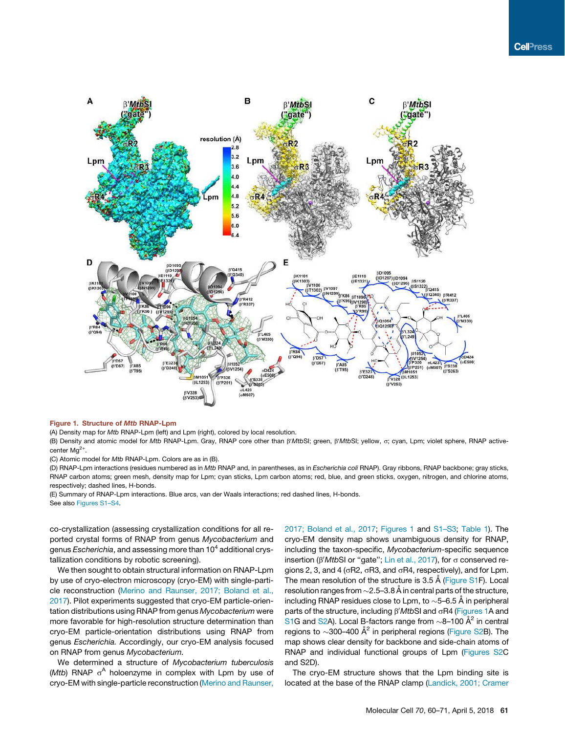**Figure 1. Structure of *Mtb* RNAP-Lpm**

(A) Density map for *Mtb* RNAP-Lpm (left) and Lpm (right), colored by local resolution.

(B) Density and atomic model for *Mtb* RNAP-Lpm. Gray, RNAP core other than β′*Mtb*SI; green, β′*Mtb*SI; yellow, σ; cyan, Lpm; violet sphere, RNAP active-center $Mg^{2+}$.

(C) Atomic model for *Mtb* RNAP-Lpm. Colors are as in (B).

(D) RNAP-Lpm interactions (residues numbered as in *Mtb* RNAP and, in parentheses, as in *Escherichia coli* RNAP). Gray ribbons, RNAP backbone; gray sticks, RNAP carbon atoms; green mesh, density map for Lpm; cyan sticks, Lpm carbon atoms; red, blue, and green sticks, oxygen, nitrogen, and chlorine atoms, respectively; dashed lines, H-bonds.

(E) Summary of RNAP-Lpm interactions. Blue arcs, van der Waals interactions; red dashed lines, H-bonds.

See also Figures S1–S4.

co-crystallization (assessing crystallization conditions for all reported crystal forms of RNAP from genus *Mycobacterium* and genus *Escherichia*, and assessing more than $10^4$ additional crystallization conditions by robotic screening).

We then sought to obtain structural information on RNAP-Lpm by use of cryo-electron microscopy (cryo-EM) with single-particle reconstruction (Merino and Raunser, 2017; Boland et al., 2017). Pilot experiments suggested that cryo-EM particle-orientation distributions using RNAP from genus *Mycobacterium* were more favorable for high-resolution structure determination than cryo-EM particle-orientation distributions using RNAP from genus *Escherichia.* Accordingly, our cryo-EM analysis focused on RNAP from genus *Mycobacterium*.

We determined a structure of *Mycobacterium tuberculosis* (*Mtb*) RNAP $\sigma^A$ holoenzyme in complex with Lpm by use of cryo-EM with single-particle reconstruction (Merino and Raunser, 2017; Boland et al., 2017; Figures 1 and S1–S3; Table 1). The cryo-EM density map shows unambiguous density for RNAP, including the taxon-specific, *Mycobacterium*-specific sequence insertion (β′*Mtb*SI or "gate"; Lin et al., 2017), for σ conserved regions 2, 3, and 4 (σR2, σR3, and σR4, respectively), and for Lpm. The mean resolution of the structure is 3.5 Å (Figure S1F). Local resolution ranges from ~2.5–3.8 Å in central parts of the structure, including RNAP residues close to Lpm, to ~5–6.5 Å in peripheral parts of the structure, including β′*Mtb*SI and σR4 (Figures 1A and S1G and S2A). Local B-factors range from ~8–100 Å$^2$ in central regions to ~300–400 Å$^2$ in peripheral regions (Figure S2B). The map shows clear density for backbone and side-chain atoms of RNAP and individual functional groups of Lpm (Figures S2C and S2D).

The cryo-EM structure shows that the Lpm binding site is located at the base of the RNAP clamp (Landick, 2001; Cramer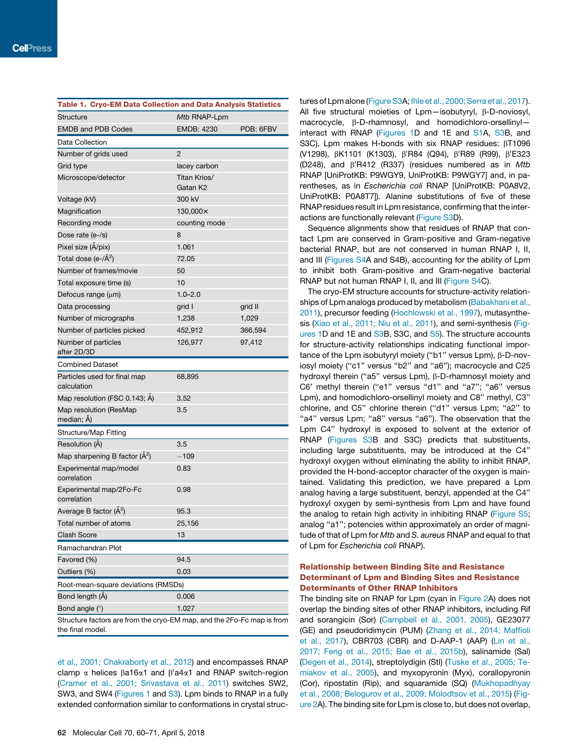**Table 1. Cryo-EM Data Collection and Data Analysis Statistics**

| Structure | *Mtb* RNAP-Lpm | |
|---|---|---|
| EMDB and PDB Codes | EMDB: 4230 | PDB: 6FBV |
| **Data Collection** | | |
| Number of grids used | 2 | |
| Grid type | lacey carbon | |
| Microscope/detector | Titan Krios/ Gatan K2 | |
| Voltage (kV) | 300 kV | |
| Magnification | 130,000× | |
| Recording mode | counting mode | |
| Dose rate (e-/s) | 8 | |
| Pixel size (Å/pix) | 1.061 | |
| Total dose (e-/Å$^2$) | 72.05 | |
| Number of frames/movie | 50 | |
| Total exposure time (s) | 10 | |
| Defocus range (μm) | 1.0–2.0 | |
| Data processing | grid I | grid II |
| Number of micrographs | 1,238 | 1,029 |
| Number of particles picked | 452,912 | 366,594 |
| Number of particles after 2D/3D | 126,977 | 97,412 |
| **Combined Dataset** | | |
| Particles used for final map calculation | 68,895 | |
| Map resolution (FSC 0.143; Å) | 3.52 | |
| Map resolution (ResMap median; Å) | 3.5 | |
| **Structure/Map Fitting** | | |
| Resolution (Å) | 3.5 | |
| Map sharpening B factor (Å$^2$) | −109 | |
| Experimental map/model correlation | 0.83 | |
| Experimental map/2Fo-Fc correlation | 0.98 | |
| Average B factor (Å$^2$) | 95.3 | |
| Total number of atoms | 25,156 | |
| Clash Score | 13 | |
| **Ramachandran Plot** | | |
| Favored (%) | 94.5 | |
| Outliers (%) | 0.03 | |
| **Root-mean-square deviations (RMSDs)** | | |
| Bond length (Å) | 0.006 | |
| Bond angle (°) | 1.027 | |

Structure factors are from the cryo-EM map, and the 2Fo-Fc map is from the final model.

et al., 2001; Chakraborty et al., 2012) and encompasses RNAP clamp α helices βa16α1 and β′a4α1 and RNAP switch-region (Cramer et al., 2001; Srivastava et al., 2011) switches SW2, SW3, and SW4 (Figures 1 and S3). Lpm binds to RNAP in a fully extended conformation similar to conformations in crystal structures of Lpm alone (Figure S3A; Ihle et al., 2000; Serra et al., 2017). All five structural moieties of Lpm—isobutyryl, β-D-noviosyl, macrocycle, β-D-rhamnosyl, and homodichloro-orsellinyl—interact with RNAP (Figures 1D and 1E and S1A, S3B, and S3C). Lpm makes H-bonds with six RNAP residues: βT1096 (V1298), βK1101 (K1303), β′R84 (Q94), β′R89 (R99), β′E323 (D248), and β′R412 (R337) (residues numbered as in *Mtb* RNAP [UniProtKB: P9WGY9, UniProtKB: P9WGY7] and, in parentheses, as in *Escherichia coli* RNAP [UniProtKB: P0A8V2, UniProtKB: P0A8T7]). Alanine substitutions of five of these RNAP residues result in Lpm resistance, confirming that the interactions are functionally relevant (Figure S3D).

Sequence alignments show that residues of RNAP that contact Lpm are conserved in Gram-positive and Gram-negative bacterial RNAP, but are not conserved in human RNAP I, II, and III (Figures S4A and S4B), accounting for the ability of Lpm to inhibit both Gram-positive and Gram-negative bacterial RNAP but not human RNAP I, II, and III (Figure S4C).

The cryo-EM structure accounts for structure-activity relationships of Lpm analogs produced by metabolism (Babakhani et al., 2011), precursor feeding (Hochlowski et al., 1997), mutasynthesis (Xiao et al., 2011; Niu et al., 2011), and semi-synthesis (Figures 1D and 1E and S3B, S3C, and S5). The structure accounts for structure-activity relationships indicating functional importance of the Lpm isobutyryl moiety (“b1” versus Lpm), β-D-noviosyl moiety (“c1” versus “b2” and “a6”); macrocycle and C25 hydroxyl therein (“a5” versus Lpm), β-D-rhamnosyl moiety and C6′ methyl therein (“e1” versus “d1” and “a7”; “a6” versus Lpm), and homodichloro-orsellinyl moiety and C8″ methyl, C3″ chlorine, and C5″ chlorine therein (“d1” versus Lpm; “a2” to “a4” versus Lpm; “a8” versus “a6”). The observation that the Lpm C4″ hydroxyl is exposed to solvent at the exterior of RNAP (Figures S3B and S3C) predicts that substituents, including large substituents, may be introduced at the C4″ hydroxyl oxygen without eliminating the ability to inhibit RNAP, provided the H-bond-acceptor character of the oxygen is maintained. Validating this prediction, we have prepared a Lpm analog having a large substituent, benzyl, appended at the C4″ hydroxyl oxygen by semi-synthesis from Lpm and have found the analog to retain high activity in inhibiting RNAP (Figure S5; analog “a1”; potencies within approximately an order of magnitude of that of Lpm for *Mtb* and *S. aureus* RNAP and equal to that of Lpm for *Escherichia coli* RNAP).

## Relationship between Binding Site and Resistance Determinant of Lpm and Binding Sites and Resistance Determinants of Other RNAP Inhibitors

The binding site on RNAP for Lpm (cyan in Figure 2A) does not overlap the binding sites of other RNAP inhibitors, including Rif and sorangicin (Sor) (Campbell et al., 2001, 2005), GE23077 (GE) and pseudoridimycin (PUM) (Zhang et al., 2014; Maffioli et al., 2017), CBR703 (CBR) and D-AAP-1 (AAP) (Lin et al., 2017; Feng et al., 2015; Bae et al., 2015b), salinamide (Sal) (Degen et al., 2014), streptolydigin (Stl) (Tuske et al., 2005; Temiakov et al., 2005), and myxopyronin (Myx), corallopyronin (Cor), ripostatin (Rip), and squaramide (SQ) (Mukhopadhyay et al., 2008; Belogurov et al., 2009; Molodtsov et al., 2015) (Figure 2A). The binding site for Lpm is close to, but does not overlap,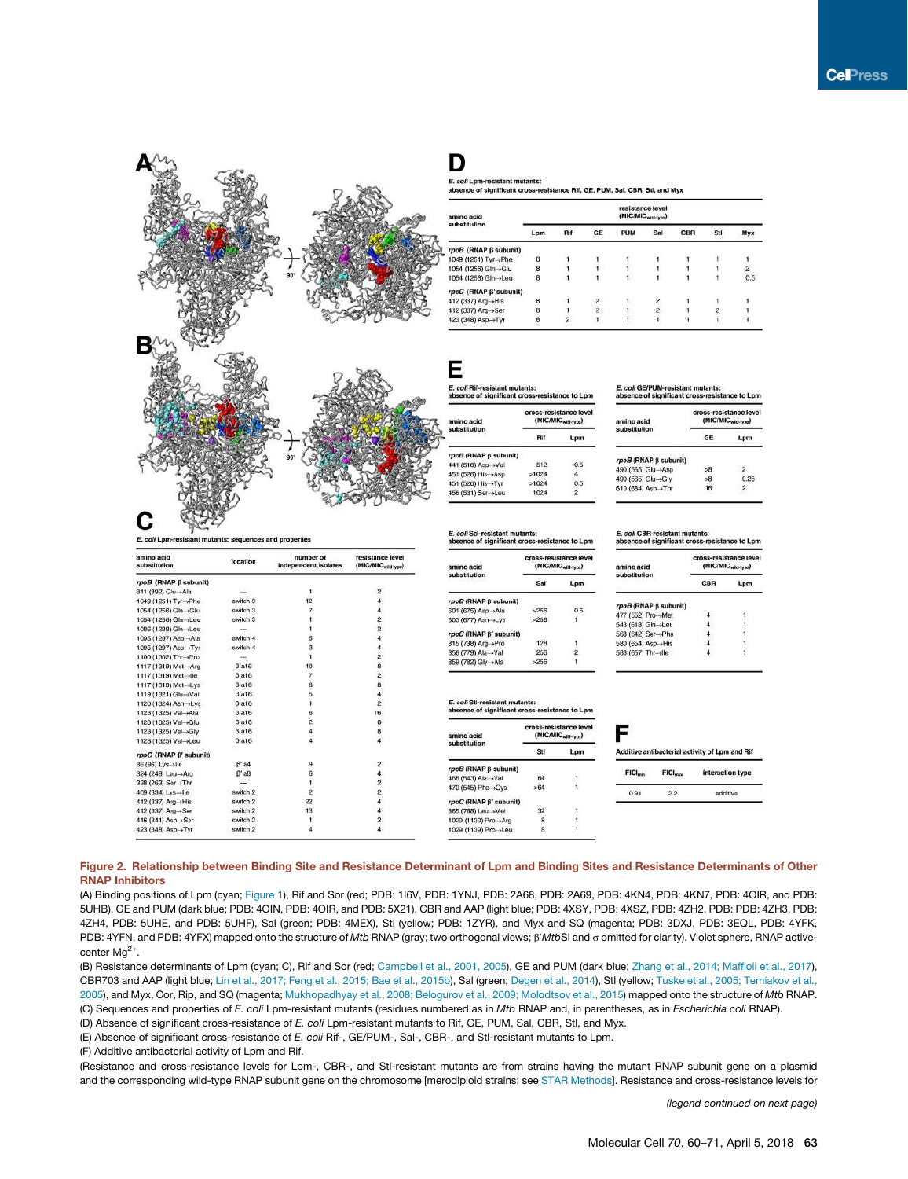**A**

**B**

**C**

*E. coli* Lpm-resistant mutants: sequences and properties

| amino acid substitution | location | number of independent isolates | resistance level (MIC/MIC$_{wild-type}$) |
|---|---|---|---|
| *rpoB* (RNAP β subunit) | | | |
| 811 (892) Glu→Ala | — | 1 | 2 |
| 1049 (1251) Tyr→Phe | switch 3 | 12 | 4 |
| 1054 (1256) Gln→Glu | switch 3 | 7 | 4 |
| 1054 (1256) Gln→Leu | switch 3 | 1 | 2 |
| 1086 (1288) Gln→Leu | — | 1 | 2 |
| 1095 (1297) Asp→Ala | switch 4 | 5 | 4 |
| 1095 (1297) Asp→Tyr | switch 4 | 3 | 4 |
| 1100 (1302) Thr→Pro | — | 1 | 2 |
| 1117 (1319) Met→Arg | β a16 | 10 | 8 |
| 1117 (1319) Met→Ile | β a16 | 7 | 2 |
| 1117 (1319) Met→Lys | β a16 | 8 | 8 |
| 1119 (1321) Glu→Val | β a16 | 5 | 4 |
| 1120 (1324) Asn→Lys | β a16 | 1 | 2 |
| 1123 (1325) Val→Ala | β a16 | 6 | 16 |
| 1123 (1325) Val→Glu | β a16 | 2 | 8 |
| 1123 (1325) Val→Gly | β a16 | 4 | 8 |
| 1123 (1325) Val→Leu | β a16 | 4 | 4 |
| *rpoC* (RNAP β' subunit) | | | |
| 86 (96) Lys→Ile | β' a4 | 9 | 2 |
| 324 (249) Leu→Arg | β' a8 | 6 | 4 |
| 338 (263) Ser→Thr | — | 1 | 2 |
| 409 (334) Lys→Ile | switch 2 | 2 | 2 |
| 412 (337) Arg→His | switch 2 | 22 | 4 |
| 412 (337) Arg→Ser | switch 2 | 13 | 4 |
| 416 (341) Asn→Ser | switch 2 | 1 | 2 |
| 423 (348) Asp→Tyr | switch 2 | 4 | 4 |

**D**

*E. coli* Lpm-resistant mutants: absence of significant cross-resistance Rif, GE, PUM, Sal, CBR, Stl, and Myx

| amino acid substitution | resistance level (MIC/MIC$_{wild-type}$) | | | | | | | |
|---|---|---|---|---|---|---|---|---|
| | Lpm | Rif | GE | PUM | Sal | CBR | Stl | Myx |
| *rpoB* (RNAP β subunit) | | | | | | | | |
| 1049 (1251) Tyr→Phe | 8 | 1 | 1 | 1 | 1 | 1 | 1 | 1 |
| 1054 (1256) Gln→Glu | 8 | 1 | 1 | 1 | 1 | 1 | 1 | 2 |
| 1054 (1256) Gln→Leu | 8 | 1 | 1 | 1 | 1 | 1 | 1 | 0.5 |
| *rpoC* (RNAP β' subunit) | | | | | | | | |
| 412 (337) Arg→His | 8 | 1 | 2 | 1 | 2 | 1 | 1 | 1 |
| 412 (337) Arg→Ser | 8 | 1 | 2 | 1 | 2 | 1 | 2 | 1 |
| 423 (348) Asp→Tyr | 8 | 2 | 1 | 1 | 1 | 1 | 1 | 1 |

**E**

*E. coli* Rif-resistant mutants: absence of significant cross-resistance to Lpm

| amino acid substitution | cross-resistance level (MIC/MIC$_{wild-type}$) | |
|---|---|---|
| | Rif | Lpm |
| *rpoB* (RNAP β subunit) | | |
| 441 (516) Asp→Val | 512 | 0.5 |
| 451 (526) His→Asp | >1024 | 4 |
| 451 (526) His→Tyr | >1024 | 0.5 |
| 456 (531) Ser→Leu | 1024 | 2 |

*E. coli* GE/PUM-resistant mutants: absence of significant cross-resistance to Lpm

| amino acid substitution | cross-resistance level (MIC/MIC$_{wild-type}$) | |
|---|---|---|
| | GE | Lpm |
| *rpoB* (RNAP β subunit) | | |
| 490 (565) Glu→Asp | >8 | 2 |
| 490 (565) Glu→Gly | >8 | 0.25 |
| 610 (684) Asn→Thr | 16 | 2 |

*E. coli* Sal-resistant mutants: absence of significant cross-resistance to Lpm

| amino acid substitution | cross-resistance level (MIC/MIC$_{wild-type}$) | |
|---|---|---|
| | Sal | Lpm |
| *rpoB* (RNAP β subunit) | | |
| 601 (675) Asp→Ala | >256 | 0.5 |
| 603 (677) Asn→Lys | >256 | 1 |
| *rpoC* (RNAP β' subunit) | | |
| 815 (738) Arg→Pro | 128 | 1 |
| 856 (779) Ala→Val | 256 | 2 |
| 859 (782) Gly→Ala | >256 | 1 |

*E. coli* CBR-resistant mutants: absence of significant cross-resistance to Lpm

| amino acid substitution | cross-resistance level (MIC/MIC$_{wild-type}$) | |
|---|---|---|
| | CBR | Lpm |
| *rpoB* (RNAP β subunit) | | |
| 477 (552) Pro→Met | 4 | 1 |
| 543 (618) Gln→Leu | 4 | 1 |
| 568 (642) Ser→Phe | 4 | 1 |
| 580 (654) Asp→His | 4 | 1 |
| 583 (657) Thr→Ile | 4 | 1 |

*E. coli* Stl-resistant mutants: absence of significant cross-resistance to Lpm

| amino acid substitution | cross-resistance level (MIC/MIC$_{wild-type}$) | |
|---|---|---|
| | Stl | Lpm |
| *rpoB* (RNAP β subunit) | | |
| 468 (543) Ala→Val | 64 | 1 |
| 470 (545) Phe→Cys | >64 | 1 |
| *rpoC* (RNAP β' subunit) | | |
| 865 (788) Leu→Met | 32 | 1 |
| 1029 (1139) Pro→Arg | 8 | 1 |
| 1029 (1139) Pro→Leu | 8 | 1 |

**F**

Additive antibacterial activity of Lpm and Rif

| FICI$_{min}$ | FICI$_{max}$ | interaction type |
|---|---|---|
| 0.91 | 2.2 | additive |

**Figure 2. Relationship between Binding Site and Resistance Determinant of Lpm and Binding Sites and Resistance Determinants of Other RNAP Inhibitors**

(A) Binding positions of Lpm (cyan; Figure 1), Rif and Sor (red; PDB: 1I6V, PDB: 1YNJ, PDB: 2A68, PDB: 2A69, PDB: 4KN4, PDB: 4KN7, PDB: 4OIR, and PDB: 5UHB), GE and PUM (dark blue; PDB: 4OIN, PDB: 4OIR, and PDB: 5X21), CBR and AAP (light blue; PDB: 4XSY, PDB: 4XSZ, PDB: 4ZH2, PDB: 4ZH3, PDB: 4ZH4, PDB: 5UHE, and PDB: 5UHF), Sal (green; PDB: 4MEX), Stl (yellow; PDB: 1ZYR), and Myx and SQ (magenta; PDB: 3DXJ, PDB: 3EQL, PDB: 4YFK, PDB: 4YFN, and PDB: 4YFX) mapped onto the structure of *Mtb* RNAP (gray; two orthogonal views; β'*Mtb*SI and σ omitted for clarity). Violet sphere, RNAP active-center $Mg^{2+}$.

(B) Resistance determinants of Lpm (cyan; C), Rif and Sor (red; Campbell et al., 2001, 2005), GE and PUM (dark blue; Zhang et al., 2014; Maffioli et al., 2017), CBR703 and AAP (light blue; Lin et al., 2017; Feng et al., 2015; Bae et al., 2015b), Sal (green; Degen et al., 2014), Stl (yellow; Tuske et al., 2005; Temiakov et al., 2005), and Myx, Cor, Rip, and SQ (magenta; Mukhopadhyay et al., 2008; Belogurov et al., 2009; Molodtsov et al., 2015) mapped onto the structure of *Mtb* RNAP.

(C) Sequences and properties of *E. coli* Lpm-resistant mutants (residues numbered as in *Mtb* RNAP and, in parentheses, as in *Escherichia coli* RNAP).

(D) Absence of significant cross-resistance of *E. coli* Lpm-resistant mutants to Rif, GE, PUM, Sal, CBR, Stl, and Myx.

(E) Absence of significant cross-resistance of *E. coli* Rif-, GE/PUM-, Sal-, CBR-, and Stl-resistant mutants to Lpm.

(F) Additive antibacterial activity of Lpm and Rif.

(Resistance and cross-resistance levels for Lpm-, CBR-, and Stl-resistant mutants are from strains having the mutant RNAP subunit gene on a plasmid and the corresponding wild-type RNAP subunit gene on the chromosome [merodiploid strains; see STAR Methods]. Resistance and cross-resistance levels for

*(legend continued on next page)*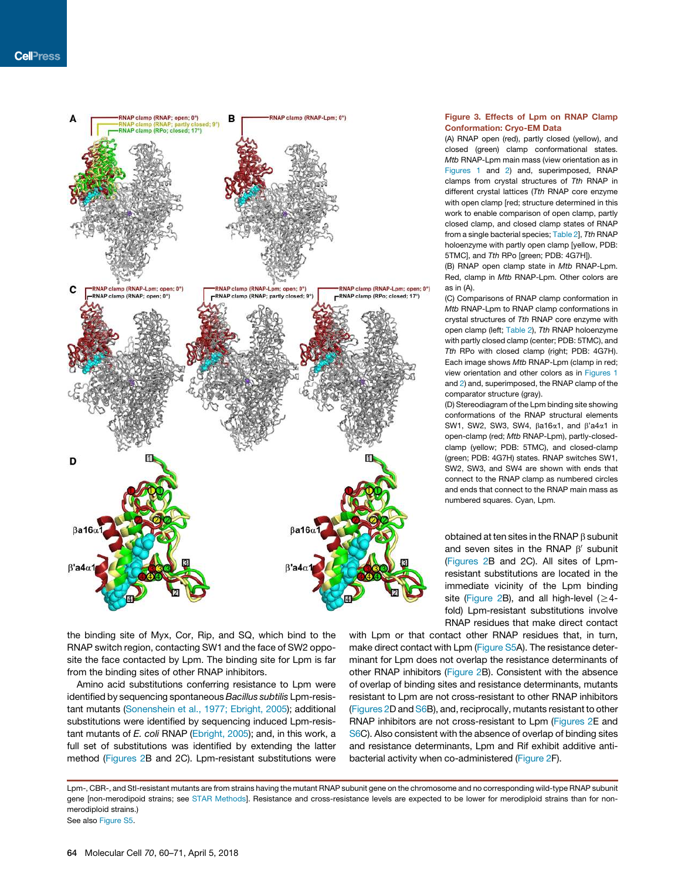**Figure 3. Effects of Lpm on RNAP Clamp Conformation: Cryo-EM Data**

(A) RNAP open (red), partly closed (yellow), and closed (green) clamp conformational states. *Mtb* RNAP-Lpm main mass (view orientation as in Figures 1 and 2) and, superimposed, RNAP clamps from crystal structures of *Tth* RNAP in different crystal lattices (*Tth* RNAP core enzyme with open clamp [red; structure determined in this work to enable comparison of open clamp, partly closed clamp, and closed clamp states of RNAP from a single bacterial species; Table 2], *Tth* RNAP holoenzyme with partly open clamp [yellow, PDB: 5TMC], and *Tth* RPo [green; PDB: 4G7H]).

(B) RNAP open clamp state in *Mtb* RNAP-Lpm. Red, clamp in *Mtb* RNAP-Lpm. Other colors are as in (A).

(C) Comparisons of RNAP clamp conformation in *Mtb* RNAP-Lpm to RNAP clamp conformations in crystal structures of *Tth* RNAP core enzyme with open clamp (left; Table 2), *Tth* RNAP holoenzyme with partly closed clamp (center; PDB: 5TMC), and *Tth* RPo with closed clamp (right; PDB: 4G7H). Each image shows *Mtb* RNAP-Lpm (clamp in red; view orientation and other colors as in Figures 1 and 2) and, superimposed, the RNAP clamp of the comparator structure (gray).

(D) Stereodiagram of the Lpm binding site showing conformations of the RNAP structural elements SW1, SW2, SW3, SW4, βa16α1, and β'a4α1 in open-clamp (red; *Mtb* RNAP-Lpm), partly-closed-clamp (yellow; PDB: 5TMC), and closed-clamp (green; PDB: 4G7H) states. RNAP switches SW1, SW2, SW3, and SW4 are shown with ends that connect to the RNAP clamp as numbered circles and ends that connect to the RNAP main mass as numbered squares. Cyan, Lpm.

the binding site of Myx, Cor, Rip, and SQ, which bind to the RNAP switch region, contacting SW1 and the face of SW2 opposite the face contacted by Lpm. The binding site for Lpm is far from the binding sites of other RNAP inhibitors.

Amino acid substitutions conferring resistance to Lpm were identified by sequencing spontaneous *Bacillus subtilis* Lpm-resistant mutants (Sonenshein et al., 1977; Ebright, 2005); additional substitutions were identified by sequencing induced Lpm-resistant mutants of *E. coli* RNAP (Ebright, 2005); and, in this work, a full set of substitutions was identified by extending the latter method (Figures 2B and 2C). Lpm-resistant substitutions were obtained at ten sites in the RNAP β subunit and seven sites in the RNAP β′ subunit (Figures 2B and 2C). All sites of Lpm-resistant substitutions are located in the immediate vicinity of the Lpm binding site (Figure 2B), and all high-level (≥4-fold) Lpm-resistant substitutions involve RNAP residues that make direct contact with Lpm or that contact other RNAP residues that, in turn, make direct contact with Lpm (Figure S5A). The resistance determinant for Lpm does not overlap the resistance determinants of other RNAP inhibitors (Figure 2B). Consistent with the absence of overlap of binding sites and resistance determinants, mutants resistant to Lpm are not cross-resistant to other RNAP inhibitors (Figures 2D and S6B), and, reciprocally, mutants resistant to other RNAP inhibitors are not cross-resistant to Lpm (Figures 2E and S6C). Also consistent with the absence of overlap of binding sites and resistance determinants, Lpm and Rif exhibit additive antibacterial activity when co-administered (Figure 2F).

Lpm-, CBR-, and Stl-resistant mutants are from strains having the mutant RNAP subunit gene on the chromosome and no corresponding wild-type RNAP subunit gene [non-merodipoid strains; see STAR Methods]. Resistance and cross-resistance levels are expected to be lower for merodiploid strains than for non-merodiploid strains.)

See also Figure S5.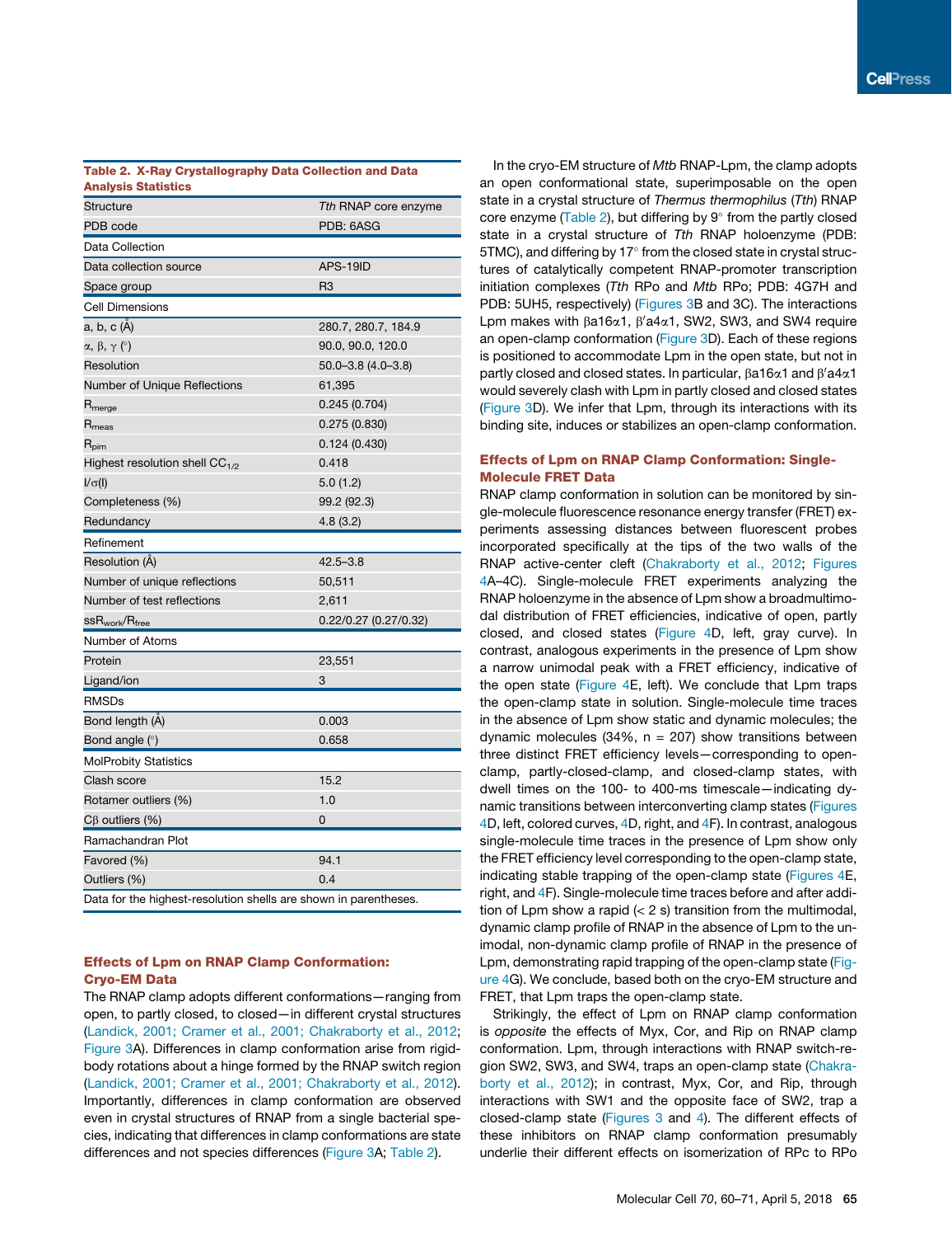**Table 2. X-Ray Crystallography Data Collection and Data Analysis Statistics**

| Structure | *Tth* RNAP core enzyme |
|---|---|
| PDB code | PDB: 6ASG |
| Data Collection | |
| Data collection source | APS-19ID |
| Space group | R3 |
| Cell Dimensions | |
| a, b, c (Å) | 280.7, 280.7, 184.9 |
| α, β, γ (°) | 90.0, 90.0, 120.0 |
| Resolution | 50.0–3.8 (4.0–3.8) |
| Number of Unique Reflections | 61,395 |
| $R_{merge}$ | 0.245 (0.704) |
| $R_{meas}$ | 0.275 (0.830) |
| $R_{pim}$ | 0.124 (0.430) |
| Highest resolution shell $CC_{1/2}$ | 0.418 |
| I/σ(I) | 5.0 (1.2) |
| Completeness (%) | 99.2 (92.3) |
| Redundancy | 4.8 (3.2) |
| Refinement | |
| Resolution (Å) | 42.5–3.8 |
| Number of unique reflections | 50,511 |
| Number of test reflections | 2,611 |
| $ssR_{work}/R_{free}$ | 0.22/0.27 (0.27/0.32) |
| Number of Atoms | |
| Protein | 23,551 |
| Ligand/ion | 3 |
| RMSDs | |
| Bond length (Å) | 0.003 |
| Bond angle (°) | 0.658 |
| MolProbity Statistics | |
| Clash score | 15.2 |
| Rotamer outliers (%) | 1.0 |
| Cβ outliers (%) | 0 |
| Ramachandran Plot | |
| Favored (%) | 94.1 |
| Outliers (%) | 0.4 |

Data for the highest-resolution shells are shown in parentheses.

## Effects of Lpm on RNAP Clamp Conformation: Cryo-EM Data

The RNAP clamp adopts different conformations—ranging from open, to partly closed, to closed—in different crystal structures (Landick, 2001; Cramer et al., 2001; Chakraborty et al., 2012; Figure 3A). Differences in clamp conformation arise from rigid-body rotations about a hinge formed by the RNAP switch region (Landick, 2001; Cramer et al., 2001; Chakraborty et al., 2012). Importantly, differences in clamp conformation are observed even in crystal structures of RNAP from a single bacterial species, indicating that differences in clamp conformations are state differences and not species differences (Figure 3A; Table 2).

In the cryo-EM structure of *Mtb* RNAP-Lpm, the clamp adopts an open conformational state, superimposable on the open state in a crystal structure of *Thermus thermophilus* (*Tth*) RNAP core enzyme (Table 2), but differing by 9° from the partly closed state in a crystal structure of *Tth* RNAP holoenzyme (PDB: 5TMC), and differing by 17° from the closed state in crystal structures of catalytically competent RNAP-promoter transcription initiation complexes (*Tth* RPo and *Mtb* RPo; PDB: 4G7H and PDB: 5UH5, respectively) (Figures 3B and 3C). The interactions Lpm makes with βa16α1, β′a4α1, SW2, SW3, and SW4 require an open-clamp conformation (Figure 3D). Each of these regions is positioned to accommodate Lpm in the open state, but not in partly closed and closed states. In particular, βa16α1 and β′a4α1 would severely clash with Lpm in partly closed and closed states (Figure 3D). We infer that Lpm, through its interactions with its binding site, induces or stabilizes an open-clamp conformation.

## Effects of Lpm on RNAP Clamp Conformation: Single-Molecule FRET Data

RNAP clamp conformation in solution can be monitored by single-molecule fluorescence resonance energy transfer (FRET) experiments assessing distances between fluorescent probes incorporated specifically at the tips of the two walls of the RNAP active-center cleft (Chakraborty et al., 2012; Figures 4A–4C). Single-molecule FRET experiments analyzing the RNAP holoenzyme in the absence of Lpm show a broadmultimodal distribution of FRET efficiencies, indicative of open, partly closed, and closed states (Figure 4D, left, gray curve). In contrast, analogous experiments in the presence of Lpm show a narrow unimodal peak with a FRET efficiency, indicative of the open state (Figure 4E, left). We conclude that Lpm traps the open-clamp state in solution. Single-molecule time traces in the absence of Lpm show static and dynamic molecules; the dynamic molecules (34%, n = 207) show transitions between three distinct FRET efficiency levels—corresponding to open-clamp, partly-closed-clamp, and closed-clamp states, with dwell times on the 100- to 400-ms timescale—indicating dynamic transitions between interconverting clamp states (Figures 4D, left, colored curves, 4D, right, and 4F). In contrast, analogous single-molecule time traces in the presence of Lpm show only the FRET efficiency level corresponding to the open-clamp state, indicating stable trapping of the open-clamp state (Figures 4E, right, and 4F). Single-molecule time traces before and after addition of Lpm show a rapid (< 2 s) transition from the multimodal, dynamic clamp profile of RNAP in the absence of Lpm to the unimodal, non-dynamic clamp profile of RNAP in the presence of Lpm, demonstrating rapid trapping of the open-clamp state (Figure 4G). We conclude, based both on the cryo-EM structure and FRET, that Lpm traps the open-clamp state.

Strikingly, the effect of Lpm on RNAP clamp conformation is *opposite* the effects of Myx, Cor, and Rip on RNAP clamp conformation. Lpm, through interactions with RNAP switch-region SW2, SW3, and SW4, traps an open-clamp state (Chakraborty et al., 2012); in contrast, Myx, Cor, and Rip, through interactions with SW1 and the opposite face of SW2, trap a closed-clamp state (Figures 3 and 4). The different effects of these inhibitors on RNAP clamp conformation presumably underlie their different effects on isomerization of RPc to RPo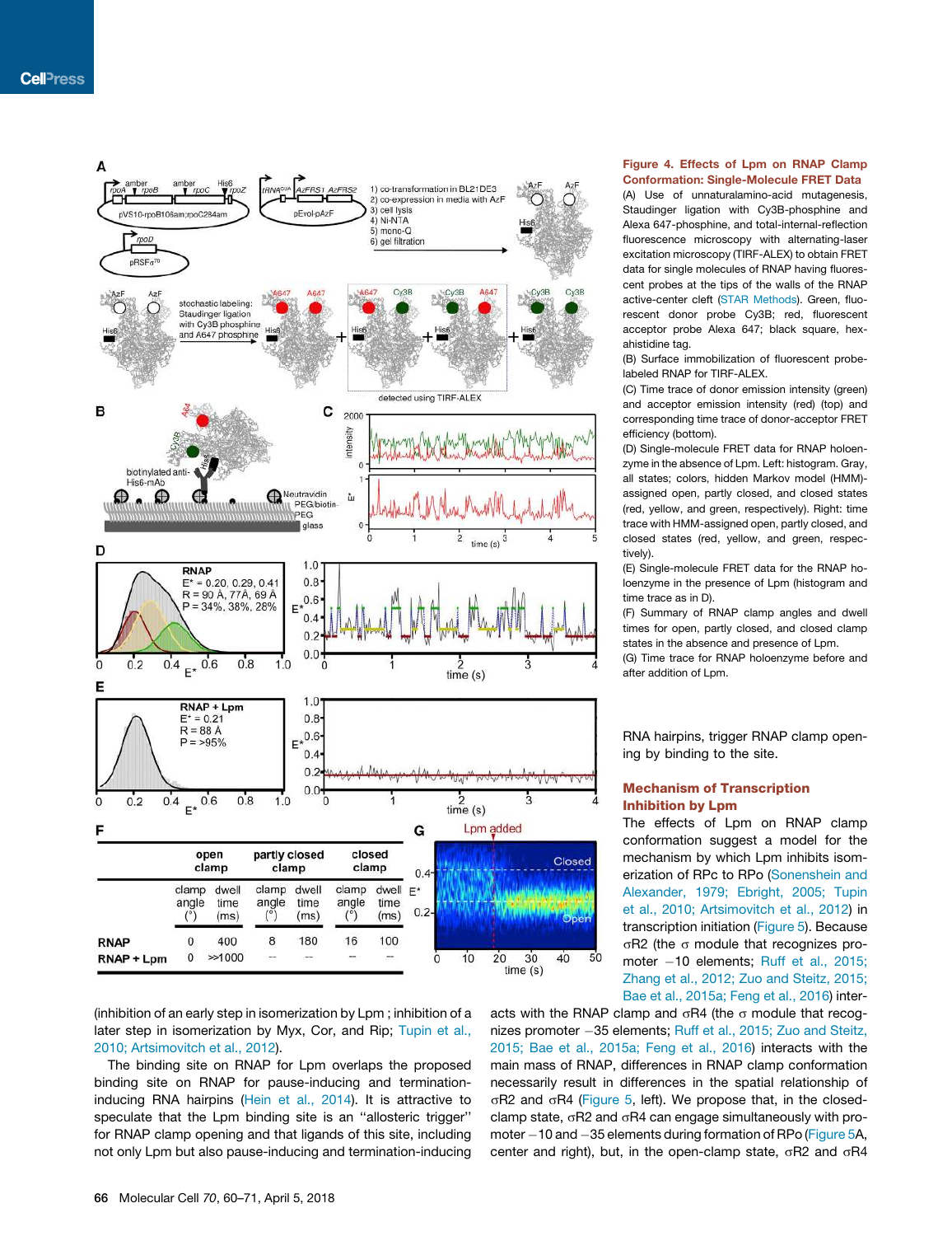**Figure 4. Effects of Lpm on RNAP Clamp Conformation: Single-Molecule FRET Data**

(A) Use of unnaturalamino-acid mutagenesis, Staudinger ligation with Cy3B-phosphine and Alexa 647-phosphine, and total-internal-reflection fluorescence microscopy with alternating-laser excitation microscopy (TIRF-ALEX) to obtain FRET data for single molecules of RNAP having fluorescent probes at the tips of the walls of the RNAP active-center cleft (STAR Methods). Green, fluorescent donor probe Cy3B; red, fluorescent acceptor probe Alexa 647; black square, hexahistidine tag.

(B) Surface immobilization of fluorescent probe-labeled RNAP for TIRF-ALEX.

(C) Time trace of donor emission intensity (green) and acceptor emission intensity (red) (top) and corresponding time trace of donor-acceptor FRET efficiency (bottom).

(D) Single-molecule FRET data for RNAP holoenzyme in the absence of Lpm. Left: histogram. Gray, all states; colors, hidden Markov model (HMM)-assigned open, partly closed, and closed states (red, yellow, and green, respectively). Right: time trace with HMM-assigned open, partly closed, and closed states (red, yellow, and green, respectively).

(E) Single-molecule FRET data for the RNAP holoenzyme in the presence of Lpm (histogram and time trace as in D).

(F) Summary of RNAP clamp angles and dwell times for open, partly closed, and closed clamp states in the absence and presence of Lpm.

(G) Time trace for RNAP holoenzyme before and after addition of Lpm.

| | open clamp | | partly closed clamp | | closed clamp | |
|---|---|---|---|---|---|---|
| | clamp angle (°) | dwell time (ms) | clamp angle (°) | dwell time (ms) | clamp angle (°) | dwell time (ms) |
| RNAP | 0 | 400 | 8 | 180 | 16 | 100 |
| RNAP + Lpm | 0 | >>1000 | -- | -- | -- | -- |

(inhibition of an early step in isomerization by Lpm ; inhibition of a later step in isomerization by Myx, Cor, and Rip; Tupin et al., 2010; Artsimovitch et al., 2012).

The binding site on RNAP for Lpm overlaps the proposed binding site on RNAP for pause-inducing and termination-inducing RNA hairpins (Hein et al., 2014). It is attractive to speculate that the Lpm binding site is an "allosteric trigger" for RNAP clamp opening and that ligands of this site, including not only Lpm but also pause-inducing and termination-inducing RNA hairpins, trigger RNAP clamp opening by binding to the site.

## Mechanism of Transcription Inhibition by Lpm

The effects of Lpm on RNAP clamp conformation suggest a model for the mechanism by which Lpm inhibits isomerization of RPc to RPo (Sonenshein and Alexander, 1979; Ebright, 2005; Tupin et al., 2010; Artsimovitch et al., 2012) in transcription initiation (Figure 5). Because σR2 (the σ module that recognizes promoter −10 elements; Ruff et al., 2015; Zhang et al., 2012; Zuo and Steitz, 2015; Bae et al., 2015a; Feng et al., 2016) interacts with the RNAP clamp and σR4 (the σ module that recognizes promoter −35 elements; Ruff et al., 2015; Zuo and Steitz, 2015; Bae et al., 2015a; Feng et al., 2016) interacts with the main mass of RNAP, differences in RNAP clamp conformation necessarily result in differences in the spatial relationship of σR2 and σR4 (Figure 5, left). We propose that, in the closed-clamp state, σR2 and σR4 can engage simultaneously with promoter −10 and −35 elements during formation of RPo (Figure 5A, center and right), but, in the open-clamp state, σR2 and σR4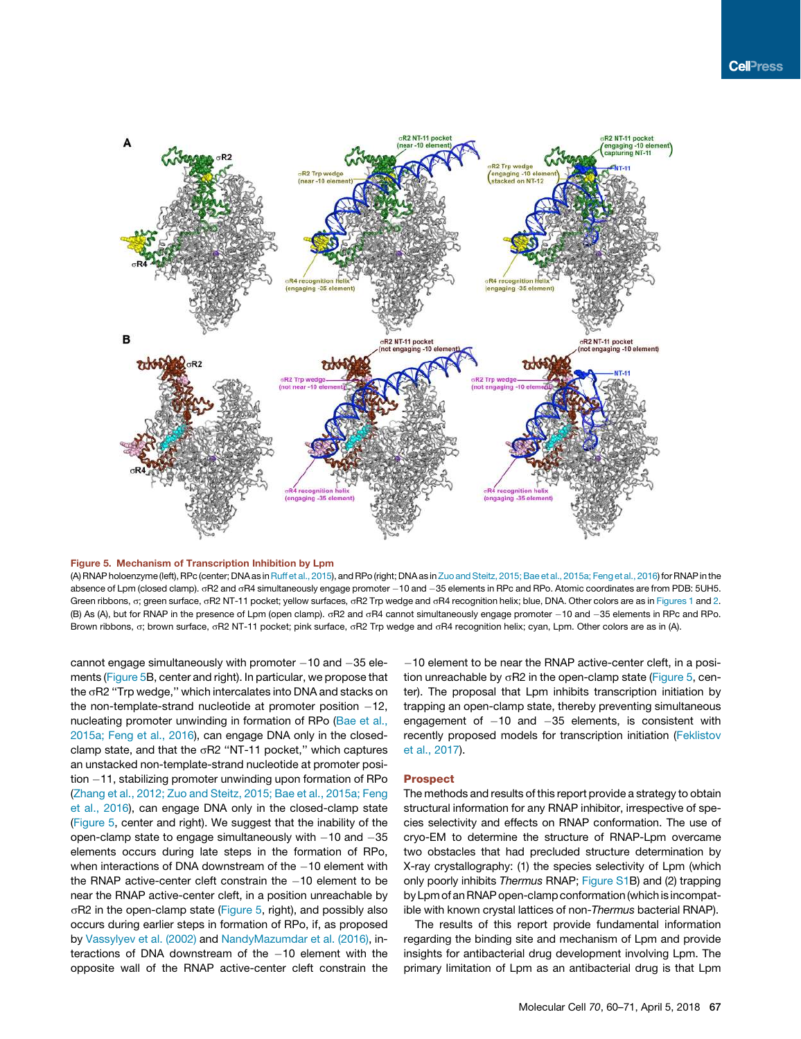**Figure 5. Mechanism of Transcription Inhibition by Lpm**

(A) RNAP holoenzyme (left), RPc (center; DNA as in Ruff et al., 2015), and RPo (right; DNA as in Zuo and Steitz, 2015; Bae et al., 2015a; Feng et al., 2016) for RNAP in the absence of Lpm (closed clamp). σR2 and σR4 simultaneously engage promoter −10 and −35 elements in RPc and RPo. Atomic coordinates are from PDB: 5UH5. Green ribbons, σ; green surface, σR2 NT-11 pocket; yellow surfaces, σR2 Trp wedge and σR4 recognition helix; blue, DNA. Other colors are as in Figures 1 and 2.

(B) As (A), but for RNAP in the presence of Lpm (open clamp). σR2 and σR4 cannot simultaneously engage promoter −10 and −35 elements in RPc and RPo. Brown ribbons, σ; brown surface, σR2 NT-11 pocket; pink surface, σR2 Trp wedge and σR4 recognition helix; cyan, Lpm. Other colors are as in (A).

cannot engage simultaneously with promoter −10 and −35 elements (Figure 5B, center and right). In particular, we propose that the σR2 "Trp wedge," which intercalates into DNA and stacks on the non-template-strand nucleotide at promoter position −12, nucleating promoter unwinding in formation of RPo (Bae et al., 2015a; Feng et al., 2016), can engage DNA only in the closed-clamp state, and that the σR2 "NT-11 pocket," which captures an unstacked non-template-strand nucleotide at promoter position −11, stabilizing promoter unwinding upon formation of RPo (Zhang et al., 2012; Zuo and Steitz, 2015; Bae et al., 2015a; Feng et al., 2016), can engage DNA only in the closed-clamp state (Figure 5, center and right). We suggest that the inability of the open-clamp state to engage simultaneously with −10 and −35 elements occurs during late steps in the formation of RPo, when interactions of DNA downstream of the −10 element with the RNAP active-center cleft constrain the −10 element to be near the RNAP active-center cleft, in a position unreachable by σR2 in the open-clamp state (Figure 5, right), and possibly also occurs during earlier steps in formation of RPo, if, as proposed by Vassylyev et al. (2002) and NandyMazumdar et al. (2016), interactions of DNA downstream of the −10 element with the opposite wall of the RNAP active-center cleft constrain the −10 element to be near the RNAP active-center cleft, in a position unreachable by σR2 in the open-clamp state (Figure 5, center). The proposal that Lpm inhibits transcription initiation by trapping an open-clamp state, thereby preventing simultaneous engagement of −10 and −35 elements, is consistent with recently proposed models for transcription initiation (Feklistov et al., 2017).

## Prospect

The methods and results of this report provide a strategy to obtain structural information for any RNAP inhibitor, irrespective of species selectivity and effects on RNAP conformation. The use of cryo-EM to determine the structure of RNAP-Lpm overcame two obstacles that had precluded structure determination by X-ray crystallography: (1) the species selectivity of Lpm (which only poorly inhibits *Thermus* RNAP; Figure S1B) and (2) trapping by Lpm of an RNAP open-clamp conformation (which is incompatible with known crystal lattices of non-*Thermus* bacterial RNAP).

The results of this report provide fundamental information regarding the binding site and mechanism of Lpm and provide insights for antibacterial drug development involving Lpm. The primary limitation of Lpm as an antibacterial drug is that Lpm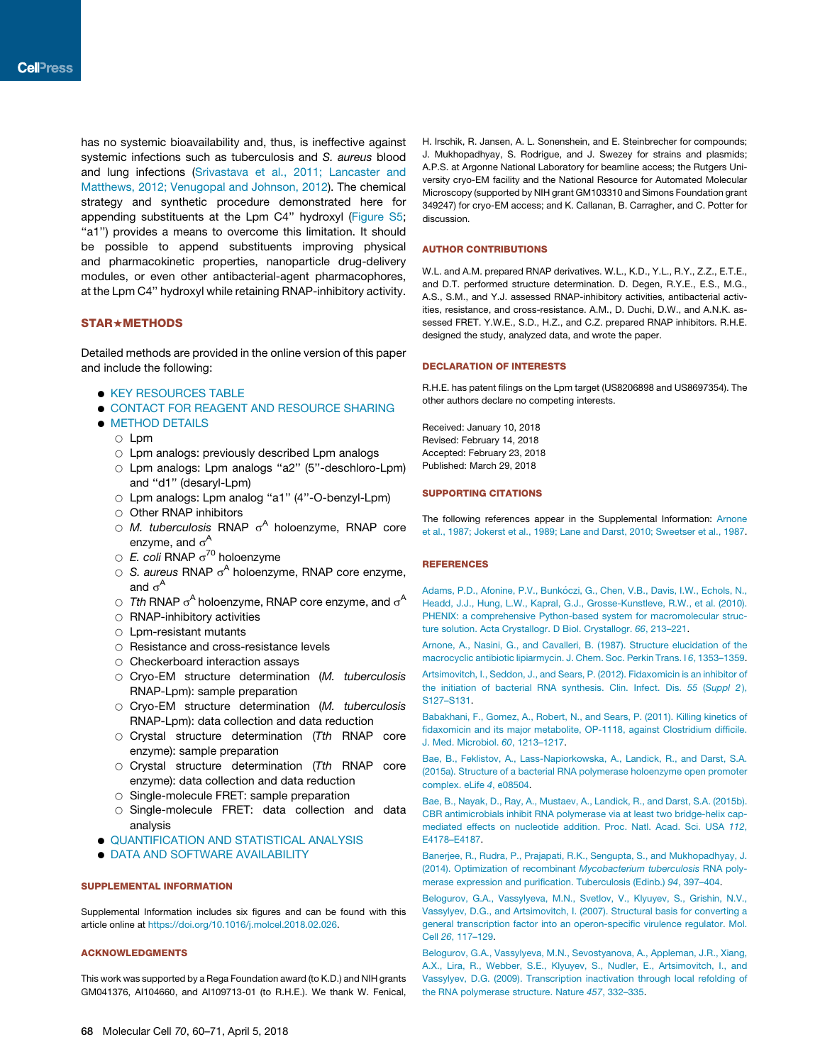has no systemic bioavailability and, thus, is ineffective against systemic infections such as tuberculosis and *S. aureus* blood and lung infections (Srivastava et al., 2011; Lancaster and Matthews, 2012; Venugopal and Johnson, 2012). The chemical strategy and synthetic procedure demonstrated here for appending substituents at the Lpm C4'' hydroxyl (Figure S5; "a1") provides a means to overcome this limitation. It should be possible to append substituents improving physical and pharmacokinetic properties, nanoparticle drug-delivery modules, or even other antibacterial-agent pharmacophores, at the Lpm C4'' hydroxyl while retaining RNAP-inhibitory activity.

## STAR★METHODS

Detailed methods are provided in the online version of this paper and include the following:

- KEY RESOURCES TABLE
- CONTACT FOR REAGENT AND RESOURCE SHARING
- METHOD DETAILS
  - Lpm
  - Lpm analogs: previously described Lpm analogs
  - Lpm analogs: Lpm analogs "a2" (5''-deschloro-Lpm) and "d1" (desaryl-Lpm)
  - Lpm analogs: Lpm analog "a1" (4''-O-benzyl-Lpm)
  - Other RNAP inhibitors
  - *M. tuberculosis* RNAP $\sigma^A$ holoenzyme, RNAP core enzyme, and $\sigma^A$
  - *E. coli* RNAP $\sigma^{70}$ holoenzyme
  - *S. aureus* RNAP $\sigma^A$ holoenzyme, RNAP core enzyme, and $\sigma^A$
  - *Tth* RNAP $\sigma^A$ holoenzyme, RNAP core enzyme, and $\sigma^A$
  - RNAP-inhibitory activities
  - Lpm-resistant mutants
  - Resistance and cross-resistance levels
  - Checkerboard interaction assays
  - Cryo-EM structure determination (*M. tuberculosis* RNAP-Lpm): sample preparation
  - Cryo-EM structure determination (*M. tuberculosis* RNAP-Lpm): data collection and data reduction
  - Crystal structure determination (*Tth* RNAP core enzyme): sample preparation
  - Crystal structure determination (*Tth* RNAP core enzyme): data collection and data reduction
  - Single-molecule FRET: sample preparation
  - Single-molecule FRET: data collection and data analysis
- QUANTIFICATION AND STATISTICAL ANALYSIS
- DATA AND SOFTWARE AVAILABILITY

## SUPPLEMENTAL INFORMATION

Supplemental Information includes six figures and can be found with this article online at https://doi.org/10.1016/j.molcel.2018.02.026.

## ACKNOWLEDGMENTS

This work was supported by a Rega Foundation award (to K.D.) and NIH grants GM041376, AI104660, and AI109713-01 (to R.H.E.). We thank W. Fenical, H. Irschik, R. Jansen, A. L. Sonenshein, and E. Steinbrecher for compounds; J. Mukhopadhyay, S. Rodrigue, and J. Swezey for strains and plasmids; A.P.S. at Argonne National Laboratory for beamline access; the Rutgers University cryo-EM facility and the National Resource for Automated Molecular Microscopy (supported by NIH grant GM103310 and Simons Foundation grant 349247) for cryo-EM access; and K. Callanan, B. Carragher, and C. Potter for discussion.

## AUTHOR CONTRIBUTIONS

W.L. and A.M. prepared RNAP derivatives. W.L., K.D., Y.L., R.Y., Z.Z., E.T.E., and D.T. performed structure determination. D. Degen, R.Y.E., E.S., M.G., A.S., S.M., and Y.J. assessed RNAP-inhibitory activities, antibacterial activities, resistance, and cross-resistance. A.M., D. Duchi, D.W., and A.N.K. assessed FRET. Y.W.E., S.D., H.Z., and C.Z. prepared RNAP inhibitors. R.H.E. designed the study, analyzed data, and wrote the paper.

## DECLARATION OF INTERESTS

R.H.E. has patent filings on the Lpm target (US8206898 and US8697354). The other authors declare no competing interests.

Received: January 10, 2018
Revised: February 14, 2018
Accepted: February 23, 2018
Published: March 29, 2018

## SUPPORTING CITATIONS

The following references appear in the Supplemental Information: Arnone et al., 1987; Jokerst et al., 1989; Lane and Darst, 2010; Sweetser et al., 1987.

## REFERENCES

Adams, P.D., Afonine, P.V., Bunkóczi, G., Chen, V.B., Davis, I.W., Echols, N., Headd, J.J., Hung, L.W., Kapral, G.J., Grosse-Kunstleve, R.W., et al. (2010). PHENIX: a comprehensive Python-based system for macromolecular structure solution. Acta Crystallogr. D Biol. Crystallogr. *66*, 213–221.

Arnone, A., Nasini, G., and Cavalleri, B. (1987). Structure elucidation of the macrocyclic antibiotic lipiarmycin. J. Chem. Soc. Perkin Trans. I *6*, 1353–1359.

Artsimovitch, I., Seddon, J., and Sears, P. (2012). Fidaxomicin is an inhibitor of the initiation of bacterial RNA synthesis. Clin. Infect. Dis. *55* (*Suppl 2*), S127–S131.

Babakhani, F., Gomez, A., Robert, N., and Sears, P. (2011). Killing kinetics of fidaxomicin and its major metabolite, OP-1118, against Clostridium difficile. J. Med. Microbiol. *60*, 1213–1217.

Bae, B., Feklistov, A., Lass-Napiorkowska, A., Landick, R., and Darst, S.A. (2015a). Structure of a bacterial RNA polymerase holoenzyme open promoter complex. eLife *4*, e08504.

Bae, B., Nayak, D., Ray, A., Mustaev, A., Landick, R., and Darst, S.A. (2015b). CBR antimicrobials inhibit RNA polymerase via at least two bridge-helix cap-mediated effects on nucleotide addition. Proc. Natl. Acad. Sci. USA *112*, E4178–E4187.

Banerjee, R., Rudra, P., Prajapati, R.K., Sengupta, S., and Mukhopadhyay, J. (2014). Optimization of recombinant *Mycobacterium tuberculosis* RNA polymerase expression and purification. Tuberculosis (Edinb.) *94*, 397–404.

Belogurov, G.A., Vassylyeva, M.N., Svetlov, V., Klyuyev, S., Grishin, N.V., Vassylyev, D.G., and Artsimovitch, I. (2007). Structural basis for converting a general transcription factor into an operon-specific virulence regulator. Mol. Cell *26*, 117–129.

Belogurov, G.A., Vassylyeva, M.N., Sevostyanova, A., Appleman, J.R., Xiang, A.X., Lira, R., Webber, S.E., Klyuyev, S., Nudler, E., Artsimovitch, I., and Vassylyev, D.G. (2009). Transcription inactivation through local refolding of the RNA polymerase structure. Nature *457*, 332–335.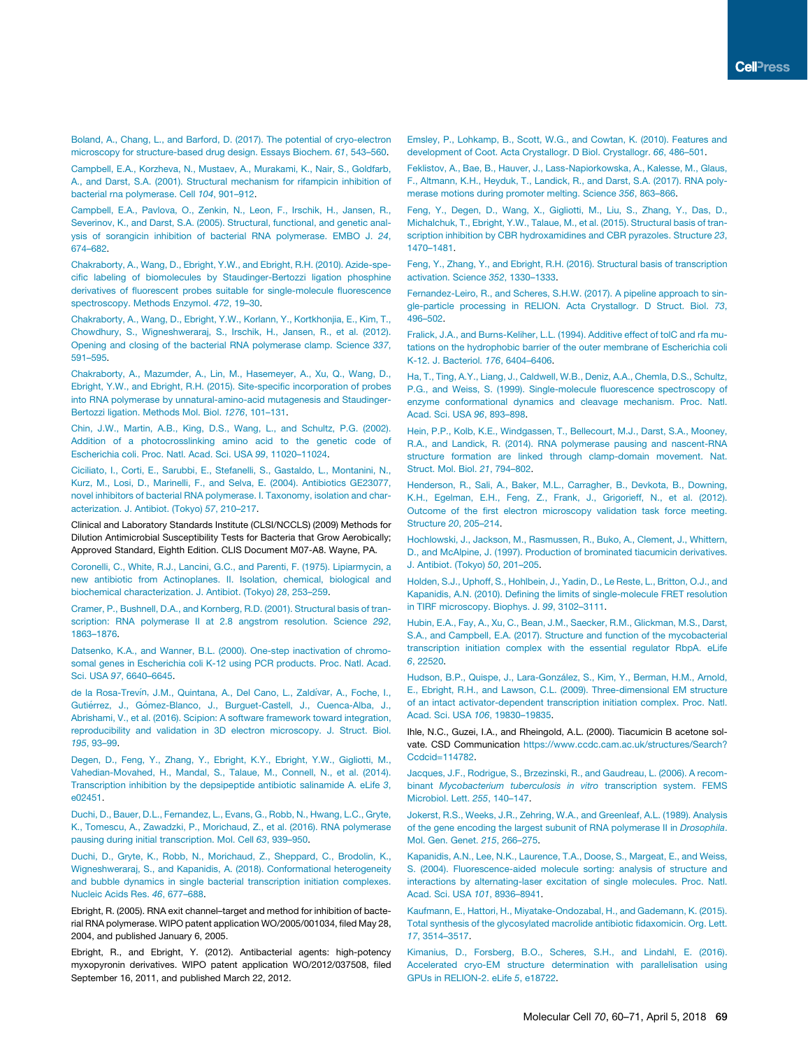Boland, A., Chang, L., and Barford, D. (2017). The potential of cryo-electron microscopy for structure-based drug design. Essays Biochem. *61*, 543–560.

Campbell, E.A., Korzheva, N., Mustaev, A., Murakami, K., Nair, S., Goldfarb, A., and Darst, S.A. (2001). Structural mechanism for rifampicin inhibition of bacterial rna polymerase. Cell *104*, 901–912.

Campbell, E.A., Pavlova, O., Zenkin, N., Leon, F., Irschik, H., Jansen, R., Severinov, K., and Darst, S.A. (2005). Structural, functional, and genetic analysis of sorangicin inhibition of bacterial RNA polymerase. EMBO J. *24*, 674–682.

Chakraborty, A., Wang, D., Ebright, Y.W., and Ebright, R.H. (2010). Azide-specific labeling of biomolecules by Staudinger-Bertozzi ligation phosphine derivatives of fluorescent probes suitable for single-molecule fluorescence spectroscopy. Methods Enzymol. *472*, 19–30.

Chakraborty, A., Wang, D., Ebright, Y.W., Korlann, Y., Kortkhonjia, E., Kim, T., Chowdhury, S., Wigneshweraraj, S., Irschik, H., Jansen, R., et al. (2012). Opening and closing of the bacterial RNA polymerase clamp. Science *337*, 591–595.

Chakraborty, A., Mazumder, A., Lin, M., Hasemeyer, A., Xu, Q., Wang, D., Ebright, Y.W., and Ebright, R.H. (2015). Site-specific incorporation of probes into RNA polymerase by unnatural-amino-acid mutagenesis and Staudinger-Bertozzi ligation. Methods Mol. Biol. *1276*, 101–131.

Chin, J.W., Martin, A.B., King, D.S., Wang, L., and Schultz, P.G. (2002). Addition of a photocrosslinking amino acid to the genetic code of Escherichia coli. Proc. Natl. Acad. Sci. USA *99*, 11020–11024.

Ciciliato, I., Corti, E., Sarubbi, E., Stefanelli, S., Gastaldo, L., Montanini, N., Kurz, M., Losi, D., Marinelli, F., and Selva, E. (2004). Antibiotics GE23077, novel inhibitors of bacterial RNA polymerase. I. Taxonomy, isolation and characterization. J. Antibiot. (Tokyo) *57*, 210–217.

Clinical and Laboratory Standards Institute (CLSI/NCCLS) (2009) Methods for Dilution Antimicrobial Susceptibility Tests for Bacteria that Grow Aerobically; Approved Standard, Eighth Edition. CLIS Document M07-A8. Wayne, PA.

Coronelli, C., White, R.J., Lancini, G.C., and Parenti, F. (1975). Lipiarmycin, a new antibiotic from Actinoplanes. II. Isolation, chemical, biological and biochemical characterization. J. Antibiot. (Tokyo) *28*, 253–259.

Cramer, P., Bushnell, D.A., and Kornberg, R.D. (2001). Structural basis of transcription: RNA polymerase II at 2.8 angstrom resolution. Science *292*, 1863–1876.

Datsenko, K.A., and Wanner, B.L. (2000). One-step inactivation of chromosomal genes in Escherichia coli K-12 using PCR products. Proc. Natl. Acad. Sci. USA *97*, 6640–6645.

de la Rosa-Trevín, J.M., Quintana, A., Del Cano, L., Zaldívar, A., Foche, I., Gutiérrez, J., Gómez-Blanco, J., Burguet-Castell, J., Cuenca-Alba, J., Abrishami, V., et al. (2016). Scipion: A software framework toward integration, reproducibility and validation in 3D electron microscopy. J. Struct. Biol. *195*, 93–99.

Degen, D., Feng, Y., Zhang, Y., Ebright, K.Y., Ebright, Y.W., Gigliotti, M., Vahedian-Movahed, H., Mandal, S., Talaue, M., Connell, N., et al. (2014). Transcription inhibition by the depsipeptide antibiotic salinamide A. eLife *3*, e02451.

Duchi, D., Bauer, D.L., Fernandez, L., Evans, G., Robb, N., Hwang, L.C., Gryte, K., Tomescu, A., Zawadzki, P., Morichaud, Z., et al. (2016). RNA polymerase pausing during initial transcription. Mol. Cell *63*, 939–950.

Duchi, D., Gryte, K., Robb, N., Morichaud, Z., Sheppard, C., Brodolin, K., Wigneshweraraj, S., and Kapanidis, A. (2018). Conformational heterogeneity and bubble dynamics in single bacterial transcription initiation complexes. Nucleic Acids Res. *46*, 677–688.

Ebright, R. (2005). RNA exit channel–target and method for inhibition of bacterial RNA polymerase. WIPO patent application WO/2005/001034, filed May 28, 2004, and published January 6, 2005.

Ebright, R., and Ebright, Y. (2012). Antibacterial agents: high-potency myxopyronin derivatives. WIPO patent application WO/2012/037508, filed September 16, 2011, and published March 22, 2012.

Emsley, P., Lohkamp, B., Scott, W.G., and Cowtan, K. (2010). Features and development of Coot. Acta Crystallogr. D Biol. Crystallogr. *66*, 486–501.

Feklistov, A., Bae, B., Hauver, J., Lass-Napiorkowska, A., Kalesse, M., Glaus, F., Altmann, K.H., Heyduk, T., Landick, R., and Darst, S.A. (2017). RNA polymerase motions during promoter melting. Science *356*, 863–866.

Feng, Y., Degen, D., Wang, X., Gigliotti, M., Liu, S., Zhang, Y., Das, D., Michalchuk, T., Ebright, Y.W., Talaue, M., et al. (2015). Structural basis of transcription inhibition by CBR hydroxamidines and CBR pyrazoles. Structure *23*, 1470–1481.

Feng, Y., Zhang, Y., and Ebright, R.H. (2016). Structural basis of transcription activation. Science *352*, 1330–1333.

Fernandez-Leiro, R., and Scheres, S.H.W. (2017). A pipeline approach to single-particle processing in RELION. Acta Crystallogr. D Struct. Biol. *73*, 496–502.

Fralick, J.A., and Burns-Keliher, L.L. (1994). Additive effect of tolC and rfa mutations on the hydrophobic barrier of the outer membrane of Escherichia coli K-12. J. Bacteriol. *176*, 6404–6406.

Ha, T., Ting, A.Y., Liang, J., Caldwell, W.B., Deniz, A.A., Chemla, D.S., Schultz, P.G., and Weiss, S. (1999). Single-molecule fluorescence spectroscopy of enzyme conformational dynamics and cleavage mechanism. Proc. Natl. Acad. Sci. USA *96*, 893–898.

Hein, P.P., Kolb, K.E., Windgassen, T., Bellecourt, M.J., Darst, S.A., Mooney, R.A., and Landick, R. (2014). RNA polymerase pausing and nascent-RNA structure formation are linked through clamp-domain movement. Nat. Struct. Mol. Biol. *21*, 794–802.

Henderson, R., Sali, A., Baker, M.L., Carragher, B., Devkota, B., Downing, K.H., Egelman, E.H., Feng, Z., Frank, J., Grigorieff, N., et al. (2012). Outcome of the first electron microscopy validation task force meeting. Structure *20*, 205–214.

Hochlowski, J., Jackson, M., Rasmussen, R., Buko, A., Clement, J., Whittern, D., and McAlpine, J. (1997). Production of brominated tiacumicin derivatives. J. Antibiot. (Tokyo) *50*, 201–205.

Holden, S.J., Uphoff, S., Hohlbein, J., Yadin, D., Le Reste, L., Britton, O.J., and Kapanidis, A.N. (2010). Defining the limits of single-molecule FRET resolution in TIRF microscopy. Biophys. J. *99*, 3102–3111.

Hubin, E.A., Fay, A., Xu, C., Bean, J.M., Saecker, R.M., Glickman, M.S., Darst, S.A., and Campbell, E.A. (2017). Structure and function of the mycobacterial transcription initiation complex with the essential regulator RbpA. eLife *6*, 22520.

Hudson, B.P., Quispe, J., Lara-González, S., Kim, Y., Berman, H.M., Arnold, E., Ebright, R.H., and Lawson, C.L. (2009). Three-dimensional EM structure of an intact activator-dependent transcription initiation complex. Proc. Natl. Acad. Sci. USA *106*, 19830–19835.

Ihle, N.C., Guzei, I.A., and Rheingold, A.L. (2000). Tiacumicin B acetone solvate. CSD Communication https://www.ccdc.cam.ac.uk/structures/Search?Ccdcid=114782.

Jacques, J.F., Rodrigue, S., Brzezinski, R., and Gaudreau, L. (2006). A recombinant *Mycobacterium tuberculosis in vitro* transcription system. FEMS Microbiol. Lett. *255*, 140–147.

Jokerst, R.S., Weeks, J.R., Zehring, W.A., and Greenleaf, A.L. (1989). Analysis of the gene encoding the largest subunit of RNA polymerase II in *Drosophila*. Mol. Gen. Genet. *215*, 266–275.

Kapanidis, A.N., Lee, N.K., Laurence, T.A., Doose, S., Margeat, E., and Weiss, S. (2004). Fluorescence-aided molecule sorting: analysis of structure and interactions by alternating-laser excitation of single molecules. Proc. Natl. Acad. Sci. USA *101*, 8936–8941.

Kaufmann, E., Hattori, H., Miyatake-Ondozabal, H., and Gademann, K. (2015). Total synthesis of the glycosylated macrolide antibiotic fidaxomicin. Org. Lett. *17*, 3514–3517.

Kimanius, D., Forsberg, B.O., Scheres, S.H., and Lindahl, E. (2016). Accelerated cryo-EM structure determination with parallelisation using GPUs in RELION-2. eLife *5*, e18722.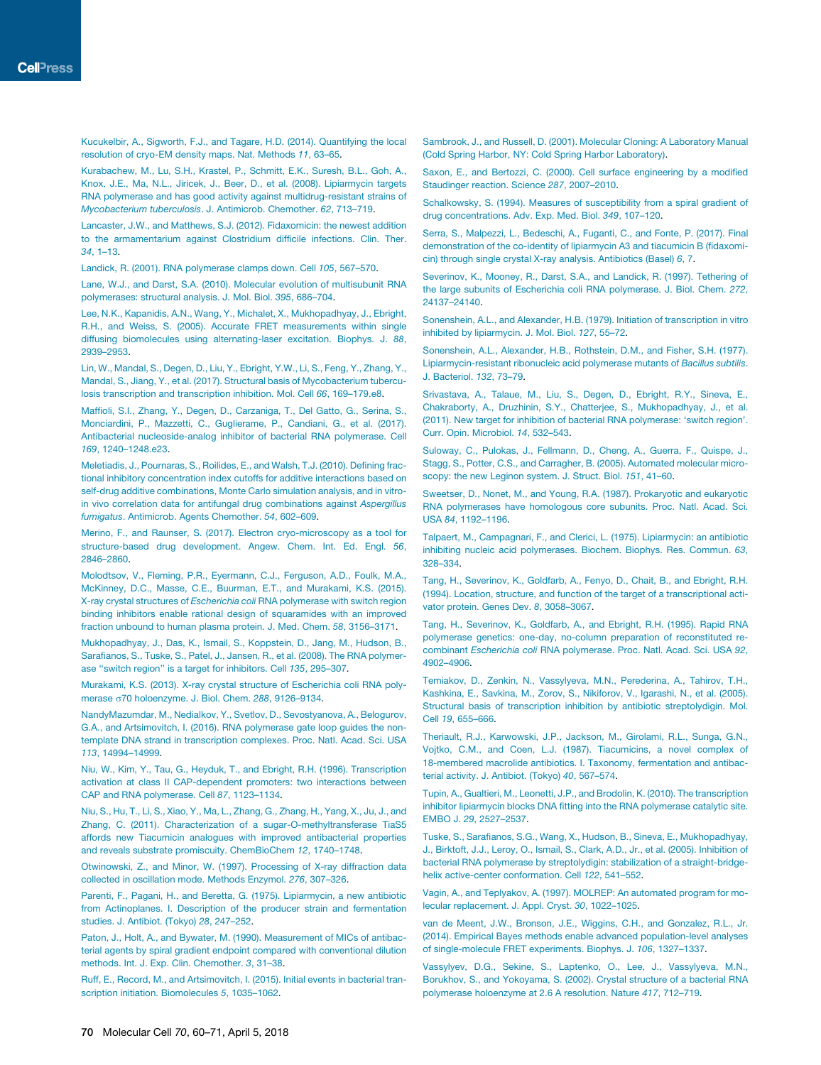Kucukelbir, A., Sigworth, F.J., and Tagare, H.D. (2014). Quantifying the local resolution of cryo-EM density maps. Nat. Methods *11*, 63–65.

Kurabachew, M., Lu, S.H., Krastel, P., Schmitt, E.K., Suresh, B.L., Goh, A., Knox, J.E., Ma, N.L., Jiricek, J., Beer, D., et al. (2008). Lipiarmycin targets RNA polymerase and has good activity against multidrug-resistant strains of *Mycobacterium tuberculosis*. J. Antimicrob. Chemother. *62*, 713–719.

Lancaster, J.W., and Matthews, S.J. (2012). Fidaxomicin: the newest addition to the armamentarium against Clostridium difficile infections. Clin. Ther. *34*, 1–13.

Landick, R. (2001). RNA polymerase clamps down. Cell *105*, 567–570.

Lane, W.J., and Darst, S.A. (2010). Molecular evolution of multisubunit RNA polymerases: structural analysis. J. Mol. Biol. *395*, 686–704.

Lee, N.K., Kapanidis, A.N., Wang, Y., Michalet, X., Mukhopadhyay, J., Ebright, R.H., and Weiss, S. (2005). Accurate FRET measurements within single diffusing biomolecules using alternating-laser excitation. Biophys. J. *88*, 2939–2953.

Lin, W., Mandal, S., Degen, D., Liu, Y., Ebright, Y.W., Li, S., Feng, Y., Zhang, Y., Mandal, S., Jiang, Y., et al. (2017). Structural basis of Mycobacterium tuberculosis transcription and transcription inhibition. Mol. Cell *66*, 169–179.e8.

Maffioli, S.I., Zhang, Y., Degen, D., Carzaniga, T., Del Gatto, G., Serina, S., Monciardini, P., Mazzetti, C., Guglierame, P., Candiani, G., et al. (2017). Antibacterial nucleoside-analog inhibitor of bacterial RNA polymerase. Cell *169*, 1240–1248.e23.

Meletiadis, J., Pournaras, S., Roilides, E., and Walsh, T.J. (2010). Defining fractional inhibitory concentration index cutoffs for additive interactions based on self-drug additive combinations, Monte Carlo simulation analysis, and in vitro-in vivo correlation data for antifungal drug combinations against *Aspergillus fumigatus*. Antimicrob. Agents Chemother. *54*, 602–609.

Merino, F., and Raunser, S. (2017). Electron cryo-microscopy as a tool for structure-based drug development. Angew. Chem. Int. Ed. Engl. *56*, 2846–2860.

Molodtsov, V., Fleming, P.R., Eyermann, C.J., Ferguson, A.D., Foulk, M.A., McKinney, D.C., Masse, C.E., Buurman, E.T., and Murakami, K.S. (2015). X-ray crystal structures of *Escherichia coli* RNA polymerase with switch region binding inhibitors enable rational design of squaramides with an improved fraction unbound to human plasma protein. J. Med. Chem. *58*, 3156–3171.

Mukhopadhyay, J., Das, K., Ismail, S., Koppstein, D., Jang, M., Hudson, B., Sarafianos, S., Tuske, S., Patel, J., Jansen, R., et al. (2008). The RNA polymerase "switch region" is a target for inhibitors. Cell *135*, 295–307.

Murakami, K.S. (2013). X-ray crystal structure of Escherichia coli RNA polymerase σ70 holoenzyme. J. Biol. Chem. *288*, 9126–9134.

NandyMazumdar, M., Nedialkov, Y., Svetlov, D., Sevostyanova, A., Belogurov, G.A., and Artsimovitch, I. (2016). RNA polymerase gate loop guides the nontemplate DNA strand in transcription complexes. Proc. Natl. Acad. Sci. USA *113*, 14994–14999.

Niu, W., Kim, Y., Tau, G., Heyduk, T., and Ebright, R.H. (1996). Transcription activation at class II CAP-dependent promoters: two interactions between CAP and RNA polymerase. Cell *87*, 1123–1134.

Niu, S., Hu, T., Li, S., Xiao, Y., Ma, L., Zhang, G., Zhang, H., Yang, X., Ju, J., and Zhang, C. (2011). Characterization of a sugar-O-methyltransferase TiaS5 affords new Tiacumicin analogues with improved antibacterial properties and reveals substrate promiscuity. ChemBioChem *12*, 1740–1748.

Otwinowski, Z., and Minor, W. (1997). Processing of X-ray diffraction data collected in oscillation mode. Methods Enzymol. *276*, 307–326.

Parenti, F., Pagani, H., and Beretta, G. (1975). Lipiarmycin, a new antibiotic from Actinoplanes. I. Description of the producer strain and fermentation studies. J. Antibiot. (Tokyo) *28*, 247–252.

Paton, J., Holt, A., and Bywater, M. (1990). Measurement of MICs of antibacterial agents by spiral gradient endpoint compared with conventional dilution methods. Int. J. Exp. Clin. Chemother. *3*, 31–38.

Ruff, E., Record, M., and Artsimovitch, I. (2015). Initial events in bacterial transcription initiation. Biomolecules *5*, 1035–1062.

Sambrook, J., and Russell, D. (2001). Molecular Cloning: A Laboratory Manual (Cold Spring Harbor, NY: Cold Spring Harbor Laboratory).

Saxon, E., and Bertozzi, C. (2000). Cell surface engineering by a modified Staudinger reaction. Science *287*, 2007–2010.

Schalkowsky, S. (1994). Measures of susceptibility from a spiral gradient of drug concentrations. Adv. Exp. Med. Biol. *349*, 107–120.

Serra, S., Malpezzi, L., Bedeschi, A., Fuganti, C., and Fonte, P. (2017). Final demonstration of the co-identity of lipiarmycin A3 and tiacumicin B (fidaxomicin) through single crystal X-ray analysis. Antibiotics (Basel) *6*, 7.

Severinov, K., Mooney, R., Darst, S.A., and Landick, R. (1997). Tethering of the large subunits of Escherichia coli RNA polymerase. J. Biol. Chem. *272*, 24137–24140.

Sonenshein, A.L., and Alexander, H.B. (1979). Initiation of transcription in vitro inhibited by lipiarmycin. J. Mol. Biol. *127*, 55–72.

Sonenshein, A.L., Alexander, H.B., Rothstein, D.M., and Fisher, S.H. (1977). Lipiarmycin-resistant ribonucleic acid polymerase mutants of *Bacillus subtilis*. J. Bacteriol. *132*, 73–79.

Srivastava, A., Talaue, M., Liu, S., Degen, D., Ebright, R.Y., Sineva, E., Chakraborty, A., Druzhinin, S.Y., Chatterjee, S., Mukhopadhyay, J., et al. (2011). New target for inhibition of bacterial RNA polymerase: 'switch region'. Curr. Opin. Microbiol. *14*, 532–543.

Suloway, C., Pulokas, J., Fellmann, D., Cheng, A., Guerra, F., Quispe, J., Stagg, S., Potter, C.S., and Carragher, B. (2005). Automated molecular microscopy: the new Leginon system. J. Struct. Biol. *151*, 41–60.

Sweetser, D., Nonet, M., and Young, R.A. (1987). Prokaryotic and eukaryotic RNA polymerases have homologous core subunits. Proc. Natl. Acad. Sci. USA *84*, 1192–1196.

Talpaert, M., Campagnari, F., and Clerici, L. (1975). Lipiarmycin: an antibiotic inhibiting nucleic acid polymerases. Biochem. Biophys. Res. Commun. *63*, 328–334.

Tang, H., Severinov, K., Goldfarb, A., Fenyo, D., Chait, B., and Ebright, R.H. (1994). Location, structure, and function of the target of a transcriptional activator protein. Genes Dev. *8*, 3058–3067.

Tang, H., Severinov, K., Goldfarb, A., and Ebright, R.H. (1995). Rapid RNA polymerase genetics: one-day, no-column preparation of reconstituted recombinant *Escherichia coli* RNA polymerase. Proc. Natl. Acad. Sci. USA *92*, 4902–4906.

Temiakov, D., Zenkin, N., Vassylyeva, M.N., Perederina, A., Tahirov, T.H., Kashkina, E., Savkina, M., Zorov, S., Nikiforov, V., Igarashi, N., et al. (2005). Structural basis of transcription inhibition by antibiotic streptolydigin. Mol. Cell *19*, 655–666.

Theriault, R.J., Karwowski, J.P., Jackson, M., Girolami, R.L., Sunga, G.N., Vojtko, C.M., and Coen, L.J. (1987). Tiacumicins, a novel complex of 18-membered macrolide antibiotics. I. Taxonomy, fermentation and antibacterial activity. J. Antibiot. (Tokyo) *40*, 567–574.

Tupin, A., Gualtieri, M., Leonetti, J.P., and Brodolin, K. (2010). The transcription inhibitor lipiarmycin blocks DNA fitting into the RNA polymerase catalytic site. EMBO J. *29*, 2527–2537.

Tuske, S., Sarafianos, S.G., Wang, X., Hudson, B., Sineva, E., Mukhopadhyay, J., Birktoft, J.J., Leroy, O., Ismail, S., Clark, A.D., Jr., et al. (2005). Inhibition of bacterial RNA polymerase by streptolydigin: stabilization of a straight-bridge-helix active-center conformation. Cell *122*, 541–552.

Vagin, A., and Teplyakov, A. (1997). MOLREP: An automated program for molecular replacement. J. Appl. Cryst. *30*, 1022–1025.

van de Meent, J.W., Bronson, J.E., Wiggins, C.H., and Gonzalez, R.L., Jr. (2014). Empirical Bayes methods enable advanced population-level analyses of single-molecule FRET experiments. Biophys. J. *106*, 1327–1337.

Vassylyev, D.G., Sekine, S., Laptenko, O., Lee, J., Vassylyeva, M.N., Borukhov, S., and Yokoyama, S. (2002). Crystal structure of a bacterial RNA polymerase holoenzyme at 2.6 A resolution. Nature *417*, 712–719.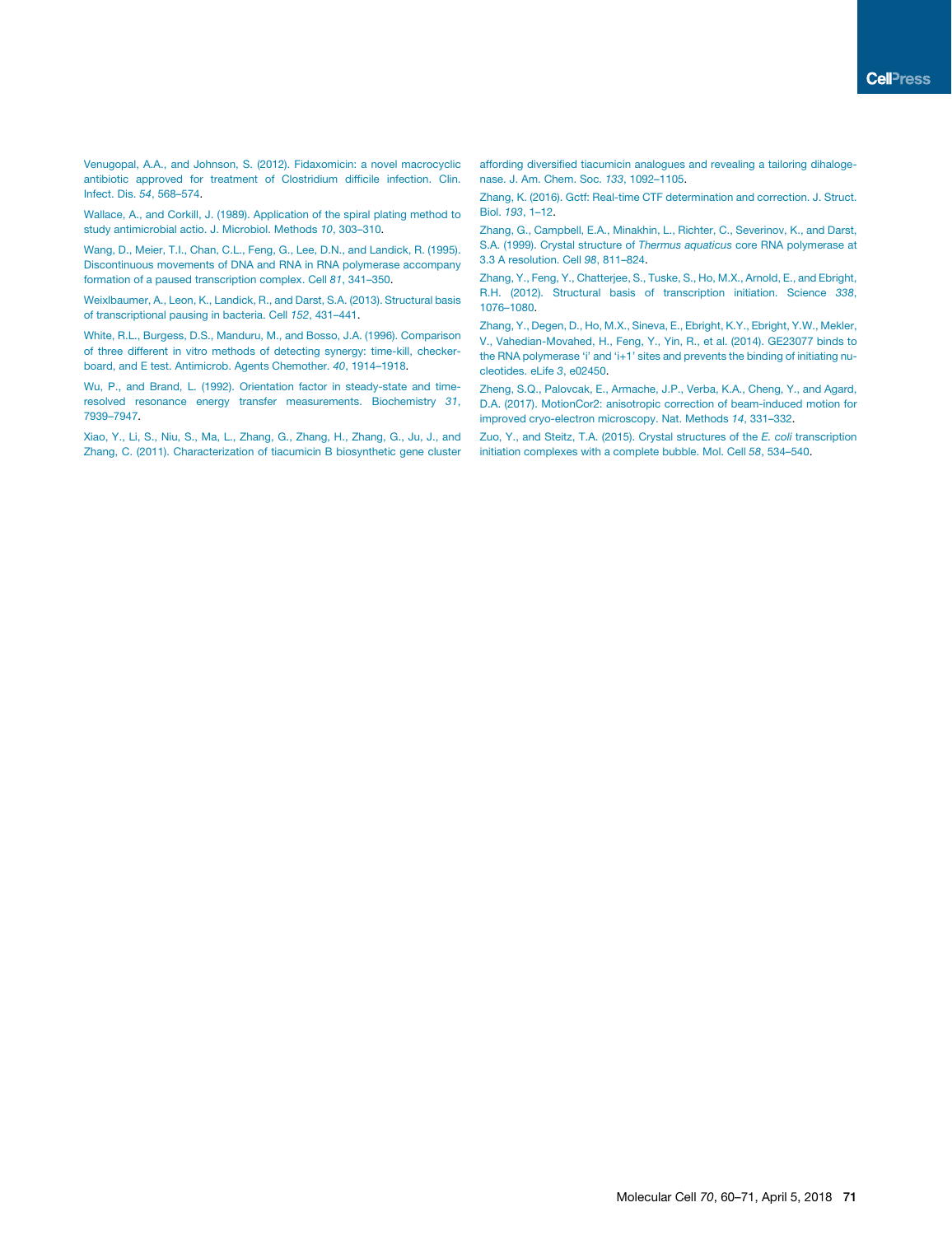Venugopal, A.A., and Johnson, S. (2012). Fidaxomicin: a novel macrocyclic antibiotic approved for treatment of Clostridium difficile infection. Clin. Infect. Dis. *54*, 568–574.

Wallace, A., and Corkill, J. (1989). Application of the spiral plating method to study antimicrobial actio. J. Microbiol. Methods *10*, 303–310.

Wang, D., Meier, T.I., Chan, C.L., Feng, G., Lee, D.N., and Landick, R. (1995). Discontinuous movements of DNA and RNA in RNA polymerase accompany formation of a paused transcription complex. Cell *81*, 341–350.

Weixlbaumer, A., Leon, K., Landick, R., and Darst, S.A. (2013). Structural basis of transcriptional pausing in bacteria. Cell *152*, 431–441.

White, R.L., Burgess, D.S., Manduru, M., and Bosso, J.A. (1996). Comparison of three different in vitro methods of detecting synergy: time-kill, checkerboard, and E test. Antimicrob. Agents Chemother. *40*, 1914–1918.

Wu, P., and Brand, L. (1992). Orientation factor in steady-state and time-resolved resonance energy transfer measurements. Biochemistry *31*, 7939–7947.

Xiao, Y., Li, S., Niu, S., Ma, L., Zhang, G., Zhang, H., Zhang, G., Ju, J., and Zhang, C. (2011). Characterization of tiacumicin B biosynthetic gene cluster affording diversified tiacumicin analogues and revealing a tailoring dihalogenase. J. Am. Chem. Soc. *133*, 1092–1105.

Zhang, K. (2016). Gctf: Real-time CTF determination and correction. J. Struct. Biol. *193*, 1–12.

Zhang, G., Campbell, E.A., Minakhin, L., Richter, C., Severinov, K., and Darst, S.A. (1999). Crystal structure of *Thermus aquaticus* core RNA polymerase at 3.3 A resolution. Cell *98*, 811–824.

Zhang, Y., Feng, Y., Chatterjee, S., Tuske, S., Ho, M.X., Arnold, E., and Ebright, R.H. (2012). Structural basis of transcription initiation. Science *338*, 1076–1080.

Zhang, Y., Degen, D., Ho, M.X., Sineva, E., Ebright, K.Y., Ebright, Y.W., Mekler, V., Vahedian-Movahed, H., Feng, Y., Yin, R., et al. (2014). GE23077 binds to the RNA polymerase 'i' and 'i+1' sites and prevents the binding of initiating nucleotides. eLife *3*, e02450.

Zheng, S.Q., Palovcak, E., Armache, J.P., Verba, K.A., Cheng, Y., and Agard, D.A. (2017). MotionCor2: anisotropic correction of beam-induced motion for improved cryo-electron microscopy. Nat. Methods *14*, 331–332.

Zuo, Y., and Steitz, T.A. (2015). Crystal structures of the *E. coli* transcription initiation complexes with a complete bubble. Mol. Cell *58*, 534–540.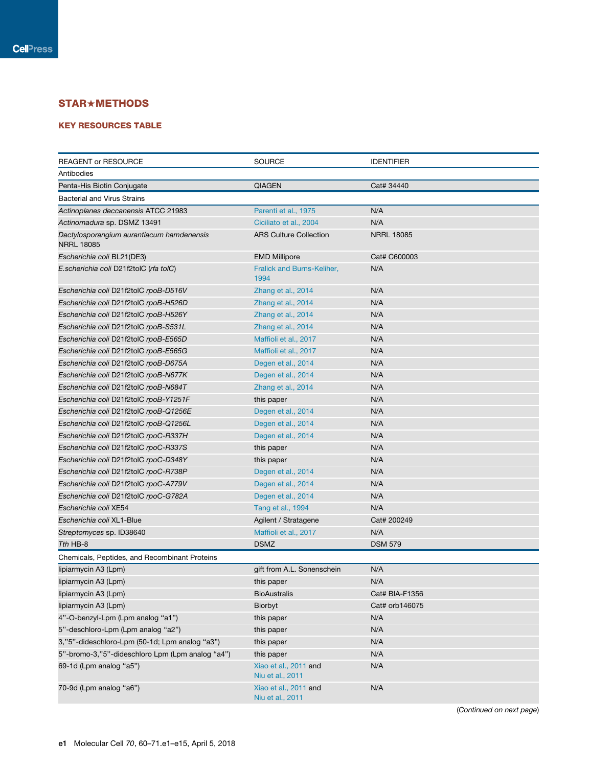## STAR★METHODS

### KEY RESOURCES TABLE

| REAGENT or RESOURCE | SOURCE | IDENTIFIER |
|---|---|---|
| **Antibodies** | | |
| Penta-His Biotin Conjugate | QIAGEN | Cat# 34440 |
| **Bacterial and Virus Strains** | | |
| *Actinoplanes deccanensis* ATCC 21983 | Parenti et al., 1975 | N/A |
| *Actinomadura* sp. DSMZ 13491 | Ciciliato et al., 2004 | N/A |
| *Dactylosporangium aurantiacum hamdenensis* NRRL 18085 | ARS Culture Collection | NRRL 18085 |
| *Escherichia coli* BL21(DE3) | EMD Millipore | Cat# C600003 |
| *E.scherichia coli* D21f2tolC (*rfa tolC*) | Fralick and Burns-Keliher, 1994 | N/A |
| *Escherichia coli* D21f2tolC *rpoB-D516V* | Zhang et al., 2014 | N/A |
| *Escherichia coli* D21f2tolC *rpoB-H526D* | Zhang et al., 2014 | N/A |
| *Escherichia coli* D21f2tolC *rpoB-H526Y* | Zhang et al., 2014 | N/A |
| *Escherichia coli* D21f2tolC *rpoB-S531L* | Zhang et al., 2014 | N/A |
| *Escherichia coli* D21f2tolC *rpoB-E565D* | Maffioli et al., 2017 | N/A |
| *Escherichia coli* D21f2tolC *rpoB-E565G* | Maffioli et al., 2017 | N/A |
| *Escherichia coli* D21f2tolC *rpoB-D675A* | Degen et al., 2014 | N/A |
| *Escherichia coli* D21f2tolC *rpoB-N677K* | Degen et al., 2014 | N/A |
| *Escherichia coli* D21f2tolC *rpoB-N684T* | Zhang et al., 2014 | N/A |
| *Escherichia coli* D21f2tolC *rpoB-Y1251F* | this paper | N/A |
| *Escherichia coli* D21f2tolC *rpoB-Q1256E* | Degen et al., 2014 | N/A |
| *Escherichia coli* D21f2tolC *rpoB-Q1256L* | Degen et al., 2014 | N/A |
| *Escherichia coli* D21f2tolC *rpoC-R337H* | Degen et al., 2014 | N/A |
| *Escherichia coli* D21f2tolC *rpoC-R337S* | this paper | N/A |
| *Escherichia coli* D21f2tolC *rpoC-D348Y* | this paper | N/A |
| *Escherichia coli* D21f2tolC *rpoC-R738P* | Degen et al., 2014 | N/A |
| *Escherichia coli* D21f2tolC *rpoC-A779V* | Degen et al., 2014 | N/A |
| *Escherichia coli* D21f2tolC *rpoC-G782A* | Degen et al., 2014 | N/A |
| *Escherichia coli* XE54 | Tang et al., 1994 | N/A |
| *Escherichia coli* XL1-Blue | Agilent / Stratagene | Cat# 200249 |
| *Streptomyces* sp. ID38640 | Maffioli et al., 2017 | N/A |
| *Tth* HB-8 | DSMZ | DSM 579 |
| **Chemicals, Peptides, and Recombinant Proteins** | | |
| lipiarmycin A3 (Lpm) | gift from A.L. Sonenschein | N/A |
| lipiarmycin A3 (Lpm) | this paper | N/A |
| lipiarmycin A3 (Lpm) | BioAustralis | Cat# BIA-F1356 |
| lipiarmycin A3 (Lpm) | Biorbyt | Cat# orb146075 |
| 4''-O-benzyl-Lpm (Lpm analog "a1") | this paper | N/A |
| 5''-deschloro-Lpm (Lpm analog "a2") | this paper | N/A |
| 3,''5''-dideschloro-Lpm (50-1d; Lpm analog "a3") | this paper | N/A |
| 5''-bromo-3,''5''-dideschloro Lpm (Lpm analog "a4") | this paper | N/A |
| 69-1d (Lpm analog "a5") | Xiao et al., 2011 and Niu et al., 2011 | N/A |
| 70-9d (Lpm analog "a6") | Xiao et al., 2011 and Niu et al., 2011 | N/A |

(*Continued on next page*)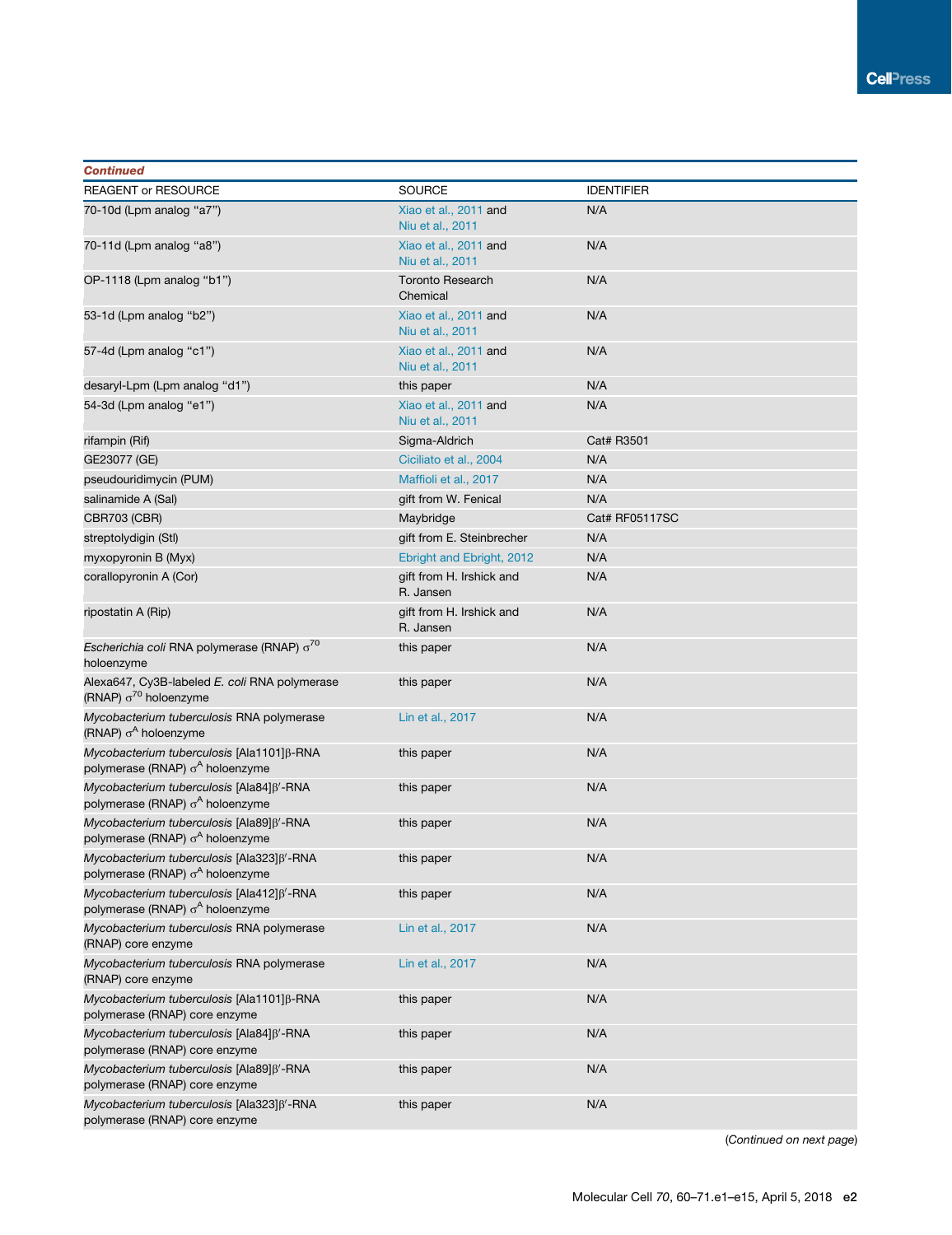***Continued***

| REAGENT or RESOURCE | SOURCE | IDENTIFIER |
|---|---|---|
| 70-10d (Lpm analog "a7") | Xiao et al., 2011 and Niu et al., 2011 | N/A |
| 70-11d (Lpm analog "a8") | Xiao et al., 2011 and Niu et al., 2011 | N/A |
| OP-1118 (Lpm analog "b1") | Toronto Research Chemical | N/A |
| 53-1d (Lpm analog "b2") | Xiao et al., 2011 and Niu et al., 2011 | N/A |
| 57-4d (Lpm analog "c1") | Xiao et al., 2011 and Niu et al., 2011 | N/A |
| desaryl-Lpm (Lpm analog "d1") | this paper | N/A |
| 54-3d (Lpm analog "e1") | Xiao et al., 2011 and Niu et al., 2011 | N/A |
| rifampin (Rif) | Sigma-Aldrich | Cat# R3501 |
| GE23077 (GE) | Ciciliato et al., 2004 | N/A |
| pseudouridimycin (PUM) | Maffioli et al., 2017 | N/A |
| salinamide A (Sal) | gift from W. Fenical | N/A |
| CBR703 (CBR) | Maybridge | Cat# RF05117SC |
| streptolydigin (Stl) | gift from E. Steinbrecher | N/A |
| myxopyronin B (Myx) | Ebright and Ebright, 2012 | N/A |
| corallopyronin A (Cor) | gift from H. Irshick and R. Jansen | N/A |
| ripostatin A (Rip) | gift from H. Irshick and R. Jansen | N/A |
| *Escherichia coli* RNA polymerase (RNAP) $\sigma^{70}$ holoenzyme | this paper | N/A |
| Alexa647, Cy3B-labeled *E. coli* RNA polymerase (RNAP) $\sigma^{70}$ holoenzyme | this paper | N/A |
| *Mycobacterium tuberculosis* RNA polymerase (RNAP) $\sigma^{A}$ holoenzyme | Lin et al., 2017 | N/A |
| *Mycobacterium tuberculosis* [Ala1101]β-RNA polymerase (RNAP) $\sigma^{A}$ holoenzyme | this paper | N/A |
| *Mycobacterium tuberculosis* [Ala84]β′-RNA polymerase (RNAP) $\sigma^{A}$ holoenzyme | this paper | N/A |
| *Mycobacterium tuberculosis* [Ala89]β′-RNA polymerase (RNAP) $\sigma^{A}$ holoenzyme | this paper | N/A |
| *Mycobacterium tuberculosis* [Ala323]β′-RNA polymerase (RNAP) $\sigma^{A}$ holoenzyme | this paper | N/A |
| *Mycobacterium tuberculosis* [Ala412]β′-RNA polymerase (RNAP) $\sigma^{A}$ holoenzyme | this paper | N/A |
| *Mycobacterium tuberculosis* RNA polymerase (RNAP) core enzyme | Lin et al., 2017 | N/A |
| *Mycobacterium tuberculosis* RNA polymerase (RNAP) core enzyme | Lin et al., 2017 | N/A |
| *Mycobacterium tuberculosis* [Ala1101]β-RNA polymerase (RNAP) core enzyme | this paper | N/A |
| *Mycobacterium tuberculosis* [Ala84]β′-RNA polymerase (RNAP) core enzyme | this paper | N/A |
| *Mycobacterium tuberculosis* [Ala89]β′-RNA polymerase (RNAP) core enzyme | this paper | N/A |
| *Mycobacterium tuberculosis* [Ala323]β′-RNA polymerase (RNAP) core enzyme | this paper | N/A |

(*Continued on next page*)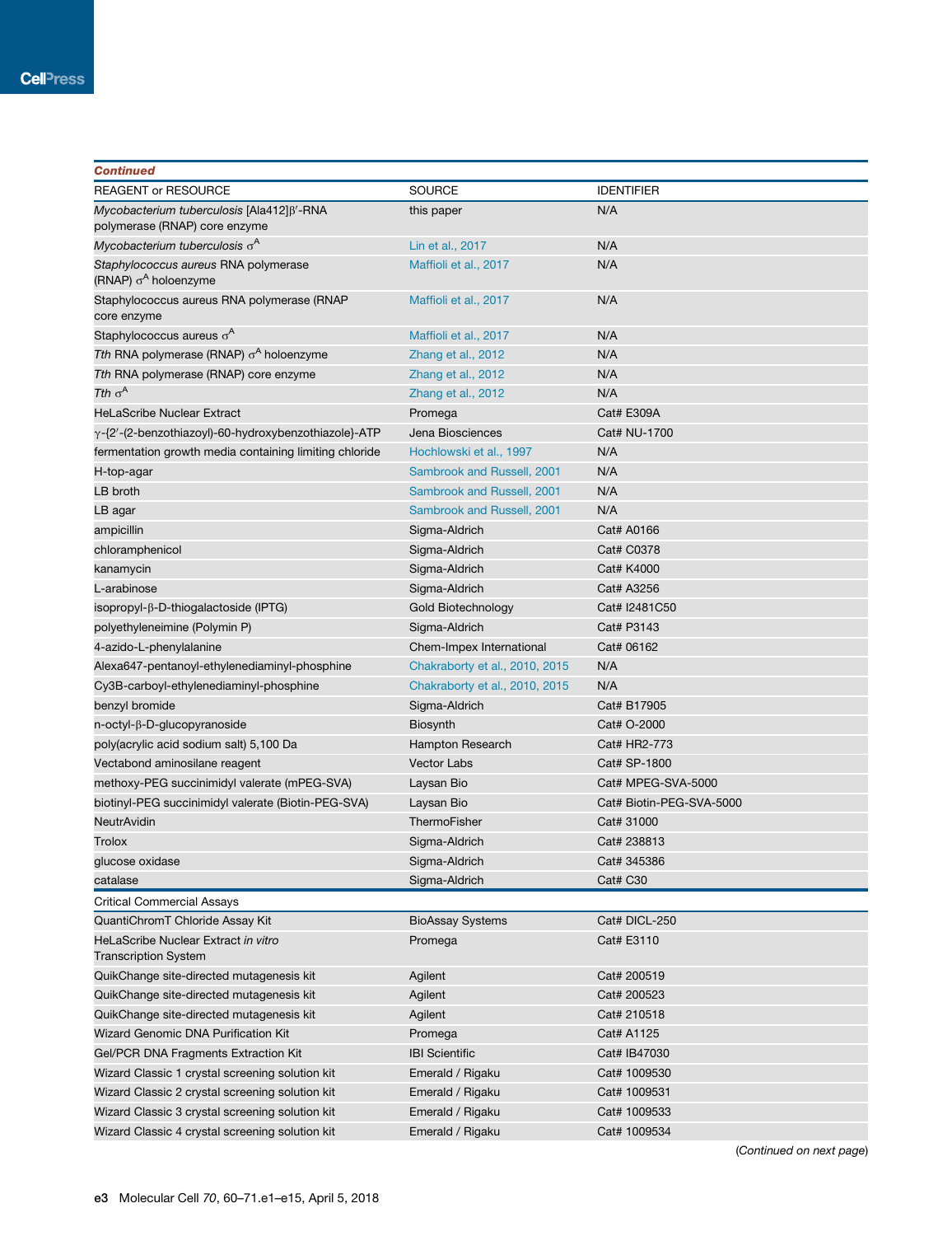| REAGENT or RESOURCE | SOURCE | IDENTIFIER |
|---|---|---|
| *Continued* | | |
| *Mycobacterium tuberculosis* [Ala412]β′-RNA polymerase (RNAP) core enzyme | this paper | N/A |
| *Mycobacterium tuberculosis* $\sigma^A$ | Lin et al., 2017 | N/A |
| *Staphylococcus aureus* RNA polymerase (RNAP) $\sigma^A$ holoenzyme | Maffioli et al., 2017 | N/A |
| Staphylococcus aureus RNA polymerase (RNAP core enzyme | Maffioli et al., 2017 | N/A |
| Staphylococcus aureus $\sigma^A$ | Maffioli et al., 2017 | N/A |
| *Tth* RNA polymerase (RNAP) $\sigma^A$ holoenzyme | Zhang et al., 2012 | N/A |
| *Tth* RNA polymerase (RNAP) core enzyme | Zhang et al., 2012 | N/A |
| *Tth* $\sigma^A$ | Zhang et al., 2012 | N/A |
| HeLaScribe Nuclear Extract | Promega | Cat# E309A |
| γ-{2′-(2-benzothiazoyl)-60-hydroxybenzothiazole}-ATP | Jena Biosciences | Cat# NU-1700 |
| fermentation growth media containing limiting chloride | Hochlowski et al., 1997 | N/A |
| H-top-agar | Sambrook and Russell, 2001 | N/A |
| LB broth | Sambrook and Russell, 2001 | N/A |
| LB agar | Sambrook and Russell, 2001 | N/A |
| ampicillin | Sigma-Aldrich | Cat# A0166 |
| chloramphenicol | Sigma-Aldrich | Cat# C0378 |
| kanamycin | Sigma-Aldrich | Cat# K4000 |
| L-arabinose | Sigma-Aldrich | Cat# A3256 |
| isopropyl-β-D-thiogalactoside (IPTG) | Gold Biotechnology | Cat# I2481C50 |
| polyethyleneimine (Polymin P) | Sigma-Aldrich | Cat# P3143 |
| 4-azido-L-phenylalanine | Chem-Impex International | Cat# 06162 |
| Alexa647-pentanoyl-ethylenediaminyl-phosphine | Chakraborty et al., 2010, 2015 | N/A |
| Cy3B-carboyl-ethylenediaminyl-phosphine | Chakraborty et al., 2010, 2015 | N/A |
| benzyl bromide | Sigma-Aldrich | Cat# B17905 |
| n-octyl-β-D-glucopyranoside | Biosynth | Cat# O-2000 |
| poly(acrylic acid sodium salt) 5,100 Da | Hampton Research | Cat# HR2-773 |
| Vectabond aminosilane reagent | Vector Labs | Cat# SP-1800 |
| methoxy-PEG succinimidyl valerate (mPEG-SVA) | Laysan Bio | Cat# MPEG-SVA-5000 |
| biotinyl-PEG succinimidyl valerate (Biotin-PEG-SVA) | Laysan Bio | Cat# Biotin-PEG-SVA-5000 |
| NeutrAvidin | ThermoFisher | Cat# 31000 |
| Trolox | Sigma-Aldrich | Cat# 238813 |
| glucose oxidase | Sigma-Aldrich | Cat# 345386 |
| catalase | Sigma-Aldrich | Cat# C30 |
| **Critical Commercial Assays** | | |
| QuantiChromT Chloride Assay Kit | BioAssay Systems | Cat# DICL-250 |
| HeLaScribe Nuclear Extract *in vitro* Transcription System | Promega | Cat# E3110 |
| QuikChange site-directed mutagenesis kit | Agilent | Cat# 200519 |
| QuikChange site-directed mutagenesis kit | Agilent | Cat# 200523 |
| QuikChange site-directed mutagenesis kit | Agilent | Cat# 210518 |
| Wizard Genomic DNA Purification Kit | Promega | Cat# A1125 |
| Gel/PCR DNA Fragments Extraction Kit | IBI Scientific | Cat# IB47030 |
| Wizard Classic 1 crystal screening solution kit | Emerald / Rigaku | Cat# 1009530 |
| Wizard Classic 2 crystal screening solution kit | Emerald / Rigaku | Cat# 1009531 |
| Wizard Classic 3 crystal screening solution kit | Emerald / Rigaku | Cat# 1009533 |
| Wizard Classic 4 crystal screening solution kit | Emerald / Rigaku | Cat# 1009534 |

(*Continued on next page*)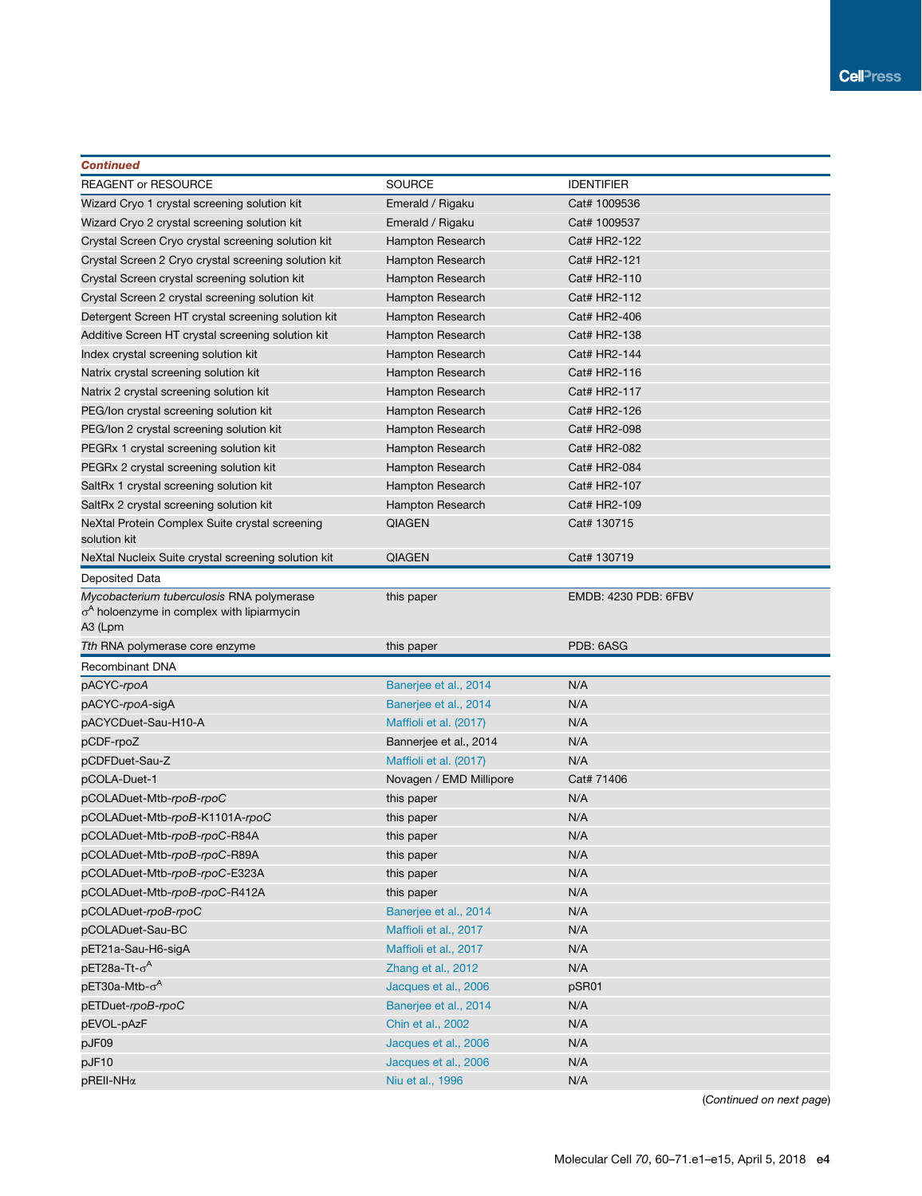**Continued**

| REAGENT or RESOURCE | SOURCE | IDENTIFIER |
|---|---|---|
| Wizard Cryo 1 crystal screening solution kit | Emerald / Rigaku | Cat# 1009536 |
| Wizard Cryo 2 crystal screening solution kit | Emerald / Rigaku | Cat# 1009537 |
| Crystal Screen Cryo crystal screening solution kit | Hampton Research | Cat# HR2-122 |
| Crystal Screen 2 Cryo crystal screening solution kit | Hampton Research | Cat# HR2-121 |
| Crystal Screen crystal screening solution kit | Hampton Research | Cat# HR2-110 |
| Crystal Screen 2 crystal screening solution kit | Hampton Research | Cat# HR2-112 |
| Detergent Screen HT crystal screening solution kit | Hampton Research | Cat# HR2-406 |
| Additive Screen HT crystal screening solution kit | Hampton Research | Cat# HR2-138 |
| Index crystal screening solution kit | Hampton Research | Cat# HR2-144 |
| Natrix crystal screening solution kit | Hampton Research | Cat# HR2-116 |
| Natrix 2 crystal screening solution kit | Hampton Research | Cat# HR2-117 |
| PEG/Ion crystal screening solution kit | Hampton Research | Cat# HR2-126 |
| PEG/Ion 2 crystal screening solution kit | Hampton Research | Cat# HR2-098 |
| PEGRx 1 crystal screening solution kit | Hampton Research | Cat# HR2-082 |
| PEGRx 2 crystal screening solution kit | Hampton Research | Cat# HR2-084 |
| SaltRx 1 crystal screening solution kit | Hampton Research | Cat# HR2-107 |
| SaltRx 2 crystal screening solution kit | Hampton Research | Cat# HR2-109 |
| NeXtal Protein Complex Suite crystal screening solution kit | QIAGEN | Cat# 130715 |
| NeXtal Nucleix Suite crystal screening solution kit | QIAGEN | Cat# 130719 |
| Deposited Data | | |
| *Mycobacterium tuberculosis* RNA polymerase $\sigma^A$ holoenzyme in complex with lipiarmycin A3 (Lpm | this paper | EMDB: 4230 PDB: 6FBV |
| *Tth* RNA polymerase core enzyme | this paper | PDB: 6ASG |
| Recombinant DNA | | |
| pACYC-*rpoA* | Banerjee et al., 2014 | N/A |
| pACYC-*rpoA*-sigA | Banerjee et al., 2014 | N/A |
| pACYCDuet-Sau-H10-A | Maffioli et al. (2017) | N/A |
| pCDF-rpoZ | Bannerjee et al., 2014 | N/A |
| pCDFDuet-Sau-Z | Maffioli et al. (2017) | N/A |
| pCOLA-Duet-1 | Novagen / EMD Millipore | Cat# 71406 |
| pCOLADuet-Mtb-*rpoB*-*rpoC* | this paper | N/A |
| pCOLADuet-Mtb-*rpoB*-K1101A-*rpoC* | this paper | N/A |
| pCOLADuet-Mtb-*rpoB*-*rpoC*-R84A | this paper | N/A |
| pCOLADuet-Mtb-*rpoB*-*rpoC*-R89A | this paper | N/A |
| pCOLADuet-Mtb-*rpoB*-*rpoC*-E323A | this paper | N/A |
| pCOLADuet-Mtb-*rpoB*-*rpoC*-R412A | this paper | N/A |
| pCOLADuet-*rpoB*-*rpoC* | Banerjee et al., 2014 | N/A |
| pCOLADuet-Sau-BC | Maffioli et al., 2017 | N/A |
| pET21a-Sau-H6-sigA | Maffioli et al., 2017 | N/A |
| pET28a-Tt-$\sigma^A$ | Zhang et al., 2012 | N/A |
| pET30a-Mtb-$\sigma^A$ | Jacques et al., 2006 | pSR01 |
| pETDuet-*rpoB*-*rpoC* | Banerjee et al., 2014 | N/A |
| pEVOL-pAzF | Chin et al., 2002 | N/A |
| pJF09 | Jacques et al., 2006 | N/A |
| pJF10 | Jacques et al., 2006 | N/A |
| pREII-NH$\alpha$ | Niu et al., 1996 | N/A |

(*Continued on next page*)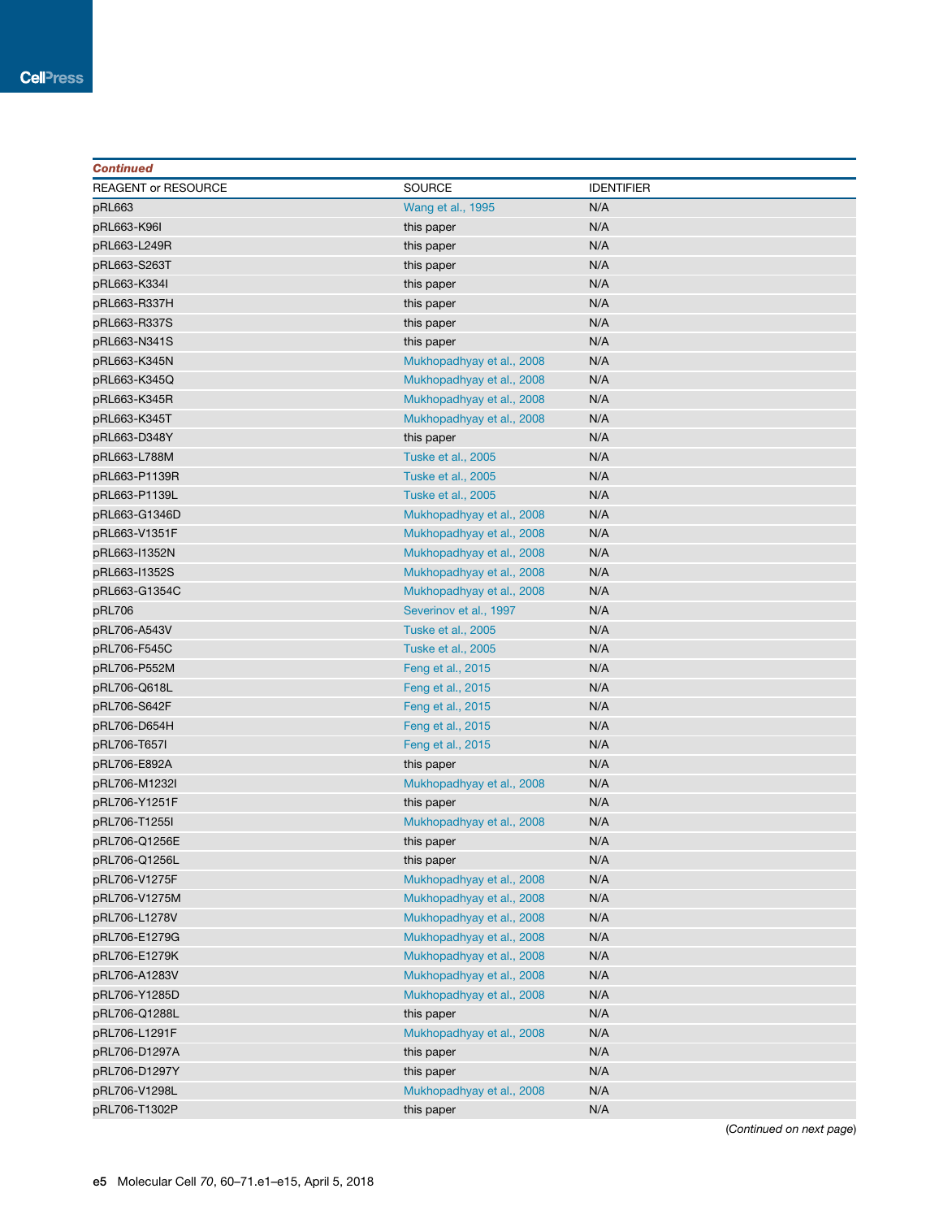*Continued*

| REAGENT or RESOURCE | SOURCE | IDENTIFIER |
|---|---|---|
| pRL663 | Wang et al., 1995 | N/A |
| pRL663-K96I | this paper | N/A |
| pRL663-L249R | this paper | N/A |
| pRL663-S263T | this paper | N/A |
| pRL663-K334I | this paper | N/A |
| pRL663-R337H | this paper | N/A |
| pRL663-R337S | this paper | N/A |
| pRL663-N341S | this paper | N/A |
| pRL663-K345N | Mukhopadhyay et al., 2008 | N/A |
| pRL663-K345Q | Mukhopadhyay et al., 2008 | N/A |
| pRL663-K345R | Mukhopadhyay et al., 2008 | N/A |
| pRL663-K345T | Mukhopadhyay et al., 2008 | N/A |
| pRL663-D348Y | this paper | N/A |
| pRL663-L788M | Tuske et al., 2005 | N/A |
| pRL663-P1139R | Tuske et al., 2005 | N/A |
| pRL663-P1139L | Tuske et al., 2005 | N/A |
| pRL663-G1346D | Mukhopadhyay et al., 2008 | N/A |
| pRL663-V1351F | Mukhopadhyay et al., 2008 | N/A |
| pRL663-I1352N | Mukhopadhyay et al., 2008 | N/A |
| pRL663-I1352S | Mukhopadhyay et al., 2008 | N/A |
| pRL663-G1354C | Mukhopadhyay et al., 2008 | N/A |
| pRL706 | Severinov et al., 1997 | N/A |
| pRL706-A543V | Tuske et al., 2005 | N/A |
| pRL706-F545C | Tuske et al., 2005 | N/A |
| pRL706-P552M | Feng et al., 2015 | N/A |
| pRL706-Q618L | Feng et al., 2015 | N/A |
| pRL706-S642F | Feng et al., 2015 | N/A |
| pRL706-D654H | Feng et al., 2015 | N/A |
| pRL706-T657I | Feng et al., 2015 | N/A |
| pRL706-E892A | this paper | N/A |
| pRL706-M1232I | Mukhopadhyay et al., 2008 | N/A |
| pRL706-Y1251F | this paper | N/A |
| pRL706-T1255I | Mukhopadhyay et al., 2008 | N/A |
| pRL706-Q1256E | this paper | N/A |
| pRL706-Q1256L | this paper | N/A |
| pRL706-V1275F | Mukhopadhyay et al., 2008 | N/A |
| pRL706-V1275M | Mukhopadhyay et al., 2008 | N/A |
| pRL706-L1278V | Mukhopadhyay et al., 2008 | N/A |
| pRL706-E1279G | Mukhopadhyay et al., 2008 | N/A |
| pRL706-E1279K | Mukhopadhyay et al., 2008 | N/A |
| pRL706-A1283V | Mukhopadhyay et al., 2008 | N/A |
| pRL706-Y1285D | Mukhopadhyay et al., 2008 | N/A |
| pRL706-Q1288L | this paper | N/A |
| pRL706-L1291F | Mukhopadhyay et al., 2008 | N/A |
| pRL706-D1297A | this paper | N/A |
| pRL706-D1297Y | this paper | N/A |
| pRL706-V1298L | Mukhopadhyay et al., 2008 | N/A |
| pRL706-T1302P | this paper | N/A |

(*Continued on next page*)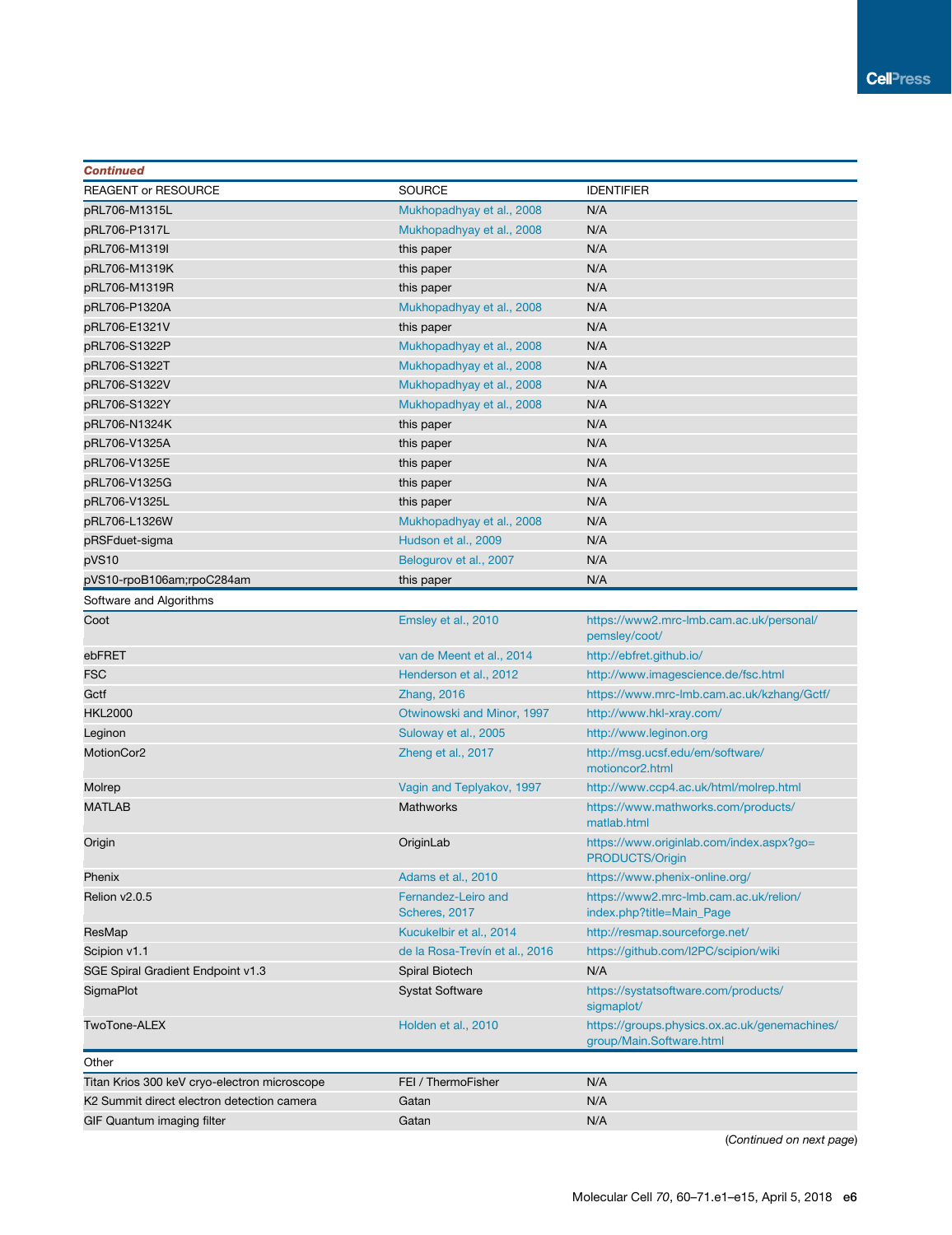**Continued**

| REAGENT or RESOURCE | SOURCE | IDENTIFIER |
|---|---|---|
| pRL706-M1315L | Mukhopadhyay et al., 2008 | N/A |
| pRL706-P1317L | Mukhopadhyay et al., 2008 | N/A |
| pRL706-M1319I | this paper | N/A |
| pRL706-M1319K | this paper | N/A |
| pRL706-M1319R | this paper | N/A |
| pRL706-P1320A | Mukhopadhyay et al., 2008 | N/A |
| pRL706-E1321V | this paper | N/A |
| pRL706-S1322P | Mukhopadhyay et al., 2008 | N/A |
| pRL706-S1322T | Mukhopadhyay et al., 2008 | N/A |
| pRL706-S1322V | Mukhopadhyay et al., 2008 | N/A |
| pRL706-S1322Y | Mukhopadhyay et al., 2008 | N/A |
| pRL706-N1324K | this paper | N/A |
| pRL706-V1325A | this paper | N/A |
| pRL706-V1325E | this paper | N/A |
| pRL706-V1325G | this paper | N/A |
| pRL706-V1325L | this paper | N/A |
| pRL706-L1326W | Mukhopadhyay et al., 2008 | N/A |
| pRSFduet-sigma | Hudson et al., 2009 | N/A |
| pVS10 | Belogurov et al., 2007 | N/A |
| pVS10-rpoB106am;rpoC284am | this paper | N/A |
| **Software and Algorithms** | | |
| Coot | Emsley et al., 2010 | https://www2.mrc-lmb.cam.ac.uk/personal/pemsley/coot/ |
| ebFRET | van de Meent et al., 2014 | http://ebfret.github.io/ |
| FSC | Henderson et al., 2012 | http://www.imagescience.de/fsc.html |
| Gctf | Zhang, 2016 | https://www.mrc-lmb.cam.ac.uk/kzhang/Gctf/ |
| HKL2000 | Otwinowski and Minor, 1997 | http://www.hkl-xray.com/ |
| Leginon | Suloway et al., 2005 | http://www.leginon.org |
| MotionCor2 | Zheng et al., 2017 | http://msg.ucsf.edu/em/software/motioncor2.html |
| Molrep | Vagin and Teplyakov, 1997 | http://www.ccp4.ac.uk/html/molrep.html |
| MATLAB | Mathworks | https://www.mathworks.com/products/matlab.html |
| Origin | OriginLab | https://www.originlab.com/index.aspx?go=PRODUCTS/Origin |
| Phenix | Adams et al., 2010 | https://www.phenix-online.org/ |
| Relion v2.0.5 | Fernandez-Leiro and Scheres, 2017 | https://www2.mrc-lmb.cam.ac.uk/relion/index.php?title=Main_Page |
| ResMap | Kucukelbir et al., 2014 | http://resmap.sourceforge.net/ |
| Scipion v1.1 | de la Rosa-Trevín et al., 2016 | https://github.com/I2PC/scipion/wiki |
| SGE Spiral Gradient Endpoint v1.3 | Spiral Biotech | N/A |
| SigmaPlot | Systat Software | https://systatsoftware.com/products/sigmaplot/ |
| TwoTone-ALEX | Holden et al., 2010 | https://groups.physics.ox.ac.uk/genemachines/group/Main.Software.html |
| **Other** | | |
| Titan Krios 300 keV cryo-electron microscope | FEI / ThermoFisher | N/A |
| K2 Summit direct electron detection camera | Gatan | N/A |
| GIF Quantum imaging filter | Gatan | N/A |

(*Continued on next page*)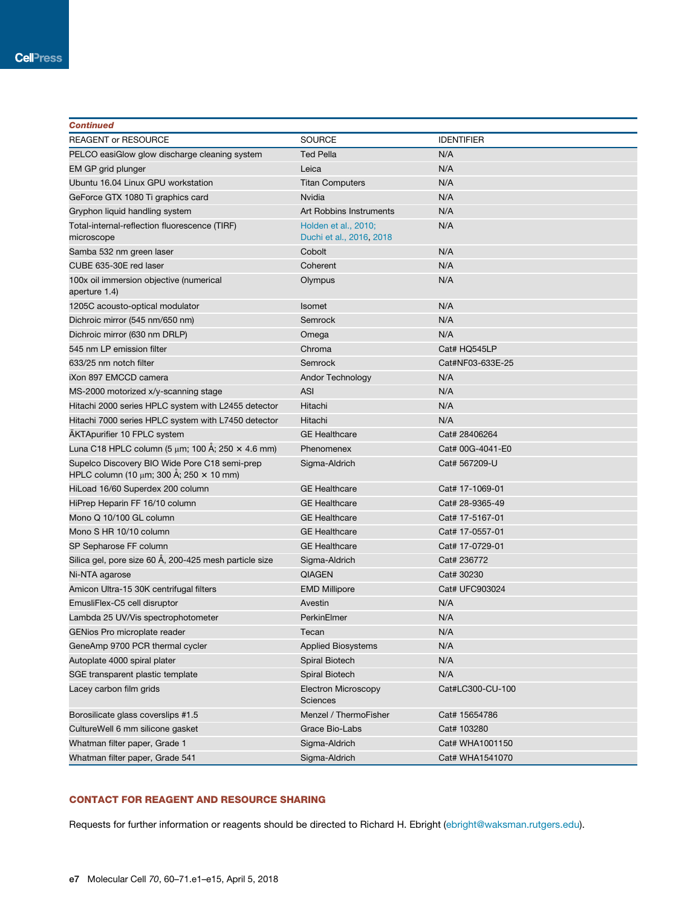***Continued***

| REAGENT or RESOURCE | SOURCE | IDENTIFIER |
|---|---|---|
| PELCO easiGlow glow discharge cleaning system | Ted Pella | N/A |
| EM GP grid plunger | Leica | N/A |
| Ubuntu 16.04 Linux GPU workstation | Titan Computers | N/A |
| GeForce GTX 1080 Ti graphics card | Nvidia | N/A |
| Gryphon liquid handling system | Art Robbins Instruments | N/A |
| Total-internal-reflection fluorescence (TIRF) microscope | Holden et al., 2010; Duchi et al., 2016, 2018 | N/A |
| Samba 532 nm green laser | Cobolt | N/A |
| CUBE 635-30E red laser | Coherent | N/A |
| 100x oil immersion objective (numerical aperture 1.4) | Olympus | N/A |
| 1205C acousto-optical modulator | Isomet | N/A |
| Dichroic mirror (545 nm/650 nm) | Semrock | N/A |
| Dichroic mirror (630 nm DRLP) | Omega | N/A |
| 545 nm LP emission filter | Chroma | Cat# HQ545LP |
| 633/25 nm notch filter | Semrock | Cat#NF03-633E-25 |
| iXon 897 EMCCD camera | Andor Technology | N/A |
| MS-2000 motorized x/y-scanning stage | ASI | N/A |
| Hitachi 2000 series HPLC system with L2455 detector | Hitachi | N/A |
| Hitachi 7000 series HPLC system with L7450 detector | Hitachi | N/A |
| ÄKTApurifier 10 FPLC system | GE Healthcare | Cat# 28406264 |
| Luna C18 HPLC column (5 μm; 100 Å; 250 × 4.6 mm) | Phenomenex | Cat# 00G-4041-E0 |
| Supelco Discovery BIO Wide Pore C18 semi-prep HPLC column (10 μm; 300 Å; 250 × 10 mm) | Sigma-Aldrich | Cat# 567209-U |
| HiLoad 16/60 Superdex 200 column | GE Healthcare | Cat# 17-1069-01 |
| HiPrep Heparin FF 16/10 column | GE Healthcare | Cat# 28-9365-49 |
| Mono Q 10/100 GL column | GE Healthcare | Cat# 17-5167-01 |
| Mono S HR 10/10 column | GE Healthcare | Cat# 17-0557-01 |
| SP Sepharose FF column | GE Healthcare | Cat# 17-0729-01 |
| Silica gel, pore size 60 Å, 200-425 mesh particle size | Sigma-Aldrich | Cat# 236772 |
| Ni-NTA agarose | QIAGEN | Cat# 30230 |
| Amicon Ultra-15 30K centrifugal filters | EMD Millipore | Cat# UFC903024 |
| EmusliFlex-C5 cell disruptor | Avestin | N/A |
| Lambda 25 UV/Vis spectrophotometer | PerkinElmer | N/A |
| GENios Pro microplate reader | Tecan | N/A |
| GeneAmp 9700 PCR thermal cycler | Applied Biosystems | N/A |
| Autoplate 4000 spiral plater | Spiral Biotech | N/A |
| SGE transparent plastic template | Spiral Biotech | N/A |
| Lacey carbon film grids | Electron Microscopy Sciences | Cat#LC300-CU-100 |
| Borosilicate glass coverslips #1.5 | Menzel / ThermoFisher | Cat# 15654786 |
| CultureWell 6 mm silicone gasket | Grace Bio-Labs | Cat# 103280 |
| Whatman filter paper, Grade 1 | Sigma-Aldrich | Cat# WHA1001150 |
| Whatman filter paper, Grade 541 | Sigma-Aldrich | Cat# WHA1541070 |

## CONTACT FOR REAGENT AND RESOURCE SHARING

Requests for further information or reagents should be directed to Richard H. Ebright (ebright@waksman.rutgers.edu).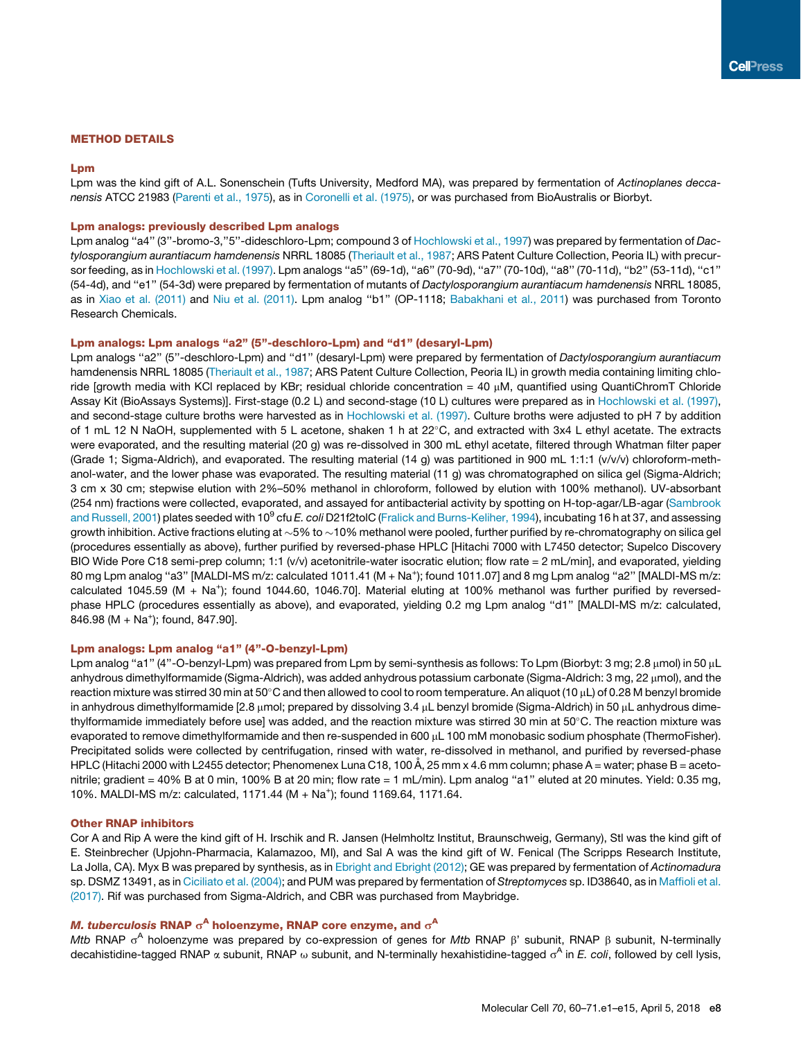## METHOD DETAILS

### Lpm

Lpm was the kind gift of A.L. Sonenschein (Tufts University, Medford MA), was prepared by fermentation of *Actinoplanes deccanensis* ATCC 21983 (Parenti et al., 1975), as in Coronelli et al. (1975), or was purchased from BioAustralis or Biorbyt.

### Lpm analogs: previously described Lpm analogs

Lpm analog "a4" (3''-bromo-3,''5''-dideschloro-Lpm; compound 3 of Hochlowski et al., 1997) was prepared by fermentation of *Dactylosporangium aurantiacum hamdenensis* NRRL 18085 (Theriault et al., 1987; ARS Patent Culture Collection, Peoria IL) with precursor feeding, as in Hochlowski et al. (1997). Lpm analogs "a5" (69-1d), "a6" (70-9d), "a7" (70-10d), "a8" (70-11d), "b2" (53-11d), "c1" (54-4d), and "e1" (54-3d) were prepared by fermentation of mutants of *Dactylosporangium aurantiacum hamdenensis* NRRL 18085, as in Xiao et al. (2011) and Niu et al. (2011). Lpm analog "b1" (OP-1118; Babakhani et al., 2011) was purchased from Toronto Research Chemicals.

### Lpm analogs: Lpm analogs "a2" (5''-deschloro-Lpm) and "d1" (desaryl-Lpm)

Lpm analogs "a2" (5''-deschloro-Lpm) and "d1" (desaryl-Lpm) were prepared by fermentation of *Dactylosporangium aurantiacum* hamdenensis NRRL 18085 (Theriault et al., 1987; ARS Patent Culture Collection, Peoria IL) in growth media containing limiting chloride [growth media with KCl replaced by KBr; residual chloride concentration = 40 μM, quantified using QuantiChromT Chloride Assay Kit (BioAssays Systems)]. First-stage (0.2 L) and second-stage (10 L) cultures were prepared as in Hochlowski et al. (1997), and second-stage culture broths were harvested as in Hochlowski et al. (1997). Culture broths were adjusted to pH 7 by addition of 1 mL 12 N NaOH, supplemented with 5 L acetone, shaken 1 h at 22°C, and extracted with 3x4 L ethyl acetate. The extracts were evaporated, and the resulting material (20 g) was re-dissolved in 300 mL ethyl acetate, filtered through Whatman filter paper (Grade 1; Sigma-Aldrich), and evaporated. The resulting material (14 g) was partitioned in 900 mL 1:1:1 (v/v/v) chloroform-methanol-water, and the lower phase was evaporated. The resulting material (11 g) was chromatographed on silica gel (Sigma-Aldrich; 3 cm x 30 cm; stepwise elution with 2%–50% methanol in chloroform, followed by elution with 100% methanol). UV-absorbant (254 nm) fractions were collected, evaporated, and assayed for antibacterial activity by spotting on H-top-agar/LB-agar (Sambrook and Russell, 2001) plates seeded with $10^9$ cfu *E. coli* D21f2tolC (Fralick and Burns-Keliher, 1994), incubating 16 h at 37, and assessing growth inhibition. Active fractions eluting at ~5% to ~10% methanol were pooled, further purified by re-chromatography on silica gel (procedures essentially as above), further purified by reversed-phase HPLC [Hitachi 7000 with L7450 detector; Supelco Discovery BIO Wide Pore C18 semi-prep column; 1:1 (v/v) acetonitrile-water isocratic elution; flow rate = 2 mL/min], and evaporated, yielding 80 mg Lpm analog "a3" [MALDI-MS m/z: calculated 1011.41 (M + $Na^+$); found 1011.07] and 8 mg Lpm analog "a2" [MALDI-MS m/z: calculated 1045.59 (M + $Na^+$); found 1044.60, 1046.70]. Material eluting at 100% methanol was further purified by reversed-phase HPLC (procedures essentially as above), and evaporated, yielding 0.2 mg Lpm analog "d1" [MALDI-MS m/z: calculated, 846.98 (M + $Na^+$); found, 847.90].

### Lpm analogs: Lpm analog "a1" (4''-O-benzyl-Lpm)

Lpm analog "a1" (4''-O-benzyl-Lpm) was prepared from Lpm by semi-synthesis as follows: To Lpm (Biorbyt: 3 mg; 2.8 μmol) in 50 μL anhydrous dimethylformamide (Sigma-Aldrich), was added anhydrous potassium carbonate (Sigma-Aldrich: 3 mg, 22 μmol), and the reaction mixture was stirred 30 min at 50°C and then allowed to cool to room temperature. An aliquot (10 μL) of 0.28 M benzyl bromide in anhydrous dimethylformamide [2.8 μmol; prepared by dissolving 3.4 μL benzyl bromide (Sigma-Aldrich) in 50 μL anhydrous dimethylformamide immediately before use] was added, and the reaction mixture was stirred 30 min at 50°C. The reaction mixture was evaporated to remove dimethylformamide and then re-suspended in 600 μL 100 mM monobasic sodium phosphate (ThermoFisher). Precipitated solids were collected by centrifugation, rinsed with water, re-dissolved in methanol, and purified by reversed-phase HPLC (Hitachi 2000 with L2455 detector; Phenomenex Luna C18, 100 Å, 25 mm x 4.6 mm column; phase A = water; phase B = acetonitrile; gradient = 40% B at 0 min, 100% B at 20 min; flow rate = 1 mL/min). Lpm analog "a1" eluted at 20 minutes. Yield: 0.35 mg, 10%. MALDI-MS m/z: calculated, 1171.44 (M + $Na^+$); found 1169.64, 1171.64.

### Other RNAP inhibitors

Cor A and Rip A were the kind gift of H. Irschik and R. Jansen (Helmholtz Institut, Braunschweig, Germany), Stl was the kind gift of E. Steinbrecher (Upjohn-Pharmacia, Kalamazoo, MI), and Sal A was the kind gift of W. Fenical (The Scripps Research Institute, La Jolla, CA). Myx B was prepared by synthesis, as in Ebright and Ebright (2012); GE was prepared by fermentation of *Actinomadura* sp. DSMZ 13491, as in Ciciliato et al. (2004); and PUM was prepared by fermentation of *Streptomyces* sp. ID38640, as in Maffioli et al. (2017). Rif was purchased from Sigma-Aldrich, and CBR was purchased from Maybridge.

### *M. tuberculosis* RNAP $\sigma^A$ holoenzyme, RNAP core enzyme, and $\sigma^A$

*Mtb* RNAP $\sigma^A$ holoenzyme was prepared by co-expression of genes for *Mtb* RNAP β' subunit, RNAP β subunit, N-terminally decahistidine-tagged RNAP α subunit, RNAP ω subunit, and N-terminally hexahistidine-tagged $\sigma^A$ in *E. coli*, followed by cell lysis,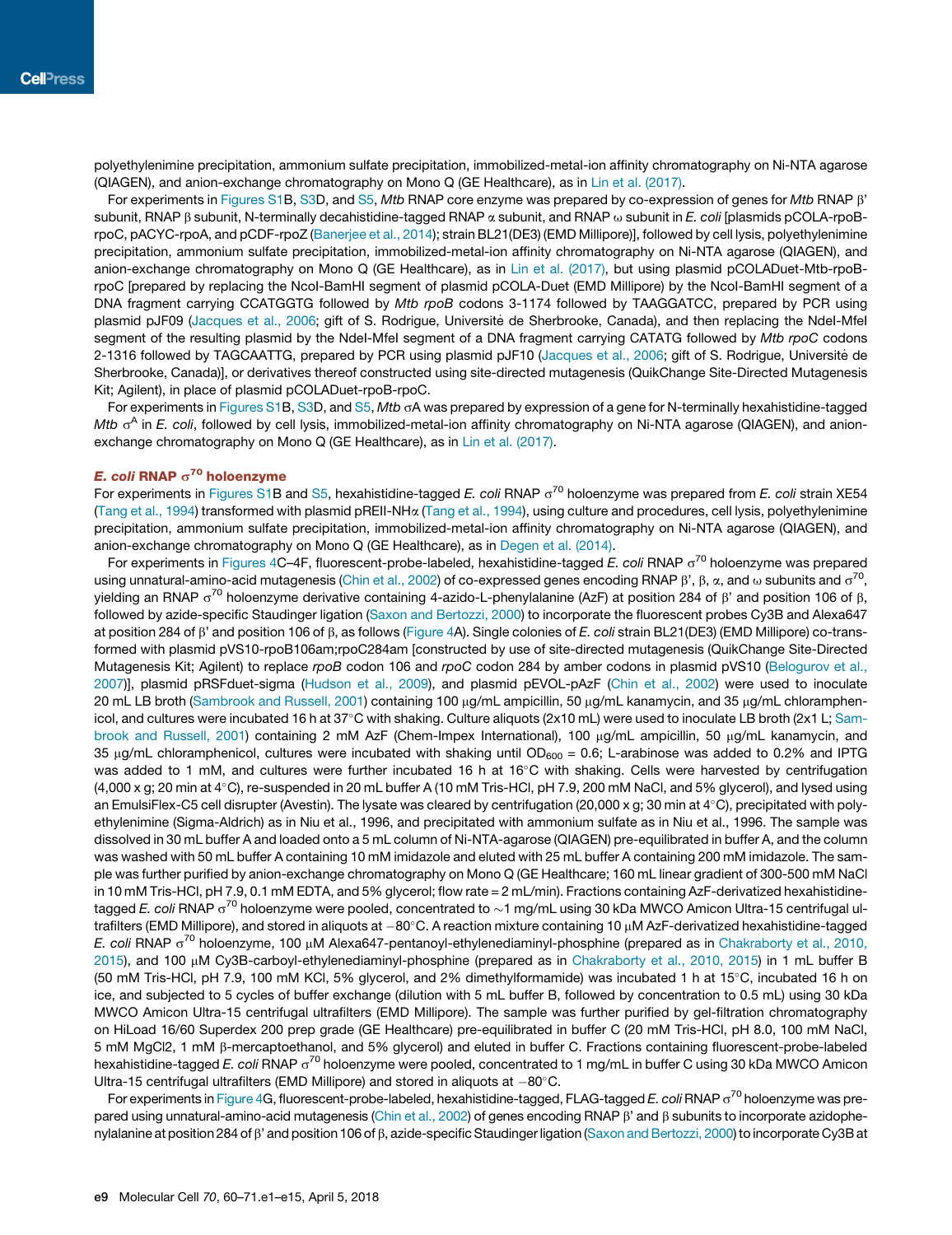polyethylenimine precipitation, ammonium sulfate precipitation, immobilized-metal-ion affinity chromatography on Ni-NTA agarose (QIAGEN), and anion-exchange chromatography on Mono Q (GE Healthcare), as in Lin et al. (2017).

For experiments in Figures S1B, S3D, and S5, *Mtb* RNAP core enzyme was prepared by co-expression of genes for *Mtb* RNAP β' subunit, RNAP β subunit, N-terminally decahistidine-tagged RNAP α subunit, and RNAP ω subunit in *E. coli* [plasmids pCOLA-rpoB-rpoC, pACYC-rpoA, and pCDF-rpoZ (Banerjee et al., 2014); strain BL21(DE3) (EMD Millipore)], followed by cell lysis, polyethylenimine precipitation, ammonium sulfate precipitation, immobilized-metal-ion affinity chromatography on Ni-NTA agarose (QIAGEN), and anion-exchange chromatography on Mono Q (GE Healthcare), as in Lin et al. (2017), but using plasmid pCOLADuet-Mtb-rpoB-rpoC [prepared by replacing the NcoI-BamHI segment of plasmid pCOLA-Duet (EMD Millipore) by the NcoI-BamHI segment of a DNA fragment carrying CCATGGTG followed by *Mtb rpoB* codons 3-1174 followed by TAAGGATCC, prepared by PCR using plasmid pJF09 (Jacques et al., 2006; gift of S. Rodrigue, Universitė de Sherbrooke, Canada), and then replacing the NdeI-MfeI segment of the resulting plasmid by the NdeI-MfeI segment of a DNA fragment carrying CATATG followed by *Mtb rpoC* codons 2-1316 followed by TAGCAATTG, prepared by PCR using plasmid pJF10 (Jacques et al., 2006; gift of S. Rodrigue, Universitė de Sherbrooke, Canada)], or derivatives thereof constructed using site-directed mutagenesis (QuikChange Site-Directed Mutagenesis Kit; Agilent), in place of plasmid pCOLADuet-rpoB-rpoC.

For experiments in Figures S1B, S3D, and S5, *Mtb* σA was prepared by expression of a gene for N-terminally hexahistidine-tagged *Mtb* $\sigma^A$ in *E. coli*, followed by cell lysis, immobilized-metal-ion affinity chromatography on Ni-NTA agarose (QIAGEN), and anion-exchange chromatography on Mono Q (GE Healthcare), as in Lin et al. (2017).

### *E. coli* RNAP $\sigma^{70}$ holoenzyme

For experiments in Figures S1B and S5, hexahistidine-tagged *E. coli* RNAP $\sigma^{70}$ holoenzyme was prepared from *E. coli* strain XE54 (Tang et al., 1994) transformed with plasmid pREII-NHα (Tang et al., 1994), using culture and procedures, cell lysis, polyethylenimine precipitation, ammonium sulfate precipitation, immobilized-metal-ion affinity chromatography on Ni-NTA agarose (QIAGEN), and anion-exchange chromatography on Mono Q (GE Healthcare), as in Degen et al. (2014).

For experiments in Figures 4C–4F, fluorescent-probe-labeled, hexahistidine-tagged *E. coli* RNAP $\sigma^{70}$ holoenzyme was prepared using unnatural-amino-acid mutagenesis (Chin et al., 2002) of co-expressed genes encoding RNAP β', β, α, and ω subunits and $\sigma^{70}$, yielding an RNAP $\sigma^{70}$ holoenzyme derivative containing 4-azido-L-phenylalanine (AzF) at position 284 of β' and position 106 of β, followed by azide-specific Staudinger ligation (Saxon and Bertozzi, 2000) to incorporate the fluorescent probes Cy3B and Alexa647 at position 284 of β' and position 106 of β, as follows (Figure 4A). Single colonies of *E. coli* strain BL21(DE3) (EMD Millipore) co-transformed with plasmid pVS10-rpoB106am;rpoC284am [constructed by use of site-directed mutagenesis (QuikChange Site-Directed Mutagenesis Kit; Agilent) to replace *rpoB* codon 106 and *rpoC* codon 284 by amber codons in plasmid pVS10 (Belogurov et al., 2007)], plasmid pRSFduet-sigma (Hudson et al., 2009), and plasmid pEVOL-pAzF (Chin et al., 2002) were used to inoculate 20 mL LB broth (Sambrook and Russell, 2001) containing 100 μg/mL ampicillin, 50 μg/mL kanamycin, and 35 μg/mL chloramphenicol, and cultures were incubated 16 h at 37°C with shaking. Culture aliquots (2x10 mL) were used to inoculate LB broth (2x1 L; Sambrook and Russell, 2001) containing 2 mM AzF (Chem-Impex International), 100 μg/mL ampicillin, 50 μg/mL kanamycin, and 35 μg/mL chloramphenicol, cultures were incubated with shaking until $OD_{600}$ = 0.6; L-arabinose was added to 0.2% and IPTG was added to 1 mM, and cultures were further incubated 16 h at 16°C with shaking. Cells were harvested by centrifugation (4,000 x g; 20 min at 4°C), re-suspended in 20 mL buffer A (10 mM Tris-HCl, pH 7.9, 200 mM NaCl, and 5% glycerol), and lysed using an EmulsiFlex-C5 cell disrupter (Avestin). The lysate was cleared by centrifugation (20,000 x g; 30 min at 4°C), precipitated with polyethylenimine (Sigma-Aldrich) as in Niu et al., 1996, and precipitated with ammonium sulfate as in Niu et al., 1996. The sample was dissolved in 30 mL buffer A and loaded onto a 5 mL column of Ni-NTA-agarose (QIAGEN) pre-equilibrated in buffer A, and the column was washed with 50 mL buffer A containing 10 mM imidazole and eluted with 25 mL buffer A containing 200 mM imidazole. The sample was further purified by anion-exchange chromatography on Mono Q (GE Healthcare; 160 mL linear gradient of 300-500 mM NaCl in 10 mM Tris-HCl, pH 7.9, 0.1 mM EDTA, and 5% glycerol; flow rate = 2 mL/min). Fractions containing AzF-derivatized hexahistidine-tagged *E. coli* RNAP $\sigma^{70}$ holoenzyme were pooled, concentrated to ~1 mg/mL using 30 kDa MWCO Amicon Ultra-15 centrifugal ultrafilters (EMD Millipore), and stored in aliquots at −80°C. A reaction mixture containing 10 μM AzF-derivatized hexahistidine-tagged *E. coli* RNAP $\sigma^{70}$ holoenzyme, 100 μM Alexa647-pentanoyl-ethylenediaminyl-phosphine (prepared as in Chakraborty et al., 2010, 2015), and 100 μM Cy3B-carboyl-ethylenediaminyl-phosphine (prepared as in Chakraborty et al., 2010, 2015) in 1 mL buffer B (50 mM Tris-HCl, pH 7.9, 100 mM KCl, 5% glycerol, and 2% dimethylformamide) was incubated 1 h at 15°C, incubated 16 h on ice, and subjected to 5 cycles of buffer exchange (dilution with 5 mL buffer B, followed by concentration to 0.5 mL) using 30 kDa MWCO Amicon Ultra-15 centrifugal ultrafilters (EMD Millipore). The sample was further purified by gel-filtration chromatography on HiLoad 16/60 Superdex 200 prep grade (GE Healthcare) pre-equilibrated in buffer C (20 mM Tris-HCl, pH 8.0, 100 mM NaCl, 5 mM MgCl2, 1 mM β-mercaptoethanol, and 5% glycerol) and eluted in buffer C. Fractions containing fluorescent-probe-labeled hexahistidine-tagged *E. coli* RNAP $\sigma^{70}$ holoenzyme were pooled, concentrated to 1 mg/mL in buffer C using 30 kDa MWCO Amicon Ultra-15 centrifugal ultrafilters (EMD Millipore) and stored in aliquots at −80°C.

For experiments in Figure 4G, fluorescent-probe-labeled, hexahistidine-tagged, FLAG-tagged *E. coli* RNAP $\sigma^{70}$ holoenzyme was prepared using unnatural-amino-acid mutagenesis (Chin et al., 2002) of genes encoding RNAP β' and β subunits to incorporate azidophenylalanine at position 284 of β' and position 106 of β, azide-specific Staudinger ligation (Saxon and Bertozzi, 2000) to incorporate Cy3B at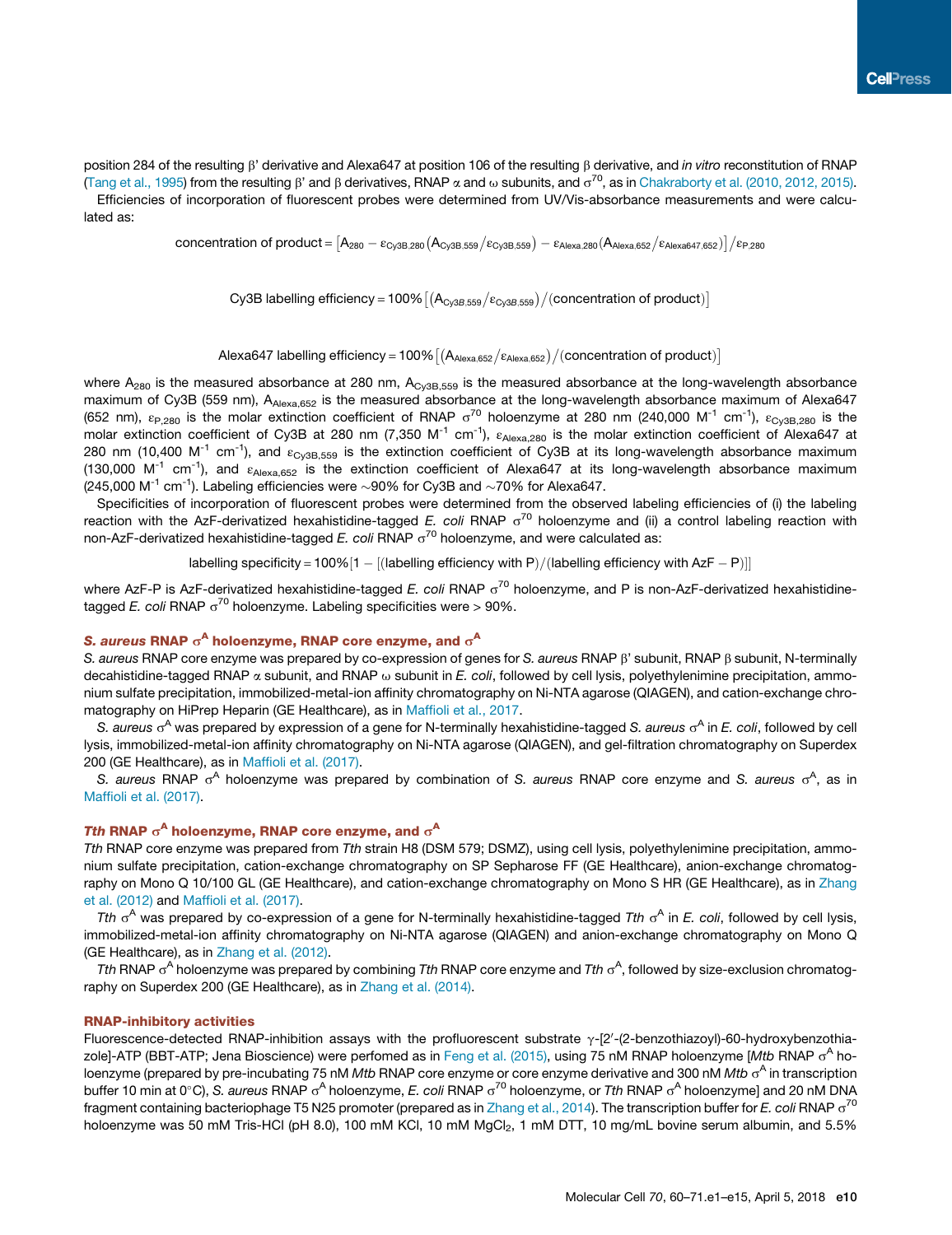position 284 of the resulting β' derivative and Alexa647 at position 106 of the resulting β derivative, and *in vitro* reconstitution of RNAP (Tang et al., 1995) from the resulting β' and β derivatives, RNAP α and ω subunits, and $\sigma^{70}$, as in Chakraborty et al. (2010, 2012, 2015).

Efficiencies of incorporation of fluorescent probes were determined from UV/Vis-absorbance measurements and were calculated as:

$$\text{concentration of product} = \left[A_{280} - \varepsilon_{Cy3B,280}\left(A_{Cy3B,559}/\varepsilon_{Cy3B,559}\right) - \varepsilon_{Alexa,280}\left(A_{Alexa,652}/\varepsilon_{Alexa647,652}\right)\right]/\varepsilon_{P,280}$$

$$\text{Cy3B labelling efficiency} = 100\%\left[\left(A_{Cy3B,559}/\varepsilon_{Cy3B,559}\right)/(\text{concentration of product})\right]$$

$$\text{Alexa647 labelling efficiency} = 100\%\left[\left(A_{Alexa,652}/\varepsilon_{Alexa,652}\right)/(\text{concentration of product})\right]$$

where $A_{280}$ is the measured absorbance at 280 nm, $A_{Cy3B,559}$ is the measured absorbance at the long-wavelength absorbance maximum of Cy3B (559 nm), $A_{Alexa,652}$ is the measured absorbance at the long-wavelength absorbance maximum of Alexa647 (652 nm), $\varepsilon_{P,280}$ is the molar extinction coefficient of RNAP $\sigma^{70}$ holoenzyme at 280 nm (240,000 $M^{-1}$ $cm^{-1}$), $\varepsilon_{Cy3B,280}$ is the molar extinction coefficient of Cy3B at 280 nm (7,350 $M^{-1}$ $cm^{-1}$), $\varepsilon_{Alexa,280}$ is the molar extinction coefficient of Alexa647 at 280 nm (10,400 $M^{-1}$ $cm^{-1}$), and $\varepsilon_{Cy3B,559}$ is the extinction coefficient of Cy3B at its long-wavelength absorbance maximum (130,000 $M^{-1}$ $cm^{-1}$), and $\varepsilon_{Alexa,652}$ is the extinction coefficient of Alexa647 at its long-wavelength absorbance maximum (245,000 $M^{-1}$ $cm^{-1}$). Labeling efficiencies were ~90% for Cy3B and ~70% for Alexa647.

Specificities of incorporation of fluorescent probes were determined from the observed labeling efficiencies of (i) the labeling reaction with the AzF-derivatized hexahistidine-tagged *E. coli* RNAP $\sigma^{70}$ holoenzyme and (ii) a control labeling reaction with non-AzF-derivatized hexahistidine-tagged *E. coli* RNAP $\sigma^{70}$ holoenzyme, and were calculated as:

$$\text{labelling specificity} = 100\%\left[1 - \left[(\text{labelling efficiency with P})/(\text{labelling efficiency with AzF} - \text{P})\right]\right]$$

where AzF-P is AzF-derivatized hexahistidine-tagged *E. coli* RNAP $\sigma^{70}$ holoenzyme, and P is non-AzF-derivatized hexahistidine-tagged *E. coli* RNAP $\sigma^{70}$ holoenzyme. Labeling specificities were > 90%.

### *S. aureus* RNAP $\sigma^A$ holoenzyme, RNAP core enzyme, and $\sigma^A$

*S. aureus* RNAP core enzyme was prepared by co-expression of genes for *S. aureus* RNAP β' subunit, RNAP β subunit, N-terminally decahistidine-tagged RNAP α subunit, and RNAP ω subunit in *E. coli*, followed by cell lysis, polyethylenimine precipitation, ammonium sulfate precipitation, immobilized-metal-ion affinity chromatography on Ni-NTA agarose (QIAGEN), and cation-exchange chromatography on HiPrep Heparin (GE Healthcare), as in Maffioli et al., 2017.

*S. aureus* $\sigma^A$ was prepared by expression of a gene for N-terminally hexahistidine-tagged *S. aureus* $\sigma^A$ in *E. coli*, followed by cell lysis, immobilized-metal-ion affinity chromatography on Ni-NTA agarose (QIAGEN), and gel-filtration chromatography on Superdex 200 (GE Healthcare), as in Maffioli et al. (2017).

*S. aureus* RNAP $\sigma^A$ holoenzyme was prepared by combination of *S. aureus* RNAP core enzyme and *S. aureus* $\sigma^A$, as in Maffioli et al. (2017).

### *Tth* RNAP $\sigma^A$ holoenzyme, RNAP core enzyme, and $\sigma^A$

*Tth* RNAP core enzyme was prepared from *Tth* strain H8 (DSM 579; DSMZ), using cell lysis, polyethylenimine precipitation, ammonium sulfate precipitation, cation-exchange chromatography on SP Sepharose FF (GE Healthcare), anion-exchange chromatography on Mono Q 10/100 GL (GE Healthcare), and cation-exchange chromatography on Mono S HR (GE Healthcare), as in Zhang et al. (2012) and Maffioli et al. (2017).

*Tth* $\sigma^A$ was prepared by co-expression of a gene for N-terminally hexahistidine-tagged *Tth* $\sigma^A$ in *E. coli*, followed by cell lysis, immobilized-metal-ion affinity chromatography on Ni-NTA agarose (QIAGEN) and anion-exchange chromatography on Mono Q (GE Healthcare), as in Zhang et al. (2012).

*Tth* RNAP $\sigma^A$ holoenzyme was prepared by combining *Tth* RNAP core enzyme and *Tth* $\sigma^A$, followed by size-exclusion chromatography on Superdex 200 (GE Healthcare), as in Zhang et al. (2014).

### RNAP-inhibitory activities

Fluorescence-detected RNAP-inhibition assays with the profluorescent substrate γ-[2'-(2-benzothiazoyl)-60-hydroxybenzothiazole]-ATP (BBT-ATP; Jena Bioscience) were perfomed as in Feng et al. (2015), using 75 nM RNAP holoenzyme [*Mtb* RNAP $\sigma^A$ holoenzyme (prepared by pre-incubating 75 nM *Mtb* RNAP core enzyme or core enzyme derivative and 300 nM *Mtb* $\sigma^A$ in transcription buffer 10 min at 0°C), *S. aureus* RNAP $\sigma^A$ holoenzyme, *E. coli* RNAP $\sigma^{70}$ holoenzyme, or *Tth* RNAP $\sigma^A$ holoenzyme] and 20 nM DNA fragment containing bacteriophage T5 N25 promoter (prepared as in Zhang et al., 2014). The transcription buffer for *E. coli* RNAP $\sigma^{70}$ holoenzyme was 50 mM Tris-HCl (pH 8.0), 100 mM KCl, 10 mM $MgCl_2$, 1 mM DTT, 10 mg/mL bovine serum albumin, and 5.5%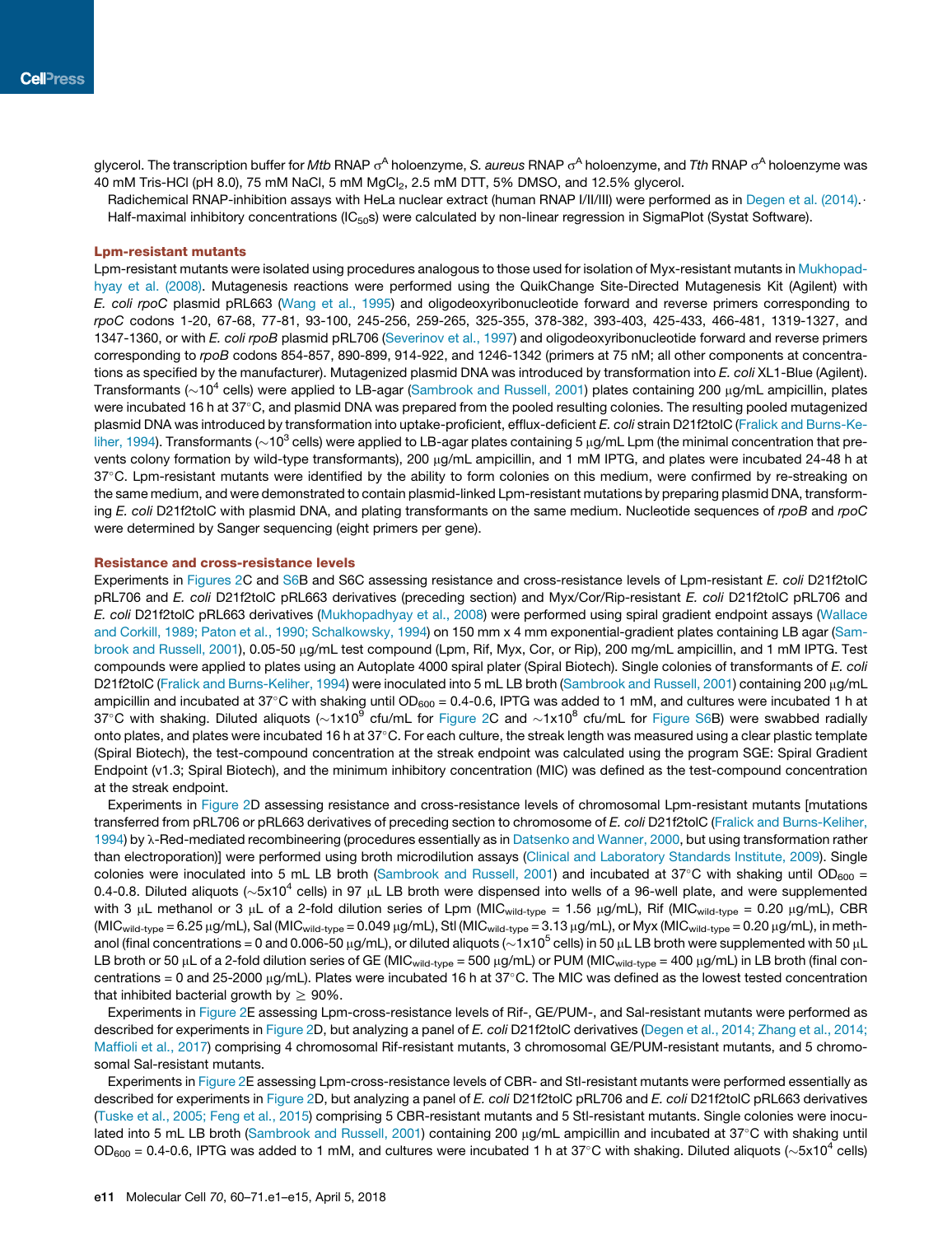glycerol. The transcription buffer for *Mtb* RNAP $\sigma^A$ holoenzyme, *S. aureus* RNAP $\sigma^A$ holoenzyme, and *Tth* RNAP $\sigma^A$ holoenzyme was 40 mM Tris-HCl (pH 8.0), 75 mM NaCl, 5 mM $MgCl_2$, 2.5 mM DTT, 5% DMSO, and 12.5% glycerol.

Radichemical RNAP-inhibition assays with HeLa nuclear extract (human RNAP I/II/III) were performed as in Degen et al. (2014). Half-maximal inhibitory concentrations ($IC_{50}$s) were calculated by non-linear regression in SigmaPlot (Systat Software).

### Lpm-resistant mutants

Lpm-resistant mutants were isolated using procedures analogous to those used for isolation of Myx-resistant mutants in Mukhopadhyay et al. (2008). Mutagenesis reactions were performed using the QuikChange Site-Directed Mutagenesis Kit (Agilent) with *E. coli rpoC* plasmid pRL663 (Wang et al., 1995) and oligodeoxyribonucleotide forward and reverse primers corresponding to *rpoC* codons 1-20, 67-68, 77-81, 93-100, 245-256, 259-265, 325-355, 378-382, 393-403, 425-433, 466-481, 1319-1327, and 1347-1360, or with *E. coli rpoB* plasmid pRL706 (Severinov et al., 1997) and oligodeoxyribonucleotide forward and reverse primers corresponding to *rpoB* codons 854-857, 890-899, 914-922, and 1246-1342 (primers at 75 nM; all other components at concentrations as specified by the manufacturer). Mutagenized plasmid DNA was introduced by transformation into *E. coli* XL1-Blue (Agilent). Transformants (~$10^4$ cells) were applied to LB-agar (Sambrook and Russell, 2001) plates containing 200 μg/mL ampicillin, plates were incubated 16 h at 37°C, and plasmid DNA was prepared from the pooled resulting colonies. The resulting pooled mutagenized plasmid DNA was introduced by transformation into uptake-proficient, efflux-deficient *E. coli* strain D21f2tolC (Fralick and Burns-Keliher, 1994). Transformants (~$10^3$ cells) were applied to LB-agar plates containing 5 μg/mL Lpm (the minimal concentration that prevents colony formation by wild-type transformants), 200 μg/mL ampicillin, and 1 mM IPTG, and plates were incubated 24-48 h at 37°C. Lpm-resistant mutants were identified by the ability to form colonies on this medium, were confirmed by re-streaking on the same medium, and were demonstrated to contain plasmid-linked Lpm-resistant mutations by preparing plasmid DNA, transforming *E. coli* D21f2tolC with plasmid DNA, and plating transformants on the same medium. Nucleotide sequences of *rpoB* and *rpoC* were determined by Sanger sequencing (eight primers per gene).

### Resistance and cross-resistance levels

Experiments in Figures 2C and S6B and S6C assessing resistance and cross-resistance levels of Lpm-resistant *E. coli* D21f2tolC pRL706 and *E. coli* D21f2tolC pRL663 derivatives (preceding section) and Myx/Cor/Rip-resistant *E. coli* D21f2tolC pRL706 and *E. coli* D21f2tolC pRL663 derivatives (Mukhopadhyay et al., 2008) were performed using spiral gradient endpoint assays (Wallace and Corkill, 1989; Paton et al., 1990; Schalkowsky, 1994) on 150 mm x 4 mm exponential-gradient plates containing LB agar (Sambrook and Russell, 2001), 0.05-50 μg/mL test compound (Lpm, Rif, Myx, Cor, or Rip), 200 mg/mL ampicillin, and 1 mM IPTG. Test compounds were applied to plates using an Autoplate 4000 spiral plater (Spiral Biotech). Single colonies of transformants of *E. coli* D21f2tolC (Fralick and Burns-Keliher, 1994) were inoculated into 5 mL LB broth (Sambrook and Russell, 2001) containing 200 μg/mL ampicillin and incubated at 37°C with shaking until $OD_{600}$ = 0.4-0.6, IPTG was added to 1 mM, and cultures were incubated 1 h at 37°C with shaking. Diluted aliquots (~1x$10^9$ cfu/mL for Figure 2C and ~1x$10^8$ cfu/mL for Figure S6B) were swabbed radially onto plates, and plates were incubated 16 h at 37°C. For each culture, the streak length was measured using a clear plastic template (Spiral Biotech), the test-compound concentration at the streak endpoint was calculated using the program SGE: Spiral Gradient Endpoint (v1.3; Spiral Biotech), and the minimum inhibitory concentration (MIC) was defined as the test-compound concentration at the streak endpoint.

Experiments in Figure 2D assessing resistance and cross-resistance levels of chromosomal Lpm-resistant mutants [mutations transferred from pRL706 or pRL663 derivatives of preceding section to chromosome of *E. coli* D21f2tolC (Fralick and Burns-Keliher, 1994) by λ-Red-mediated recombineering (procedures essentially as in Datsenko and Wanner, 2000, but using transformation rather than electroporation)] were performed using broth microdilution assays (Clinical and Laboratory Standards Institute, 2009). Single colonies were inoculated into 5 mL LB broth (Sambrook and Russell, 2001) and incubated at 37°C with shaking until $OD_{600}$ = 0.4-0.8. Diluted aliquots (~5x$10^4$ cells) in 97 μL LB broth were dispensed into wells of a 96-well plate, and were supplemented with 3 μL methanol or 3 μL of a 2-fold dilution series of Lpm ($MIC_{wild\text{-}type}$ = 1.56 μg/mL), Rif ($MIC_{wild\text{-}type}$ = 0.20 μg/mL), CBR ($MIC_{wild\text{-}type}$ = 6.25 μg/mL), Sal ($MIC_{wild\text{-}type}$ = 0.049 μg/mL), Stl ($MIC_{wild\text{-}type}$ = 3.13 μg/mL), or Myx ($MIC_{wild\text{-}type}$ = 0.20 μg/mL), in methanol (final concentrations = 0 and 0.006-50 μg/mL), or diluted aliquots (~1x$10^5$ cells) in 50 μL LB broth were supplemented with 50 μL LB broth or 50 μL of a 2-fold dilution series of GE ($MIC_{wild\text{-}type}$ = 500 μg/mL) or PUM ($MIC_{wild\text{-}type}$ = 400 μg/mL) in LB broth (final concentrations = 0 and 25-2000 μg/mL). Plates were incubated 16 h at 37°C. The MIC was defined as the lowest tested concentration that inhibited bacterial growth by ≥ 90%.

Experiments in Figure 2E assessing Lpm-cross-resistance levels of Rif-, GE/PUM-, and Sal-resistant mutants were performed as described for experiments in Figure 2D, but analyzing a panel of *E. coli* D21f2tolC derivatives (Degen et al., 2014; Zhang et al., 2014; Maffioli et al., 2017) comprising 4 chromosomal Rif-resistant mutants, 3 chromosomal GE/PUM-resistant mutants, and 5 chromosomal Sal-resistant mutants.

Experiments in Figure 2E assessing Lpm-cross-resistance levels of CBR- and Stl-resistant mutants were performed essentially as described for experiments in Figure 2D, but analyzing a panel of *E. coli* D21f2tolC pRL706 and *E. coli* D21f2tolC pRL663 derivatives (Tuske et al., 2005; Feng et al., 2015) comprising 5 CBR-resistant mutants and 5 Stl-resistant mutants. Single colonies were inoculated into 5 mL LB broth (Sambrook and Russell, 2001) containing 200 μg/mL ampicillin and incubated at 37°C with shaking until $OD_{600}$ = 0.4-0.6, IPTG was added to 1 mM, and cultures were incubated 1 h at 37°C with shaking. Diluted aliquots (~5x$10^4$ cells)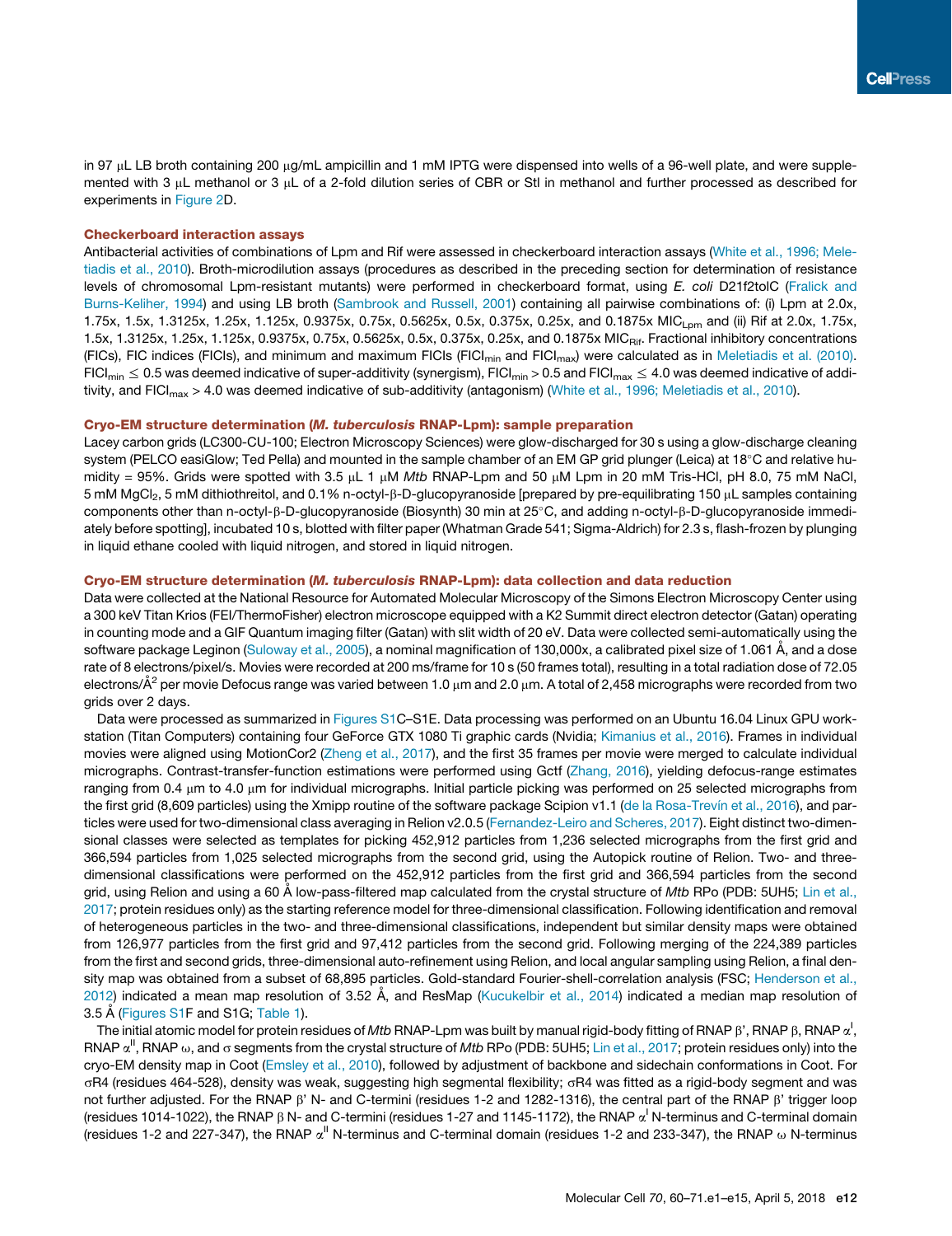in 97 μL LB broth containing 200 μg/mL ampicillin and 1 mM IPTG were dispensed into wells of a 96-well plate, and were supplemented with 3 μL methanol or 3 μL of a 2-fold dilution series of CBR or Stl in methanol and further processed as described for experiments in Figure 2D.

### Checkerboard interaction assays

Antibacterial activities of combinations of Lpm and Rif were assessed in checkerboard interaction assays (White et al., 1996; Meletiadis et al., 2010). Broth-microdilution assays (procedures as described in the preceding section for determination of resistance levels of chromosomal Lpm-resistant mutants) were performed in checkerboard format, using *E. coli* D21f2tolC (Fralick and Burns-Keliher, 1994) and using LB broth (Sambrook and Russell, 2001) containing all pairwise combinations of: (i) Lpm at 2.0x, 1.75x, 1.5x, 1.3125x, 1.25x, 1.125x, 0.9375x, 0.75x, 0.5625x, 0.5x, 0.375x, 0.25x, and 0.1875x $MIC_{Lpm}$ and (ii) Rif at 2.0x, 1.75x, 1.5x, 1.3125x, 1.25x, 1.125x, 0.9375x, 0.75x, 0.5625x, 0.5x, 0.375x, 0.25x, and 0.1875x $MIC_{Rif}$. Fractional inhibitory concentrations (FICs), FIC indices (FICIs), and minimum and maximum FICIs ($FICI_{min}$ and $FICI_{max}$) were calculated as in Meletiadis et al. (2010). $FICI_{min} \leq 0.5$ was deemed indicative of super-additivity (synergism), $FICI_{min} > 0.5$ and $FICI_{max} \leq 4.0$ was deemed indicative of additivity, and $FICI_{max} > 4.0$ was deemed indicative of sub-additivity (antagonism) (White et al., 1996; Meletiadis et al., 2010).

### Cryo-EM structure determination (*M. tuberculosis* RNAP-Lpm): sample preparation

Lacey carbon grids (LC300-CU-100; Electron Microscopy Sciences) were glow-discharged for 30 s using a glow-discharge cleaning system (PELCO easiGlow; Ted Pella) and mounted in the sample chamber of an EM GP grid plunger (Leica) at 18°C and relative humidity = 95%. Grids were spotted with 3.5 μL 1 μM *Mtb* RNAP-Lpm and 50 μM Lpm in 20 mM Tris-HCl, pH 8.0, 75 mM NaCl, 5 mM $MgCl_2$, 5 mM dithiothreitol, and 0.1% n-octyl-β-D-glucopyranoside [prepared by pre-equilibrating 150 μL samples containing components other than n-octyl-β-D-glucopyranoside (Biosynth) 30 min at 25°C, and adding n-octyl-β-D-glucopyranoside immediately before spotting], incubated 10 s, blotted with filter paper (Whatman Grade 541; Sigma-Aldrich) for 2.3 s, flash-frozen by plunging in liquid ethane cooled with liquid nitrogen, and stored in liquid nitrogen.

### Cryo-EM structure determination (*M. tuberculosis* RNAP-Lpm): data collection and data reduction

Data were collected at the National Resource for Automated Molecular Microscopy of the Simons Electron Microscopy Center using a 300 keV Titan Krios (FEI/ThermoFisher) electron microscope equipped with a K2 Summit direct electron detector (Gatan) operating in counting mode and a GIF Quantum imaging filter (Gatan) with slit width of 20 eV. Data were collected semi-automatically using the software package Leginon (Suloway et al., 2005), a nominal magnification of 130,000x, a calibrated pixel size of 1.061 Å, and a dose rate of 8 electrons/pixel/s. Movies were recorded at 200 ms/frame for 10 s (50 frames total), resulting in a total radiation dose of 72.05 electrons/Å$^2$ per movie Defocus range was varied between 1.0 μm and 2.0 μm. A total of 2,458 micrographs were recorded from two grids over 2 days.

Data were processed as summarized in Figures S1C–S1E. Data processing was performed on an Ubuntu 16.04 Linux GPU workstation (Titan Computers) containing four GeForce GTX 1080 Ti graphic cards (Nvidia; Kimanius et al., 2016). Frames in individual movies were aligned using MotionCor2 (Zheng et al., 2017), and the first 35 frames per movie were merged to calculate individual micrographs. Contrast-transfer-function estimations were performed using Gctf (Zhang, 2016), yielding defocus-range estimates ranging from 0.4 μm to 4.0 μm for individual micrographs. Initial particle picking was performed on 25 selected micrographs from the first grid (8,609 particles) using the Xmipp routine of the software package Scipion v1.1 (de la Rosa-Trevín et al., 2016), and particles were used for two-dimensional class averaging in Relion v2.0.5 (Fernandez-Leiro and Scheres, 2017). Eight distinct two-dimensional classes were selected as templates for picking 452,912 particles from 1,236 selected micrographs from the first grid and 366,594 particles from 1,025 selected micrographs from the second grid, using the Autopick routine of Relion. Two- and three-dimensional classifications were performed on the 452,912 particles from the first grid and 366,594 particles from the second grid, using Relion and using a 60 Å low-pass-filtered map calculated from the crystal structure of *Mtb* RPo (PDB: 5UH5; Lin et al., 2017; protein residues only) as the starting reference model for three-dimensional classification. Following identification and removal of heterogeneous particles in the two- and three-dimensional classifications, independent but similar density maps were obtained from 126,977 particles from the first grid and 97,412 particles from the second grid. Following merging of the 224,389 particles from the first and second grids, three-dimensional auto-refinement using Relion, and local angular sampling using Relion, a final density map was obtained from a subset of 68,895 particles. Gold-standard Fourier-shell-correlation analysis (FSC; Henderson et al., 2012) indicated a mean map resolution of 3.52 Å, and ResMap (Kucukelbir et al., 2014) indicated a median map resolution of 3.5 Å (Figures S1F and S1G; Table 1).

The initial atomic model for protein residues of *Mtb* RNAP-Lpm was built by manual rigid-body fitting of RNAP β', RNAP β, RNAP $\alpha^{I}$, RNAP $\alpha^{II}$, RNAP ω, and σ segments from the crystal structure of *Mtb* RPo (PDB: 5UH5; Lin et al., 2017; protein residues only) into the cryo-EM density map in Coot (Emsley et al., 2010), followed by adjustment of backbone and sidechain conformations in Coot. For σR4 (residues 464-528), density was weak, suggesting high segmental flexibility; σR4 was fitted as a rigid-body segment and was not further adjusted. For the RNAP β' N- and C-termini (residues 1-2 and 1282-1316), the central part of the RNAP β' trigger loop (residues 1014-1022), the RNAP β N- and C-termini (residues 1-27 and 1145-1172), the RNAP $\alpha^{I}$ N-terminus and C-terminal domain (residues 1-2 and 227-347), the RNAP $\alpha^{II}$ N-terminus and C-terminal domain (residues 1-2 and 233-347), the RNAP ω N-terminus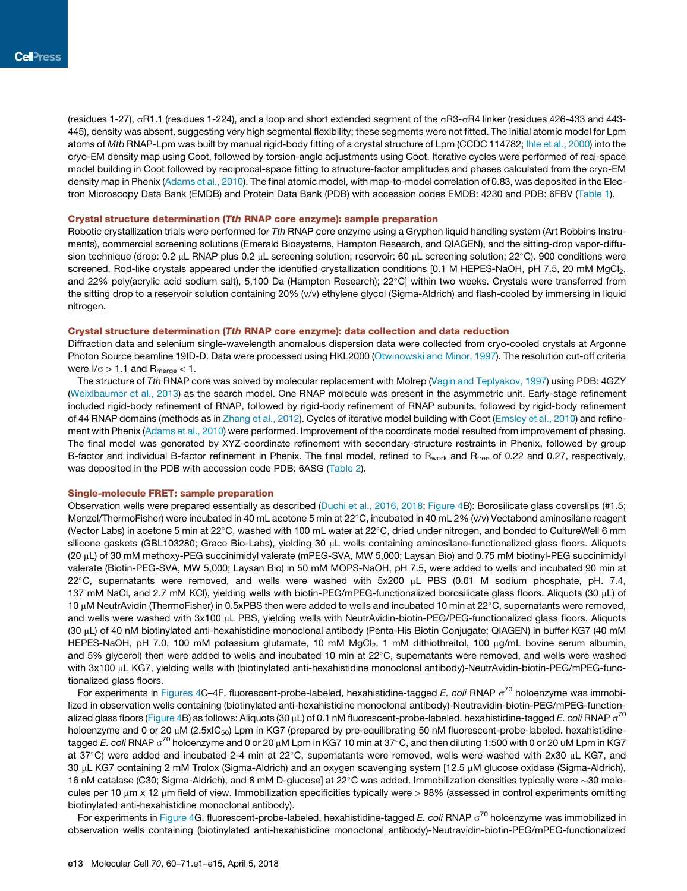(residues 1-27), σR1.1 (residues 1-224), and a loop and short extended segment of the σR3-σR4 linker (residues 426-433 and 443-445), density was absent, suggesting very high segmental flexibility; these segments were not fitted. The initial atomic model for Lpm atoms of *Mtb* RNAP-Lpm was built by manual rigid-body fitting of a crystal structure of Lpm (CCDC 114782; Ihle et al., 2000) into the cryo-EM density map using Coot, followed by torsion-angle adjustments using Coot. Iterative cycles were performed of real-space model building in Coot followed by reciprocal-space fitting to structure-factor amplitudes and phases calculated from the cryo-EM density map in Phenix (Adams et al., 2010). The final atomic model, with map-to-model correlation of 0.83, was deposited in the Electron Microscopy Data Bank (EMDB) and Protein Data Bank (PDB) with accession codes EMDB: 4230 and PDB: 6FBV (Table 1).

### Crystal structure determination (*Tth* RNAP core enzyme): sample preparation

Robotic crystallization trials were performed for *Tth* RNAP core enzyme using a Gryphon liquid handling system (Art Robbins Instruments), commercial screening solutions (Emerald Biosystems, Hampton Research, and QIAGEN), and the sitting-drop vapor-diffusion technique (drop: 0.2 μL RNAP plus 0.2 μL screening solution; reservoir: 60 μL screening solution; 22°C). 900 conditions were screened. Rod-like crystals appeared under the identified crystallization conditions [0.1 M HEPES-NaOH, pH 7.5, 20 mM $MgCl_2$, and 22% poly(acrylic acid sodium salt), 5,100 Da (Hampton Research); 22°C] within two weeks. Crystals were transferred from the sitting drop to a reservoir solution containing 20% (v/v) ethylene glycol (Sigma-Aldrich) and flash-cooled by immersing in liquid nitrogen.

### Crystal structure determination (*Tth* RNAP core enzyme): data collection and data reduction

Diffraction data and selenium single-wavelength anomalous dispersion data were collected from cryo-cooled crystals at Argonne Photon Source beamline 19ID-D. Data were processed using HKL2000 (Otwinowski and Minor, 1997). The resolution cut-off criteria were $I/\sigma > 1.1$ and $R_{merge} < 1$.

The structure of *Tth* RNAP core was solved by molecular replacement with Molrep (Vagin and Teplyakov, 1997) using PDB: 4GZY (Weixlbaumer et al., 2013) as the search model. One RNAP molecule was present in the asymmetric unit. Early-stage refinement included rigid-body refinement of RNAP, followed by rigid-body refinement of RNAP subunits, followed by rigid-body refinement of 44 RNAP domains (methods as in Zhang et al., 2012). Cycles of iterative model building with Coot (Emsley et al., 2010) and refinement with Phenix (Adams et al., 2010) were performed. Improvement of the coordinate model resulted from improvement of phasing. The final model was generated by XYZ-coordinate refinement with secondary-structure restraints in Phenix, followed by group B-factor and individual B-factor refinement in Phenix. The final model, refined to $R_{work}$ and $R_{free}$ of 0.22 and 0.27, respectively, was deposited in the PDB with accession code PDB: 6ASG (Table 2).

### Single-molecule FRET: sample preparation

Observation wells were prepared essentially as described (Duchi et al., 2016, 2018; Figure 4B): Borosilicate glass coverslips (#1.5; Menzel/ThermoFisher) were incubated in 40 mL acetone 5 min at 22°C, incubated in 40 mL 2% (v/v) Vectabond aminosilane reagent (Vector Labs) in acetone 5 min at 22°C, washed with 100 mL water at 22°C, dried under nitrogen, and bonded to CultureWell 6 mm silicone gaskets (GBL103280; Grace Bio-Labs), yielding 30 μL wells containing aminosilane-functionalized glass floors. Aliquots (20 μL) of 30 mM methoxy-PEG succinimidyl valerate (mPEG-SVA, MW 5,000; Laysan Bio) and 0.75 mM biotinyl-PEG succinimidyl valerate (Biotin-PEG-SVA, MW 5,000; Laysan Bio) in 50 mM MOPS-NaOH, pH 7.5, were added to wells and incubated 90 min at 22°C, supernatants were removed, and wells were washed with 5x200 μL PBS (0.01 M sodium phosphate, pH. 7.4, 137 mM NaCl, and 2.7 mM KCl), yielding wells with biotin-PEG/mPEG-functionalized borosilicate glass floors. Aliquots (30 μL) of 10 μM NeutrAvidin (ThermoFisher) in 0.5xPBS then were added to wells and incubated 10 min at 22°C, supernatants were removed, and wells were washed with 3x100 μL PBS, yielding wells with NeutrAvidin-biotin-PEG/PEG-functionalized glass floors. Aliquots (30 μL) of 40 nM biotinylated anti-hexahistidine monoclonal antibody (Penta-His Biotin Conjugate; QIAGEN) in buffer KG7 (40 mM HEPES-NaOH, pH 7.0, 100 mM potassium glutamate, 10 mM $MgCl_2$, 1 mM dithiothreitol, 100 μg/mL bovine serum albumin, and 5% glycerol) then were added to wells and incubated 10 min at 22°C, supernatants were removed, and wells were washed with 3x100 μL KG7, yielding wells with (biotinylated anti-hexahistidine monoclonal antibody)-NeutrAvidin-biotin-PEG/mPEG-functionalized glass floors.

For experiments in Figures 4C–4F, fluorescent-probe-labeled, hexahistidine-tagged *E. coli* RNAP $\sigma^{70}$ holoenzyme was immobilized in observation wells containing (biotinylated anti-hexahistidine monoclonal antibody)-Neutravidin-biotin-PEG/mPEG-functionalized glass floors (Figure 4B) as follows: Aliquots (30 μL) of 0.1 nM fluorescent-probe-labeled. hexahistidine-tagged *E. coli* RNAP $\sigma^{70}$ holoenzyme and 0 or 20 μM (2.5x$IC_{50}$) Lpm in KG7 (prepared by pre-equilibrating 50 nM fluorescent-probe-labeled. hexahistidine-tagged *E. coli* RNAP $\sigma^{70}$ holoenzyme and 0 or 20 μM Lpm in KG7 10 min at 37°C, and then diluting 1:500 with 0 or 20 uM Lpm in KG7 at 37°C) were added and incubated 2-4 min at 22°C, supernatants were removed, wells were washed with 2x30 μL KG7, and 30 μL KG7 containing 2 mM Trolox (Sigma-Aldrich) and an oxygen scavenging system [12.5 μM glucose oxidase (Sigma-Aldrich), 16 nM catalase (C30; Sigma-Aldrich), and 8 mM D-glucose] at 22°C was added. Immobilization densities typically were ~30 molecules per 10 μm x 12 μm field of view. Immobilization specificities typically were > 98% (assessed in control experiments omitting biotinylated anti-hexahistidine monoclonal antibody).

For experiments in Figure 4G, fluorescent-probe-labeled, hexahistidine-tagged *E. coli* RNAP $\sigma^{70}$ holoenzyme was immobilized in observation wells containing (biotinylated anti-hexahistidine monoclonal antibody)-Neutravidin-biotin-PEG/mPEG-functionalized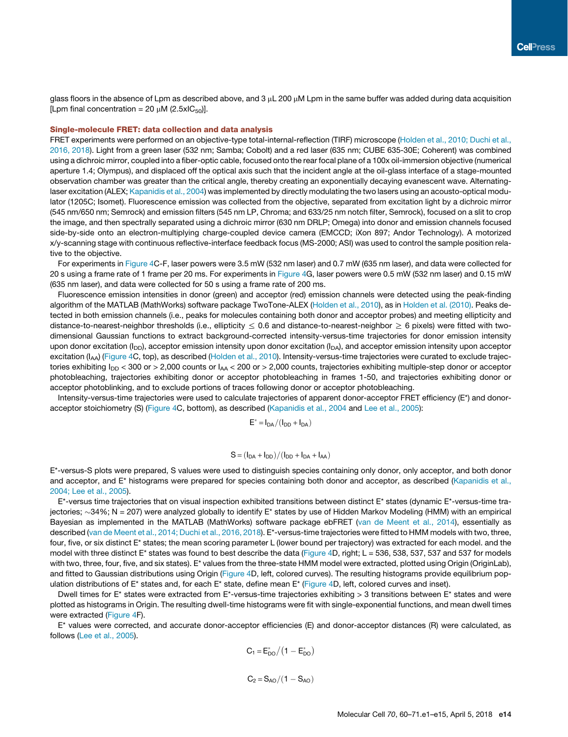glass floors in the absence of Lpm as described above, and 3 μL 200 μM Lpm in the same buffer was added during data acquisition [Lpm final concentration = 20 μM ($2.5xIC_{50}$)].

### Single-molecule FRET: data collection and data analysis

FRET experiments were performed on an objective-type total-internal-reflection (TIRF) microscope (Holden et al., 2010; Duchi et al., 2016, 2018). Light from a green laser (532 nm; Samba; Cobolt) and a red laser (635 nm; CUBE 635-30E; Coherent) was combined using a dichroic mirror, coupled into a fiber-optic cable, focused onto the rear focal plane of a 100x oil-immersion objective (numerical aperture 1.4; Olympus), and displaced off the optical axis such that the incident angle at the oil-glass interface of a stage-mounted observation chamber was greater than the critical angle, thereby creating an exponentially decaying evanescent wave. Alternating-laser excitation (ALEX; Kapanidis et al., 2004) was implemented by directly modulating the two lasers using an acousto-optical modulator (1205C; Isomet). Fluorescence emission was collected from the objective, separated from excitation light by a dichroic mirror (545 nm/650 nm; Semrock) and emission filters (545 nm LP, Chroma; and 633/25 nm notch filter, Semrock), focused on a slit to crop the image, and then spectrally separated using a dichroic mirror (630 nm DRLP; Omega) into donor and emission channels focused side-by-side onto an electron-multiplying charge-coupled device camera (EMCCD; iXon 897; Andor Technology). A motorized x/y-scanning stage with continuous reflective-interface feedback focus (MS-2000; ASI) was used to control the sample position relative to the objective.

For experiments in Figure 4C-F, laser powers were 3.5 mW (532 nm laser) and 0.7 mW (635 nm laser), and data were collected for 20 s using a frame rate of 1 frame per 20 ms. For experiments in Figure 4G, laser powers were 0.5 mW (532 nm laser) and 0.15 mW (635 nm laser), and data were collected for 50 s using a frame rate of 200 ms.

Fluorescence emission intensities in donor (green) and acceptor (red) emission channels were detected using the peak-finding algorithm of the MATLAB (MathWorks) software package TwoTone-ALEX (Holden et al., 2010), as in Holden et al. (2010). Peaks detected in both emission channels (i.e., peaks for molecules containing both donor and acceptor probes) and meeting ellipticity and distance-to-nearest-neighbor thresholds (i.e., ellipticity ≤ 0.6 and distance-to-nearest-neighbor ≥ 6 pixels) were fitted with two-dimensional Gaussian functions to extract background-corrected intensity-versus-time trajectories for donor emission intensity upon donor excitation ($I_{DD}$), acceptor emission intensity upon donor excitation ($I_{DA}$), and acceptor emission intensity upon acceptor excitation ($I_{AA}$) (Figure 4C, top), as described (Holden et al., 2010). Intensity-versus-time trajectories were curated to exclude trajectories exhibiting $I_{DD} < 300$ or $> 2,000$ counts or $I_{AA} < 200$ or $> 2,000$ counts, trajectories exhibiting multiple-step donor or acceptor photobleaching, trajectories exhibiting donor or acceptor photobleaching in frames 1-50, and trajectories exhibiting donor or acceptor photoblinking, and to exclude portions of traces following donor or acceptor photobleaching.

Intensity-versus-time trajectories were used to calculate trajectories of apparent donor-acceptor FRET efficiency (E*) and donor-acceptor stoichiometry (S) (Figure 4C, bottom), as described (Kapanidis et al., 2004 and Lee et al., 2005):

$$E^* = I_{DA}/(I_{DD} + I_{DA})$$

$$S = (I_{DA} + I_{DD})/(I_{DD} + I_{DA} + I_{AA})$$

E*-versus-S plots were prepared, S values were used to distinguish species containing only donor, only acceptor, and both donor and acceptor, and E* histograms were prepared for species containing both donor and acceptor, as described (Kapanidis et al., 2004; Lee et al., 2005).

E*-versus time trajectories that on visual inspection exhibited transitions between distinct E* states (dynamic E*-versus-time trajectories; ~34%; N = 207) were analyzed globally to identify E* states by use of Hidden Markov Modeling (HMM) with an empirical Bayesian as implemented in the MATLAB (MathWorks) software package ebFRET (van de Meent et al., 2014), essentially as described (van de Meent et al., 2014; Duchi et al., 2016, 2018). E*-versus-time trajectories were fitted to HMM models with two, three, four, five, or six distinct E* states; the mean scoring parameter L (lower bound per trajectory) was extracted for each model. and the model with three distinct E* states was found to best describe the data (Figure 4D, right; L = 536, 538, 537, 537 and 537 for models with two, three, four, five, and six states). E* values from the three-state HMM model were extracted, plotted using Origin (OriginLab), and fitted to Gaussian distributions using Origin (Figure 4D, left, colored curves). The resulting histograms provide equilibrium population distributions of E* states and, for each E* state, define mean E* (Figure 4D, left, colored curves and inset).

Dwell times for E* states were extracted from E*-versus-time trajectories exhibiting > 3 transitions between E* states and were plotted as histograms in Origin. The resulting dwell-time histograms were fit with single-exponential functions, and mean dwell times were extracted (Figure 4F).

E* values were corrected, and accurate donor-acceptor efficiencies (E) and donor-acceptor distances (R) were calculated, as follows (Lee et al., 2005).

$$C_1 = E^*_{DO}/(1 - E^*_{DO})$$

$$C_2 = S_{AO}/(1 - S_{AO})$$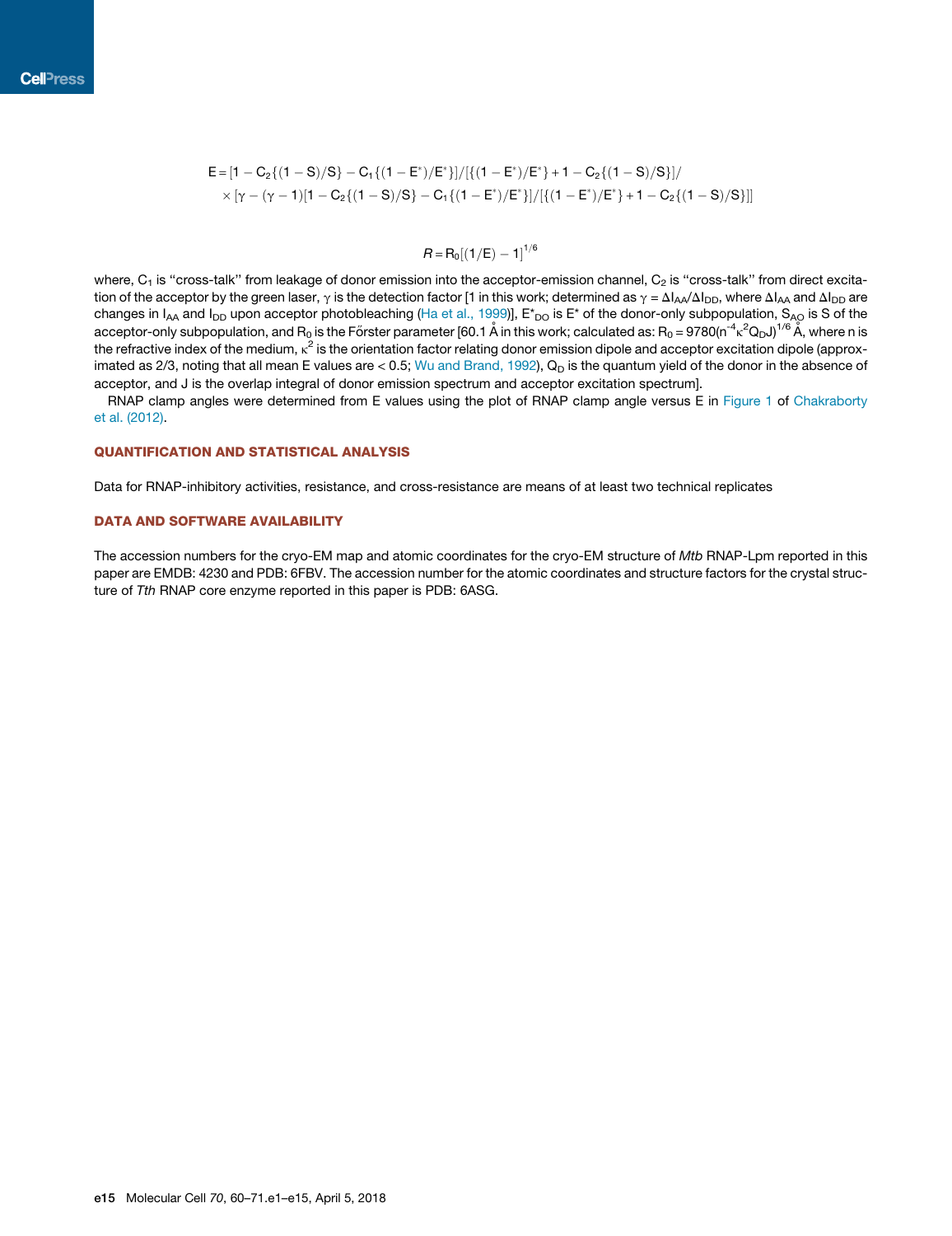$$E = [1 - C_2\{(1 - S)/S\} - C_1\{(1 - E^*)/E^*\}]/[\{(1 - E^*)/E^*\} + 1 - C_2\{(1 - S)/S\}]/$$
$$\times [\gamma - (\gamma - 1)[1 - C_2\{(1 - S)/S\} - C_1\{(1 - E^*)/E^*\}]/[\{(1 - E^*)/E^*\} + 1 - C_2\{(1 - S)/S\}]]$$

$$R = R_0[(1/E) - 1]^{1/6}$$

where, $C_1$ is "cross-talk" from leakage of donor emission into the acceptor-emission channel, $C_2$ is "cross-talk" from direct excitation of the acceptor by the green laser, $\gamma$ is the detection factor [1 in this work; determined as $\gamma = \Delta I_{AA}/\Delta I_{DD}$, where $\Delta I_{AA}$ and $\Delta I_{DD}$ are changes in $I_{AA}$ and $I_{DD}$ upon acceptor photobleaching (Ha et al., 1999)], $E^*_{DO}$ is $E^*$ of the donor-only subpopulation, $S_{AO}$ is S of the acceptor-only subpopulation, and $R_0$ is the Főrster parameter [60.1 Å in this work; calculated as: $R_0 = 9780(n^{-4}\kappa^2 Q_D J)^{1/6}$ Å, where n is the refractive index of the medium, $\kappa^2$ is the orientation factor relating donor emission dipole and acceptor excitation dipole (approximated as 2/3, noting that all mean E values are < 0.5; Wu and Brand, 1992), $Q_D$ is the quantum yield of the donor in the absence of acceptor, and J is the overlap integral of donor emission spectrum and acceptor excitation spectrum].

RNAP clamp angles were determined from E values using the plot of RNAP clamp angle versus E in Figure 1 of Chakraborty et al. (2012).

## QUANTIFICATION AND STATISTICAL ANALYSIS

Data for RNAP-inhibitory activities, resistance, and cross-resistance are means of at least two technical replicates

## DATA AND SOFTWARE AVAILABILITY

The accession numbers for the cryo-EM map and atomic coordinates for the cryo-EM structure of *Mtb* RNAP-Lpm reported in this paper are EMDB: 4230 and PDB: 6FBV. The accession number for the atomic coordinates and structure factors for the crystal structure of *Tth* RNAP core enzyme reported in this paper is PDB: 6ASG.